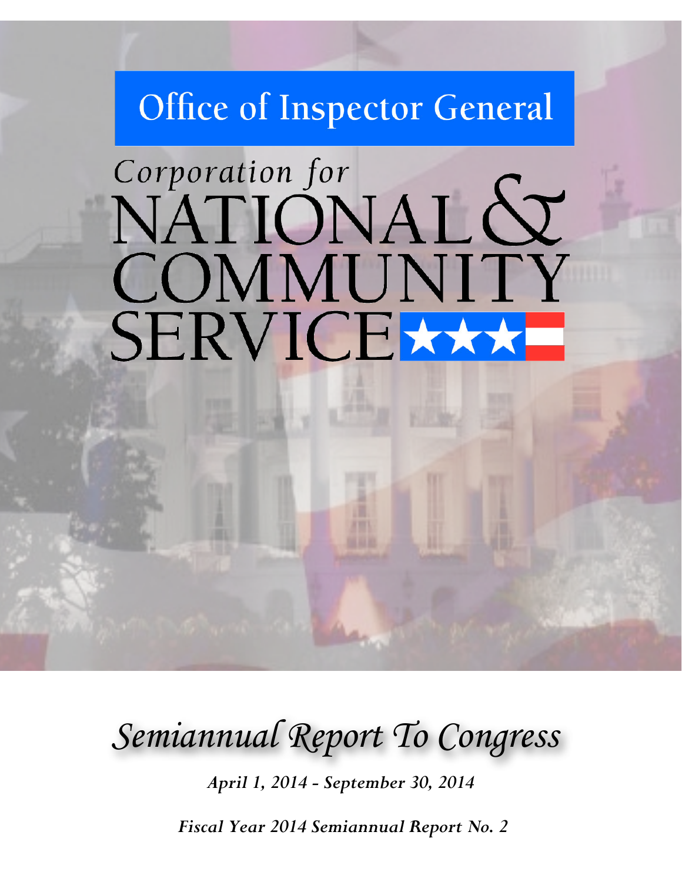# Office of Inspector General

# Corporation for NATIONAL & COMMUNITY SERVICE

## *Semiannual Report To Congress*

***April 1, 2014 - September 30, 2014***

***Fiscal Year 2014 Semiannual Report No. 2***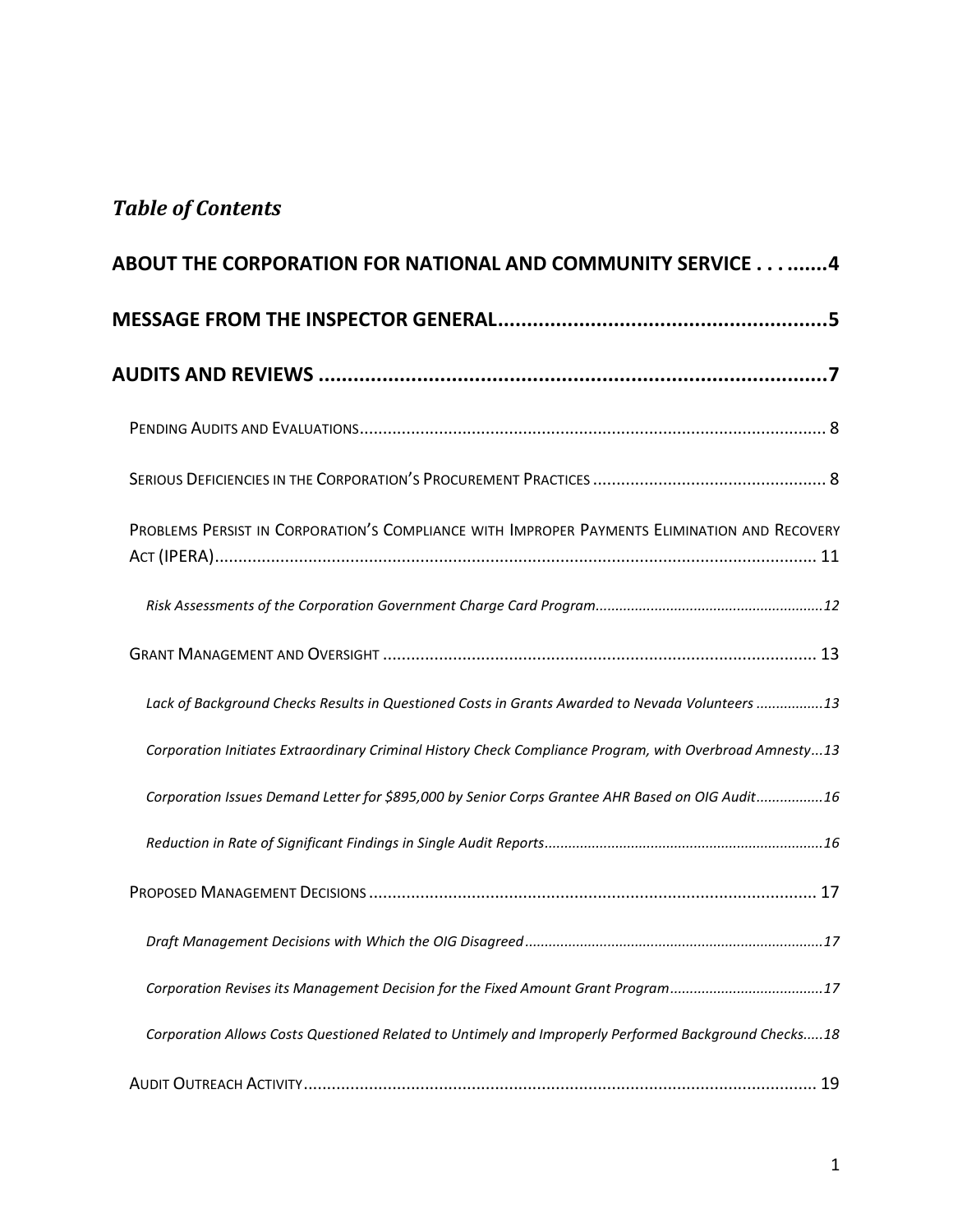## *Table of Contents*

**ABOUT THE CORPORATION FOR NATIONAL AND COMMUNITY SERVICE . . . .......4**

**MESSAGE FROM THE INSPECTOR GENERAL.........................................................5**

**AUDITS AND REVIEWS .........................................................................................7**

- PENDING AUDITS AND EVALUATIONS.................................................................................................. 8
- SERIOUS DEFICIENCIES IN THE CORPORATION'S PROCUREMENT PRACTICES ................................................. 8
- PROBLEMS PERSIST IN CORPORATION'S COMPLIANCE WITH IMPROPER PAYMENTS ELIMINATION AND RECOVERY ACT (IPERA)............................................................................................................................. 11
  - *Risk Assessments of the Corporation Government Charge Card Program.........................................................12*
- GRANT MANAGEMENT AND OVERSIGHT ........................................................................................... 13
  - *Lack of Background Checks Results in Questioned Costs in Grants Awarded to Nevada Volunteers ................13*
  - *Corporation Initiates Extraordinary Criminal History Check Compliance Program, with Overbroad Amnesty...13*
  - *Corporation Issues Demand Letter for $895,000 by Senior Corps Grantee AHR Based on OIG Audit.................16*
  - *Reduction in Rate of Significant Findings in Single Audit Reports......................................................................16*
- PROPOSED MANAGEMENT DECISIONS ............................................................................................... 17
  - *Draft Management Decisions with Which the OIG Disagreed...........................................................................17*
  - *Corporation Revises its Management Decision for the Fixed Amount Grant Program.......................................17*
  - *Corporation Allows Costs Questioned Related to Untimely and Improperly Performed Background Checks.....18*
- AUDIT OUTREACH ACTIVITY............................................................................................................ 19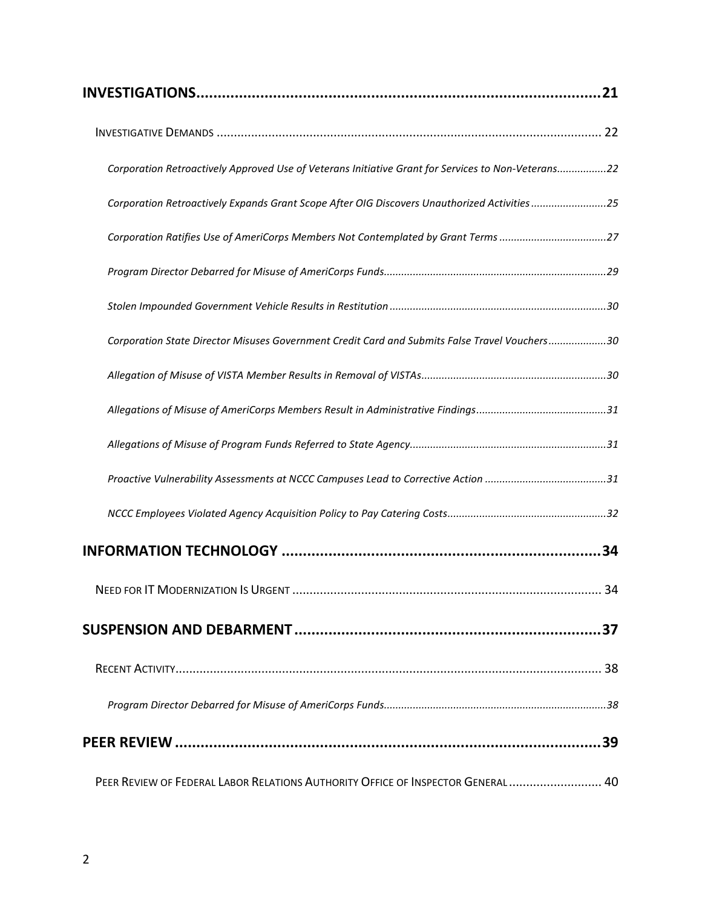**INVESTIGATIONS..........21**

INVESTIGATIVE DEMANDS .......... 22

*Corporation Retroactively Approved Use of Veterans Initiative Grant for Services to Non-Veterans..........22*

*Corporation Retroactively Expands Grant Scope After OIG Discovers Unauthorized Activities..........25*

*Corporation Ratifies Use of AmeriCorps Members Not Contemplated by Grant Terms..........27*

*Program Director Debarred for Misuse of AmeriCorps Funds..........29*

*Stolen Impounded Government Vehicle Results in Restitution..........30*

*Corporation State Director Misuses Government Credit Card and Submits False Travel Vouchers..........30*

*Allegation of Misuse of VISTA Member Results in Removal of VISTAs..........30*

*Allegations of Misuse of AmeriCorps Members Result in Administrative Findings..........31*

*Allegations of Misuse of Program Funds Referred to State Agency..........31*

*Proactive Vulnerability Assessments at NCCC Campuses Lead to Corrective Action..........31*

*NCCC Employees Violated Agency Acquisition Policy to Pay Catering Costs..........32*

**INFORMATION TECHNOLOGY..........34**

NEED FOR IT MODERNIZATION IS URGENT .......... 34

**SUSPENSION AND DEBARMENT..........37**

RECENT ACTIVITY.......... 38

*Program Director Debarred for Misuse of AmeriCorps Funds..........38*

**PEER REVIEW..........39**

PEER REVIEW OF FEDERAL LABOR RELATIONS AUTHORITY OFFICE OF INSPECTOR GENERAL .......... 40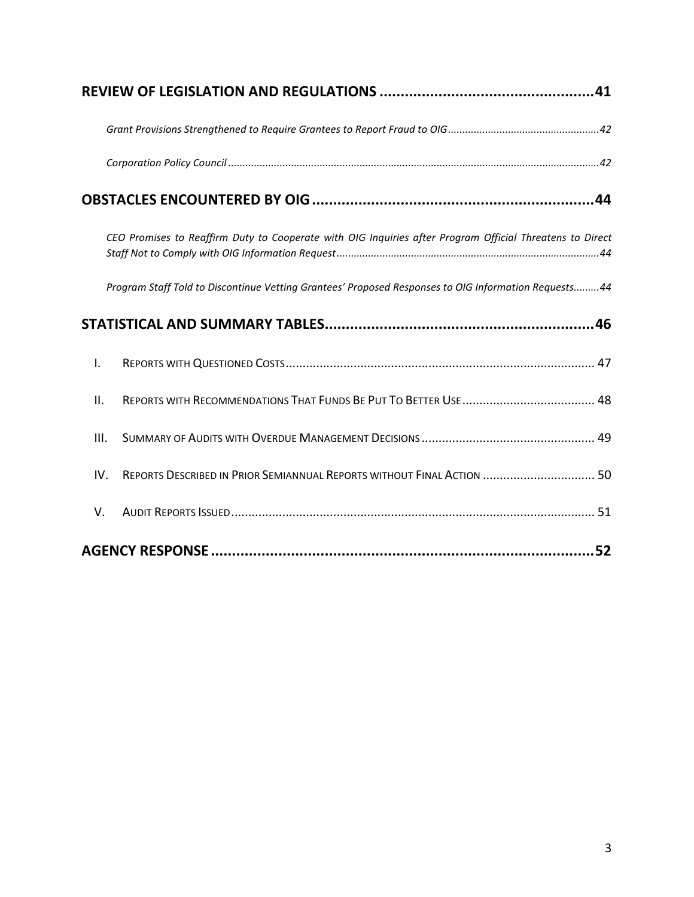**REVIEW OF LEGISLATION AND REGULATIONS ....................................................41**

*Grant Provisions Strengthened to Require Grantees to Report Fraud to OIG ....................................................42*

*Corporation Policy Council ....................................................................................................................................42*

**OBSTACLES ENCOUNTERED BY OIG ....................................................................44**

*CEO Promises to Reaffirm Duty to Cooperate with OIG Inquiries after Program Official Threatens to Direct Staff Not to Comply with OIG Information Request ..........................................................................................44*

*Program Staff Told to Discontinue Vetting Grantees' Proposed Responses to OIG Information Requests.........44*

**STATISTICAL AND SUMMARY TABLES.................................................................46**

I. REPORTS WITH QUESTIONED COSTS ........................................................................................... 47

II. REPORTS WITH RECOMMENDATIONS THAT FUNDS BE PUT TO BETTER USE ....................................... 48

III. SUMMARY OF AUDITS WITH OVERDUE MANAGEMENT DECISIONS .................................................. 49

IV. REPORTS DESCRIBED IN PRIOR SEMIANNUAL REPORTS WITHOUT FINAL ACTION ................................. 50

V. AUDIT REPORTS ISSUED .......................................................................................................... 51

**AGENCY RESPONSE ............................................................................................52**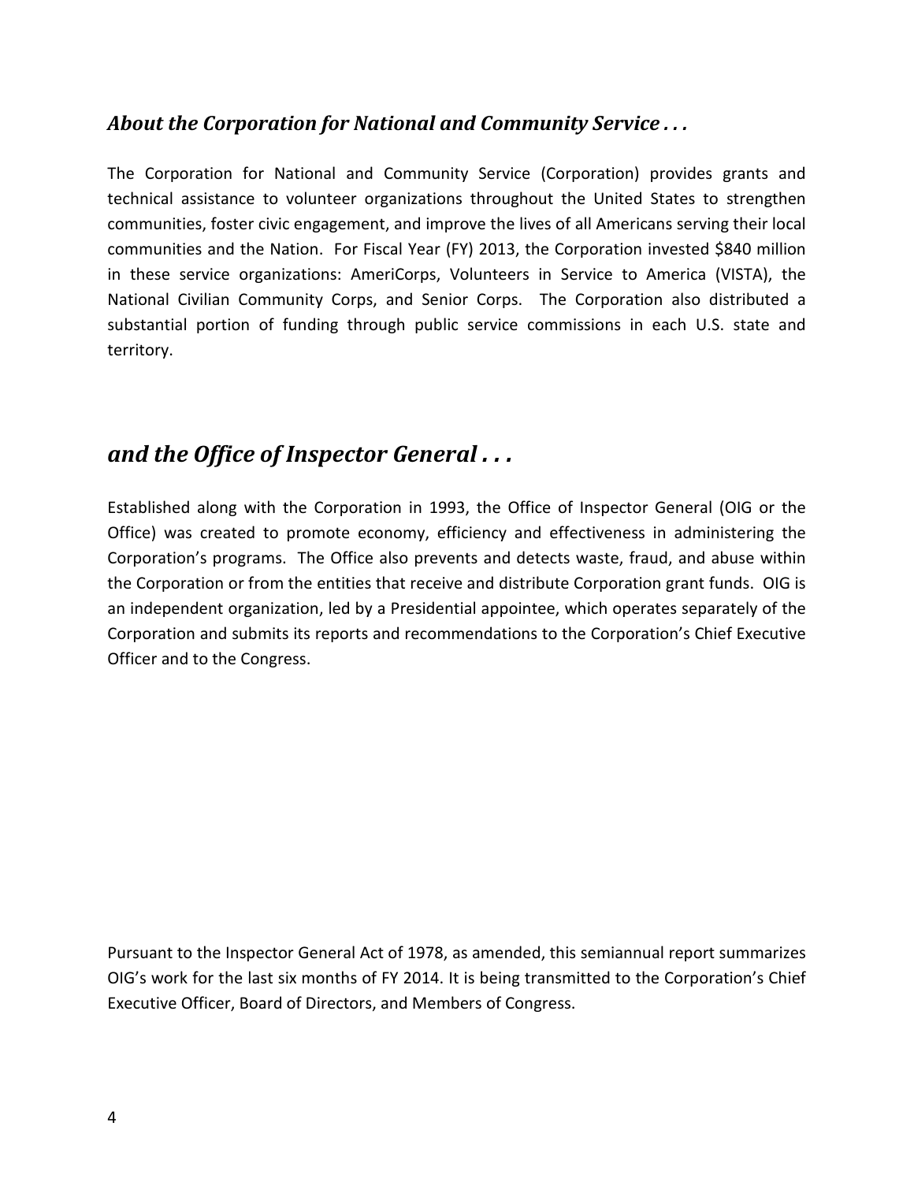## *About the Corporation for National and Community Service . . .*

The Corporation for National and Community Service (Corporation) provides grants and technical assistance to volunteer organizations throughout the United States to strengthen communities, foster civic engagement, and improve the lives of all Americans serving their local communities and the Nation. For Fiscal Year (FY) 2013, the Corporation invested $840 million in these service organizations: AmeriCorps, Volunteers in Service to America (VISTA), the National Civilian Community Corps, and Senior Corps. The Corporation also distributed a substantial portion of funding through public service commissions in each U.S. state and territory.

## *and the Office of Inspector General . . .*

Established along with the Corporation in 1993, the Office of Inspector General (OIG or the Office) was created to promote economy, efficiency and effectiveness in administering the Corporation's programs. The Office also prevents and detects waste, fraud, and abuse within the Corporation or from the entities that receive and distribute Corporation grant funds. OIG is an independent organization, led by a Presidential appointee, which operates separately of the Corporation and submits its reports and recommendations to the Corporation's Chief Executive Officer and to the Congress.

Pursuant to the Inspector General Act of 1978, as amended, this semiannual report summarizes OIG's work for the last six months of FY 2014. It is being transmitted to the Corporation's Chief Executive Officer, Board of Directors, and Members of Congress.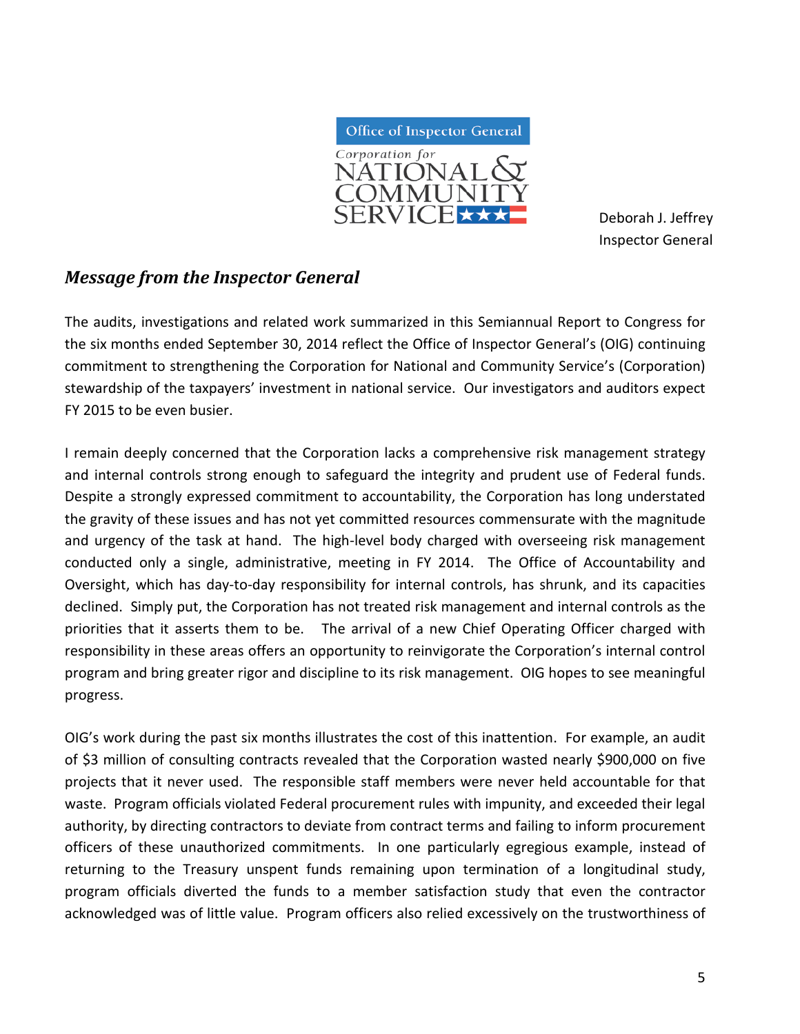Office of Inspector General

Corporation for NATIONAL & COMMUNITY SERVICE

Deborah J. Jeffrey
Inspector General

## *Message from the Inspector General*

The audits, investigations and related work summarized in this Semiannual Report to Congress for the six months ended September 30, 2014 reflect the Office of Inspector General's (OIG) continuing commitment to strengthening the Corporation for National and Community Service's (Corporation) stewardship of the taxpayers' investment in national service. Our investigators and auditors expect FY 2015 to be even busier.

I remain deeply concerned that the Corporation lacks a comprehensive risk management strategy and internal controls strong enough to safeguard the integrity and prudent use of Federal funds. Despite a strongly expressed commitment to accountability, the Corporation has long understated the gravity of these issues and has not yet committed resources commensurate with the magnitude and urgency of the task at hand. The high-level body charged with overseeing risk management conducted only a single, administrative, meeting in FY 2014. The Office of Accountability and Oversight, which has day-to-day responsibility for internal controls, has shrunk, and its capacities declined. Simply put, the Corporation has not treated risk management and internal controls as the priorities that it asserts them to be. The arrival of a new Chief Operating Officer charged with responsibility in these areas offers an opportunity to reinvigorate the Corporation's internal control program and bring greater rigor and discipline to its risk management. OIG hopes to see meaningful progress.

OIG's work during the past six months illustrates the cost of this inattention. For example, an audit of $3 million of consulting contracts revealed that the Corporation wasted nearly $900,000 on five projects that it never used. The responsible staff members were never held accountable for that waste. Program officials violated Federal procurement rules with impunity, and exceeded their legal authority, by directing contractors to deviate from contract terms and failing to inform procurement officers of these unauthorized commitments. In one particularly egregious example, instead of returning to the Treasury unspent funds remaining upon termination of a longitudinal study, program officials diverted the funds to a member satisfaction study that even the contractor acknowledged was of little value. Program officers also relied excessively on the trustworthiness of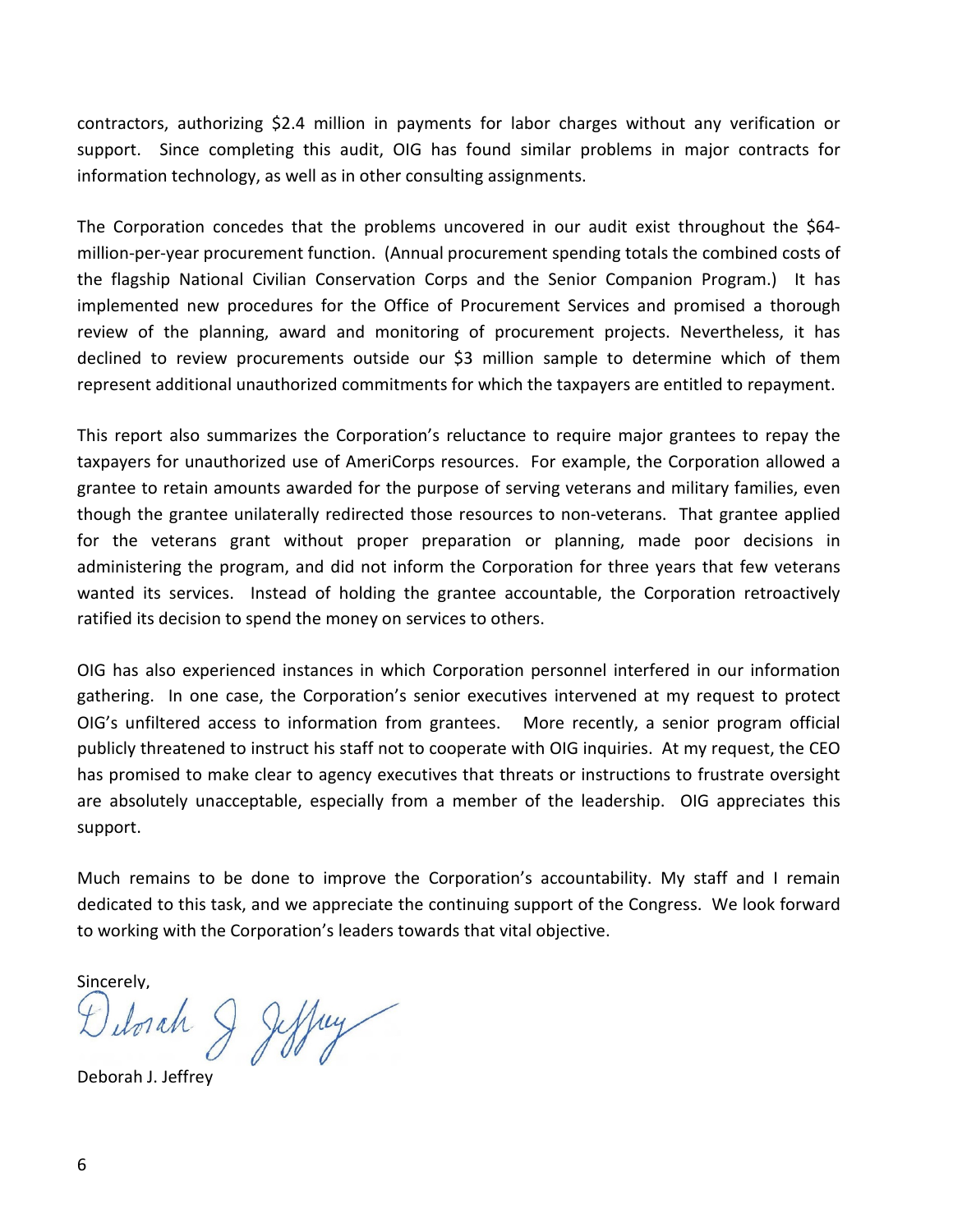contractors, authorizing $2.4 million in payments for labor charges without any verification or support. Since completing this audit, OIG has found similar problems in major contracts for information technology, as well as in other consulting assignments.

The Corporation concedes that the problems uncovered in our audit exist throughout the $64-million-per-year procurement function. (Annual procurement spending totals the combined costs of the flagship National Civilian Conservation Corps and the Senior Companion Program.) It has implemented new procedures for the Office of Procurement Services and promised a thorough review of the planning, award and monitoring of procurement projects. Nevertheless, it has declined to review procurements outside our $3 million sample to determine which of them represent additional unauthorized commitments for which the taxpayers are entitled to repayment.

This report also summarizes the Corporation's reluctance to require major grantees to repay the taxpayers for unauthorized use of AmeriCorps resources. For example, the Corporation allowed a grantee to retain amounts awarded for the purpose of serving veterans and military families, even though the grantee unilaterally redirected those resources to non-veterans. That grantee applied for the veterans grant without proper preparation or planning, made poor decisions in administering the program, and did not inform the Corporation for three years that few veterans wanted its services. Instead of holding the grantee accountable, the Corporation retroactively ratified its decision to spend the money on services to others.

OIG has also experienced instances in which Corporation personnel interfered in our information gathering. In one case, the Corporation's senior executives intervened at my request to protect OIG's unfiltered access to information from grantees. More recently, a senior program official publicly threatened to instruct his staff not to cooperate with OIG inquiries. At my request, the CEO has promised to make clear to agency executives that threats or instructions to frustrate oversight are absolutely unacceptable, especially from a member of the leadership. OIG appreciates this support.

Much remains to be done to improve the Corporation's accountability. My staff and I remain dedicated to this task, and we appreciate the continuing support of the Congress. We look forward to working with the Corporation's leaders towards that vital objective.

Sincerely,

Deborah J. Jeffrey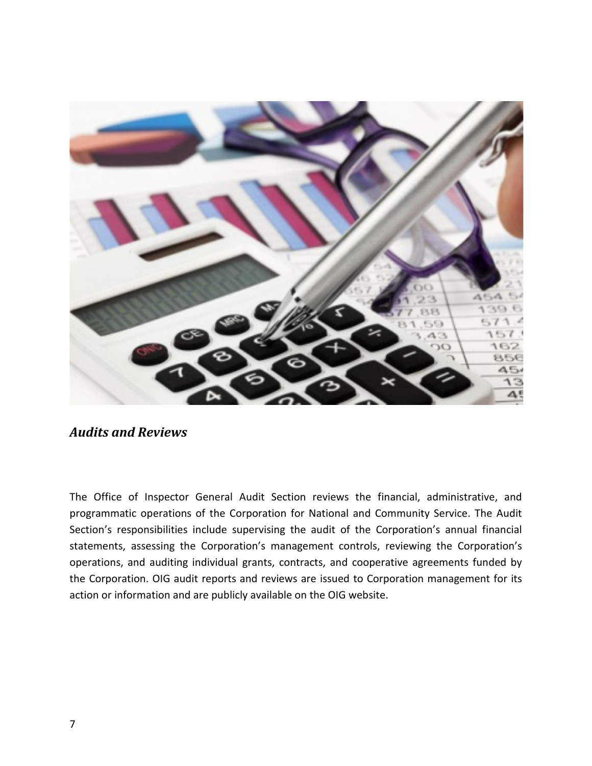## *Audits and Reviews*

The Office of Inspector General Audit Section reviews the financial, administrative, and programmatic operations of the Corporation for National and Community Service. The Audit Section's responsibilities include supervising the audit of the Corporation's annual financial statements, assessing the Corporation's management controls, reviewing the Corporation's operations, and auditing individual grants, contracts, and cooperative agreements funded by the Corporation. OIG audit reports and reviews are issued to Corporation management for its action or information and are publicly available on the OIG website.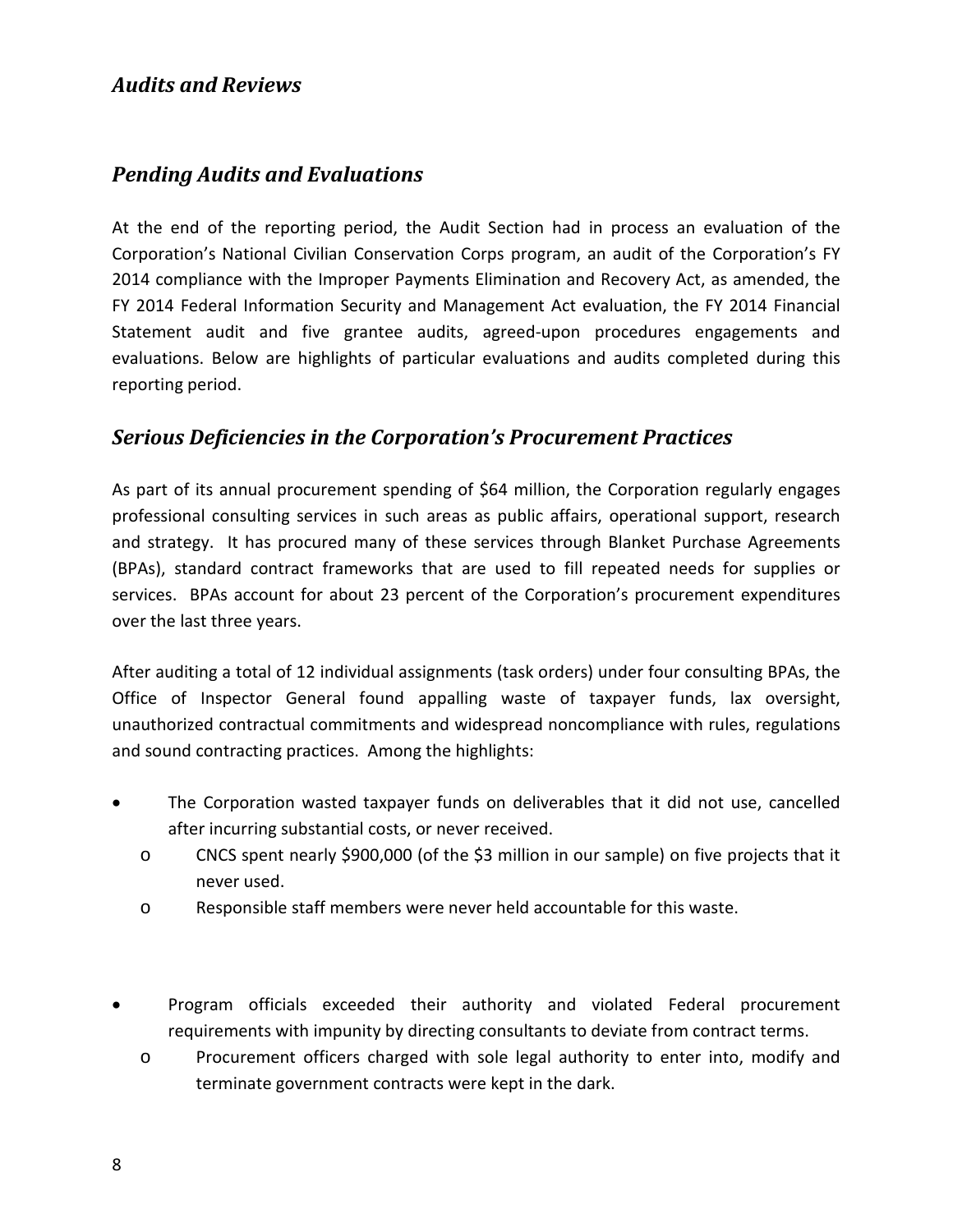## *Audits and Reviews*

## *Pending Audits and Evaluations*

At the end of the reporting period, the Audit Section had in process an evaluation of the Corporation's National Civilian Conservation Corps program, an audit of the Corporation's FY 2014 compliance with the Improper Payments Elimination and Recovery Act, as amended, the FY 2014 Federal Information Security and Management Act evaluation, the FY 2014 Financial Statement audit and five grantee audits, agreed-upon procedures engagements and evaluations. Below are highlights of particular evaluations and audits completed during this reporting period.

## *Serious Deficiencies in the Corporation's Procurement Practices*

As part of its annual procurement spending of $64 million, the Corporation regularly engages professional consulting services in such areas as public affairs, operational support, research and strategy. It has procured many of these services through Blanket Purchase Agreements (BPAs), standard contract frameworks that are used to fill repeated needs for supplies or services. BPAs account for about 23 percent of the Corporation's procurement expenditures over the last three years.

After auditing a total of 12 individual assignments (task orders) under four consulting BPAs, the Office of Inspector General found appalling waste of taxpayer funds, lax oversight, unauthorized contractual commitments and widespread noncompliance with rules, regulations and sound contracting practices. Among the highlights:

- The Corporation wasted taxpayer funds on deliverables that it did not use, cancelled after incurring substantial costs, or never received.
  - CNCS spent nearly $900,000 (of the $3 million in our sample) on five projects that it never used.
  - Responsible staff members were never held accountable for this waste.

- Program officials exceeded their authority and violated Federal procurement requirements with impunity by directing consultants to deviate from contract terms.
  - Procurement officers charged with sole legal authority to enter into, modify and terminate government contracts were kept in the dark.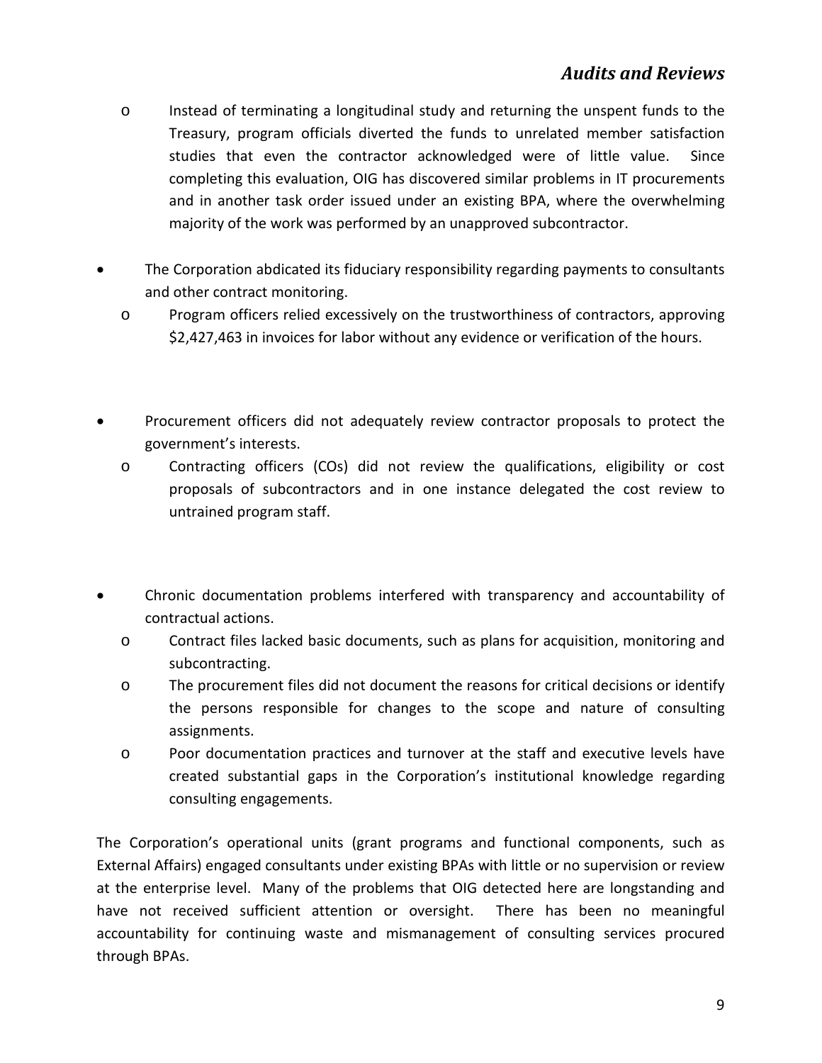- Instead of terminating a longitudinal study and returning the unspent funds to the Treasury, program officials diverted the funds to unrelated member satisfaction studies that even the contractor acknowledged were of little value. Since completing this evaluation, OIG has discovered similar problems in IT procurements and in another task order issued under an existing BPA, where the overwhelming majority of the work was performed by an unapproved subcontractor.

- The Corporation abdicated its fiduciary responsibility regarding payments to consultants and other contract monitoring.
  - Program officers relied excessively on the trustworthiness of contractors, approving $2,427,463 in invoices for labor without any evidence or verification of the hours.

- Procurement officers did not adequately review contractor proposals to protect the government's interests.
  - Contracting officers (COs) did not review the qualifications, eligibility or cost proposals of subcontractors and in one instance delegated the cost review to untrained program staff.

- Chronic documentation problems interfered with transparency and accountability of contractual actions.
  - Contract files lacked basic documents, such as plans for acquisition, monitoring and subcontracting.
  - The procurement files did not document the reasons for critical decisions or identify the persons responsible for changes to the scope and nature of consulting assignments.
  - Poor documentation practices and turnover at the staff and executive levels have created substantial gaps in the Corporation's institutional knowledge regarding consulting engagements.

The Corporation's operational units (grant programs and functional components, such as External Affairs) engaged consultants under existing BPAs with little or no supervision or review at the enterprise level. Many of the problems that OIG detected here are longstanding and have not received sufficient attention or oversight. There has been no meaningful accountability for continuing waste and mismanagement of consulting services procured through BPAs.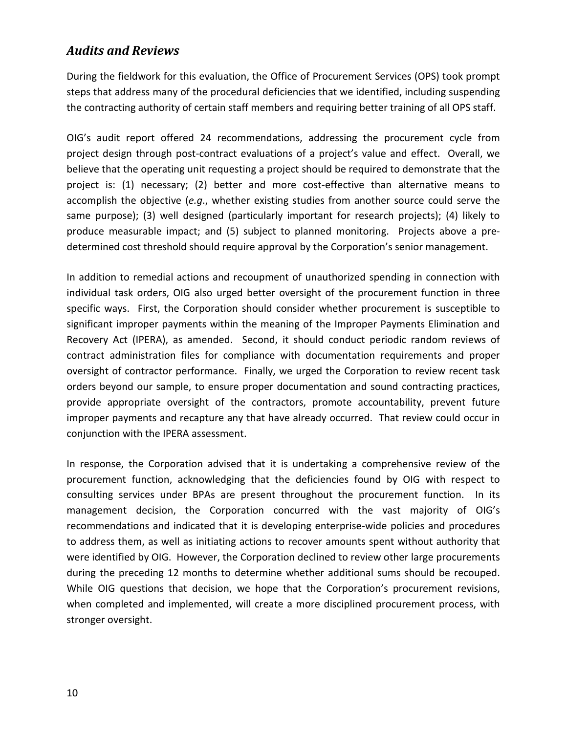## *Audits and Reviews*

During the fieldwork for this evaluation, the Office of Procurement Services (OPS) took prompt steps that address many of the procedural deficiencies that we identified, including suspending the contracting authority of certain staff members and requiring better training of all OPS staff.

OIG's audit report offered 24 recommendations, addressing the procurement cycle from project design through post-contract evaluations of a project's value and effect. Overall, we believe that the operating unit requesting a project should be required to demonstrate that the project is: (1) necessary; (2) better and more cost-effective than alternative means to accomplish the objective (*e.g*., whether existing studies from another source could serve the same purpose); (3) well designed (particularly important for research projects); (4) likely to produce measurable impact; and (5) subject to planned monitoring. Projects above a pre-determined cost threshold should require approval by the Corporation's senior management.

In addition to remedial actions and recoupment of unauthorized spending in connection with individual task orders, OIG also urged better oversight of the procurement function in three specific ways. First, the Corporation should consider whether procurement is susceptible to significant improper payments within the meaning of the Improper Payments Elimination and Recovery Act (IPERA), as amended. Second, it should conduct periodic random reviews of contract administration files for compliance with documentation requirements and proper oversight of contractor performance. Finally, we urged the Corporation to review recent task orders beyond our sample, to ensure proper documentation and sound contracting practices, provide appropriate oversight of the contractors, promote accountability, prevent future improper payments and recapture any that have already occurred. That review could occur in conjunction with the IPERA assessment.

In response, the Corporation advised that it is undertaking a comprehensive review of the procurement function, acknowledging that the deficiencies found by OIG with respect to consulting services under BPAs are present throughout the procurement function. In its management decision, the Corporation concurred with the vast majority of OIG's recommendations and indicated that it is developing enterprise-wide policies and procedures to address them, as well as initiating actions to recover amounts spent without authority that were identified by OIG. However, the Corporation declined to review other large procurements during the preceding 12 months to determine whether additional sums should be recouped. While OIG questions that decision, we hope that the Corporation's procurement revisions, when completed and implemented, will create a more disciplined procurement process, with stronger oversight.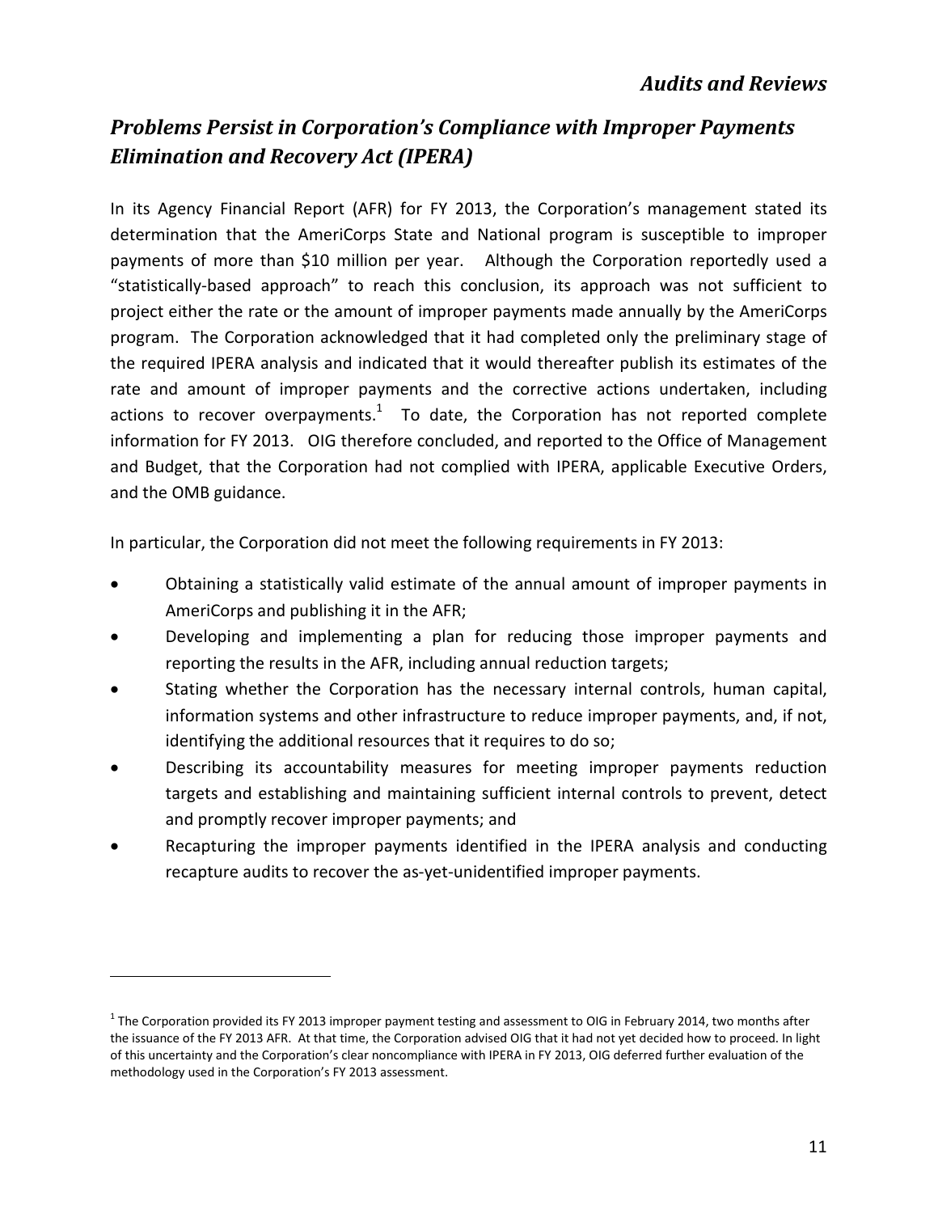## *Problems Persist in Corporation's Compliance with Improper Payments Elimination and Recovery Act (IPERA)*

In its Agency Financial Report (AFR) for FY 2013, the Corporation's management stated its determination that the AmeriCorps State and National program is susceptible to improper payments of more than $10 million per year. Although the Corporation reportedly used a "statistically-based approach" to reach this conclusion, its approach was not sufficient to project either the rate or the amount of improper payments made annually by the AmeriCorps program. The Corporation acknowledged that it had completed only the preliminary stage of the required IPERA analysis and indicated that it would thereafter publish its estimates of the rate and amount of improper payments and the corrective actions undertaken, including actions to recover overpayments.[1] To date, the Corporation has not reported complete information for FY 2013. OIG therefore concluded, and reported to the Office of Management and Budget, that the Corporation had not complied with IPERA, applicable Executive Orders, and the OMB guidance.

In particular, the Corporation did not meet the following requirements in FY 2013:

- Obtaining a statistically valid estimate of the annual amount of improper payments in AmeriCorps and publishing it in the AFR;
- Developing and implementing a plan for reducing those improper payments and reporting the results in the AFR, including annual reduction targets;
- Stating whether the Corporation has the necessary internal controls, human capital, information systems and other infrastructure to reduce improper payments, and, if not, identifying the additional resources that it requires to do so;
- Describing its accountability measures for meeting improper payments reduction targets and establishing and maintaining sufficient internal controls to prevent, detect and promptly recover improper payments; and
- Recapturing the improper payments identified in the IPERA analysis and conducting recapture audits to recover the as-yet-unidentified improper payments.

---

[1] The Corporation provided its FY 2013 improper payment testing and assessment to OIG in February 2014, two months after the issuance of the FY 2013 AFR. At that time, the Corporation advised OIG that it had not yet decided how to proceed. In light of this uncertainty and the Corporation's clear noncompliance with IPERA in FY 2013, OIG deferred further evaluation of the methodology used in the Corporation's FY 2013 assessment.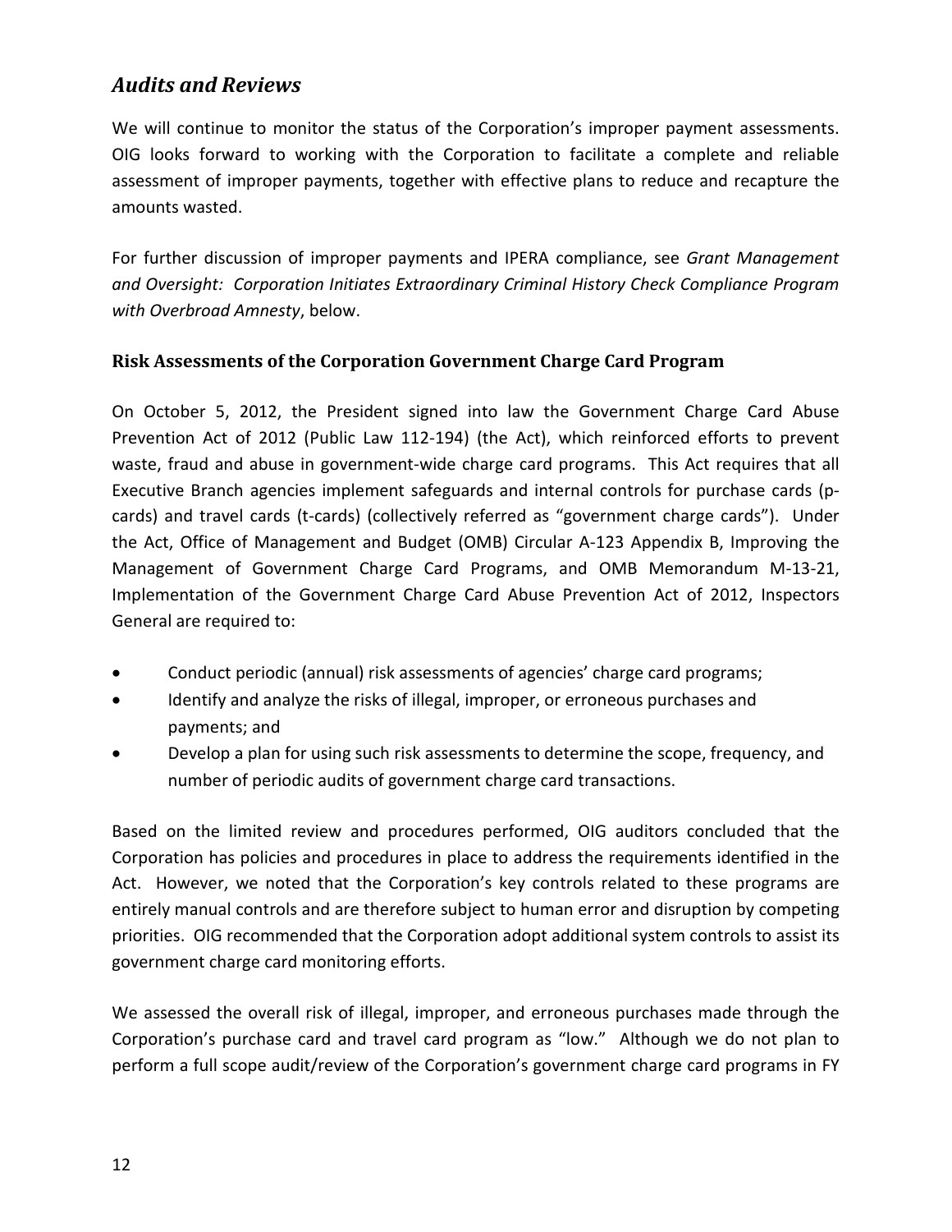## *Audits and Reviews*

We will continue to monitor the status of the Corporation's improper payment assessments. OIG looks forward to working with the Corporation to facilitate a complete and reliable assessment of improper payments, together with effective plans to reduce and recapture the amounts wasted.

For further discussion of improper payments and IPERA compliance, see *Grant Management and Oversight: Corporation Initiates Extraordinary Criminal History Check Compliance Program with Overbroad Amnesty*, below.

### Risk Assessments of the Corporation Government Charge Card Program

On October 5, 2012, the President signed into law the Government Charge Card Abuse Prevention Act of 2012 (Public Law 112-194) (the Act), which reinforced efforts to prevent waste, fraud and abuse in government-wide charge card programs. This Act requires that all Executive Branch agencies implement safeguards and internal controls for purchase cards (p-cards) and travel cards (t-cards) (collectively referred as "government charge cards"). Under the Act, Office of Management and Budget (OMB) Circular A-123 Appendix B, Improving the Management of Government Charge Card Programs, and OMB Memorandum M-13-21, Implementation of the Government Charge Card Abuse Prevention Act of 2012, Inspectors General are required to:

- Conduct periodic (annual) risk assessments of agencies' charge card programs;
- Identify and analyze the risks of illegal, improper, or erroneous purchases and payments; and
- Develop a plan for using such risk assessments to determine the scope, frequency, and number of periodic audits of government charge card transactions.

Based on the limited review and procedures performed, OIG auditors concluded that the Corporation has policies and procedures in place to address the requirements identified in the Act. However, we noted that the Corporation's key controls related to these programs are entirely manual controls and are therefore subject to human error and disruption by competing priorities. OIG recommended that the Corporation adopt additional system controls to assist its government charge card monitoring efforts.

We assessed the overall risk of illegal, improper, and erroneous purchases made through the Corporation's purchase card and travel card program as "low." Although we do not plan to perform a full scope audit/review of the Corporation's government charge card programs in FY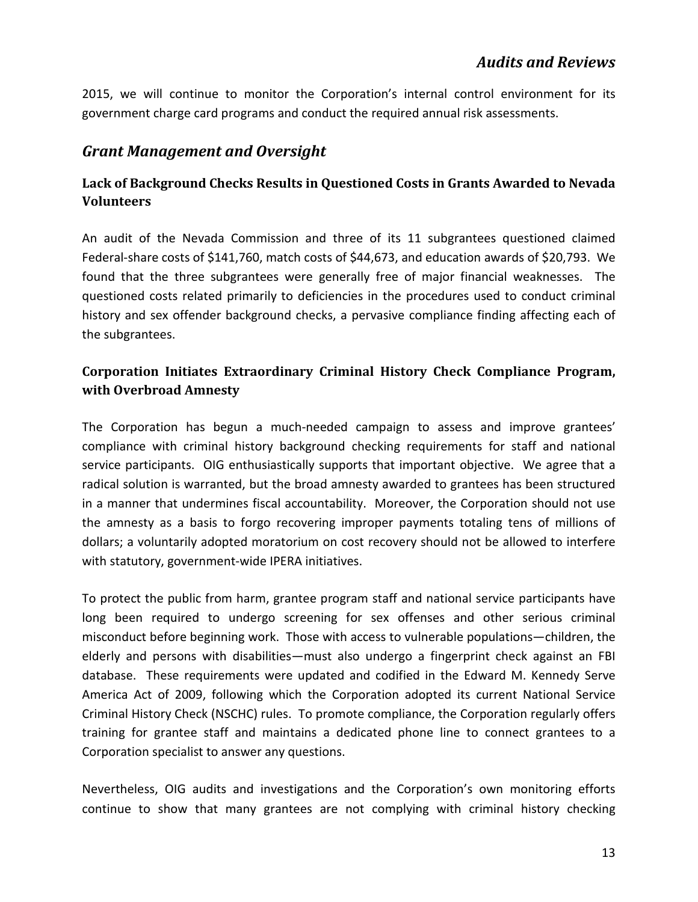2015, we will continue to monitor the Corporation's internal control environment for its government charge card programs and conduct the required annual risk assessments.

## *Grant Management and Oversight*

### Lack of Background Checks Results in Questioned Costs in Grants Awarded to Nevada Volunteers

An audit of the Nevada Commission and three of its 11 subgrantees questioned claimed Federal-share costs of $141,760, match costs of $44,673, and education awards of $20,793. We found that the three subgrantees were generally free of major financial weaknesses. The questioned costs related primarily to deficiencies in the procedures used to conduct criminal history and sex offender background checks, a pervasive compliance finding affecting each of the subgrantees.

### Corporation Initiates Extraordinary Criminal History Check Compliance Program, with Overbroad Amnesty

The Corporation has begun a much-needed campaign to assess and improve grantees' compliance with criminal history background checking requirements for staff and national service participants. OIG enthusiastically supports that important objective. We agree that a radical solution is warranted, but the broad amnesty awarded to grantees has been structured in a manner that undermines fiscal accountability. Moreover, the Corporation should not use the amnesty as a basis to forgo recovering improper payments totaling tens of millions of dollars; a voluntarily adopted moratorium on cost recovery should not be allowed to interfere with statutory, government-wide IPERA initiatives.

To protect the public from harm, grantee program staff and national service participants have long been required to undergo screening for sex offenses and other serious criminal misconduct before beginning work. Those with access to vulnerable populations—children, the elderly and persons with disabilities—must also undergo a fingerprint check against an FBI database. These requirements were updated and codified in the Edward M. Kennedy Serve America Act of 2009, following which the Corporation adopted its current National Service Criminal History Check (NSCHC) rules. To promote compliance, the Corporation regularly offers training for grantee staff and maintains a dedicated phone line to connect grantees to a Corporation specialist to answer any questions.

Nevertheless, OIG audits and investigations and the Corporation's own monitoring efforts continue to show that many grantees are not complying with criminal history checking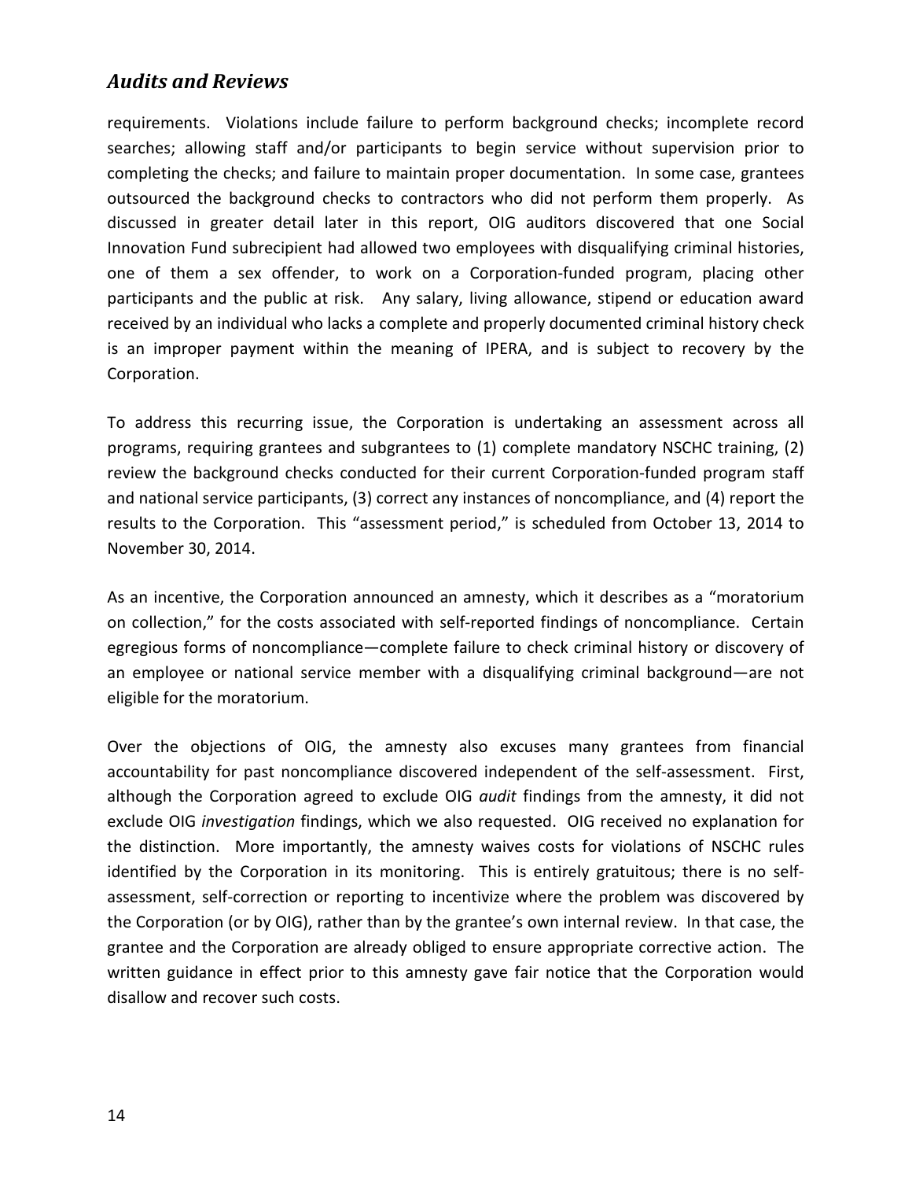requirements. Violations include failure to perform background checks; incomplete record searches; allowing staff and/or participants to begin service without supervision prior to completing the checks; and failure to maintain proper documentation. In some case, grantees outsourced the background checks to contractors who did not perform them properly. As discussed in greater detail later in this report, OIG auditors discovered that one Social Innovation Fund subrecipient had allowed two employees with disqualifying criminal histories, one of them a sex offender, to work on a Corporation-funded program, placing other participants and the public at risk. Any salary, living allowance, stipend or education award received by an individual who lacks a complete and properly documented criminal history check is an improper payment within the meaning of IPERA, and is subject to recovery by the Corporation.

To address this recurring issue, the Corporation is undertaking an assessment across all programs, requiring grantees and subgrantees to (1) complete mandatory NSCHC training, (2) review the background checks conducted for their current Corporation-funded program staff and national service participants, (3) correct any instances of noncompliance, and (4) report the results to the Corporation. This "assessment period," is scheduled from October 13, 2014 to November 30, 2014.

As an incentive, the Corporation announced an amnesty, which it describes as a "moratorium on collection," for the costs associated with self-reported findings of noncompliance. Certain egregious forms of noncompliance—complete failure to check criminal history or discovery of an employee or national service member with a disqualifying criminal background—are not eligible for the moratorium.

Over the objections of OIG, the amnesty also excuses many grantees from financial accountability for past noncompliance discovered independent of the self-assessment. First, although the Corporation agreed to exclude OIG *audit* findings from the amnesty, it did not exclude OIG *investigation* findings, which we also requested. OIG received no explanation for the distinction. More importantly, the amnesty waives costs for violations of NSCHC rules identified by the Corporation in its monitoring. This is entirely gratuitous; there is no self-assessment, self-correction or reporting to incentivize where the problem was discovered by the Corporation (or by OIG), rather than by the grantee's own internal review. In that case, the grantee and the Corporation are already obliged to ensure appropriate corrective action. The written guidance in effect prior to this amnesty gave fair notice that the Corporation would disallow and recover such costs.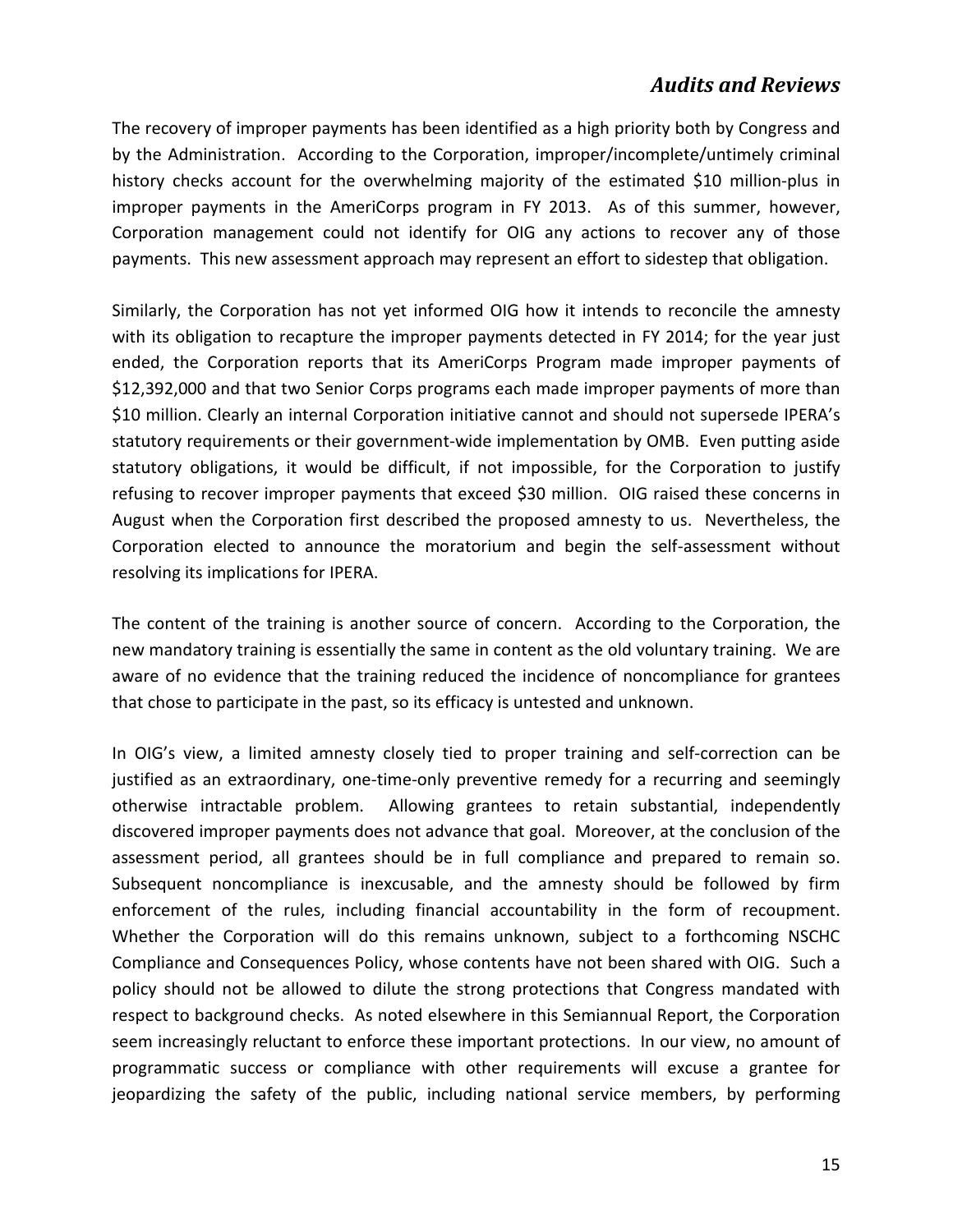The recovery of improper payments has been identified as a high priority both by Congress and by the Administration. According to the Corporation, improper/incomplete/untimely criminal history checks account for the overwhelming majority of the estimated $10 million-plus in improper payments in the AmeriCorps program in FY 2013. As of this summer, however, Corporation management could not identify for OIG any actions to recover any of those payments. This new assessment approach may represent an effort to sidestep that obligation.

Similarly, the Corporation has not yet informed OIG how it intends to reconcile the amnesty with its obligation to recapture the improper payments detected in FY 2014; for the year just ended, the Corporation reports that its AmeriCorps Program made improper payments of $12,392,000 and that two Senior Corps programs each made improper payments of more than $10 million. Clearly an internal Corporation initiative cannot and should not supersede IPERA's statutory requirements or their government-wide implementation by OMB. Even putting aside statutory obligations, it would be difficult, if not impossible, for the Corporation to justify refusing to recover improper payments that exceed $30 million. OIG raised these concerns in August when the Corporation first described the proposed amnesty to us. Nevertheless, the Corporation elected to announce the moratorium and begin the self-assessment without resolving its implications for IPERA.

The content of the training is another source of concern. According to the Corporation, the new mandatory training is essentially the same in content as the old voluntary training. We are aware of no evidence that the training reduced the incidence of noncompliance for grantees that chose to participate in the past, so its efficacy is untested and unknown.

In OIG's view, a limited amnesty closely tied to proper training and self-correction can be justified as an extraordinary, one-time-only preventive remedy for a recurring and seemingly otherwise intractable problem. Allowing grantees to retain substantial, independently discovered improper payments does not advance that goal. Moreover, at the conclusion of the assessment period, all grantees should be in full compliance and prepared to remain so. Subsequent noncompliance is inexcusable, and the amnesty should be followed by firm enforcement of the rules, including financial accountability in the form of recoupment. Whether the Corporation will do this remains unknown, subject to a forthcoming NSCHC Compliance and Consequences Policy, whose contents have not been shared with OIG. Such a policy should not be allowed to dilute the strong protections that Congress mandated with respect to background checks. As noted elsewhere in this Semiannual Report, the Corporation seem increasingly reluctant to enforce these important protections. In our view, no amount of programmatic success or compliance with other requirements will excuse a grantee for jeopardizing the safety of the public, including national service members, by performing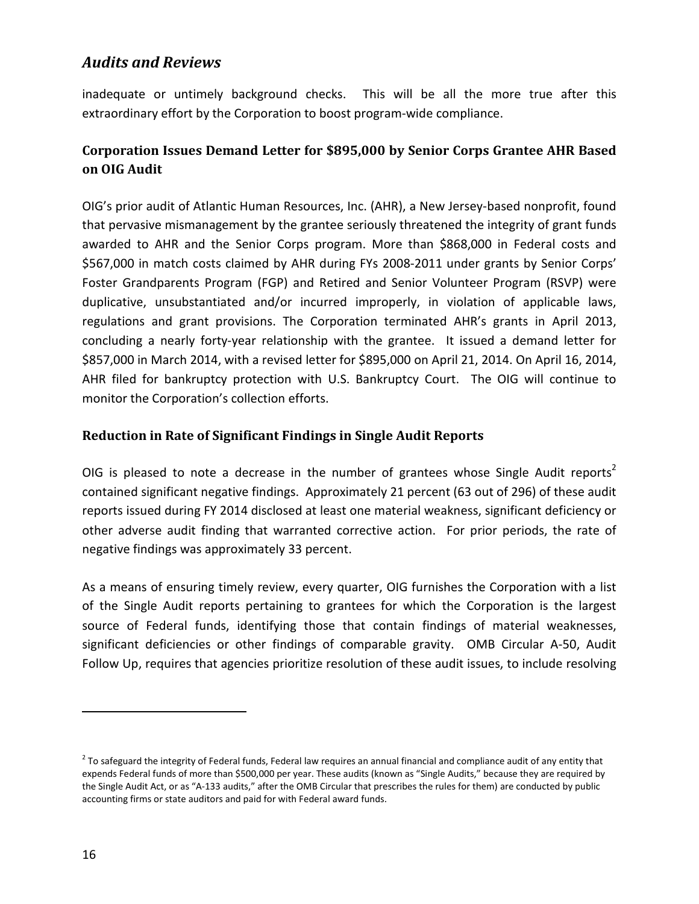inadequate or untimely background checks. This will be all the more true after this extraordinary effort by the Corporation to boost program-wide compliance.

### Corporation Issues Demand Letter for $895,000 by Senior Corps Grantee AHR Based on OIG Audit

OIG's prior audit of Atlantic Human Resources, Inc. (AHR), a New Jersey-based nonprofit, found that pervasive mismanagement by the grantee seriously threatened the integrity of grant funds awarded to AHR and the Senior Corps program. More than $868,000 in Federal costs and $567,000 in match costs claimed by AHR during FYs 2008-2011 under grants by Senior Corps' Foster Grandparents Program (FGP) and Retired and Senior Volunteer Program (RSVP) were duplicative, unsubstantiated and/or incurred improperly, in violation of applicable laws, regulations and grant provisions. The Corporation terminated AHR's grants in April 2013, concluding a nearly forty-year relationship with the grantee. It issued a demand letter for $857,000 in March 2014, with a revised letter for $895,000 on April 21, 2014. On April 16, 2014, AHR filed for bankruptcy protection with U.S. Bankruptcy Court. The OIG will continue to monitor the Corporation's collection efforts.

### Reduction in Rate of Significant Findings in Single Audit Reports

OIG is pleased to note a decrease in the number of grantees whose Single Audit reports[2] contained significant negative findings. Approximately 21 percent (63 out of 296) of these audit reports issued during FY 2014 disclosed at least one material weakness, significant deficiency or other adverse audit finding that warranted corrective action. For prior periods, the rate of negative findings was approximately 33 percent.

As a means of ensuring timely review, every quarter, OIG furnishes the Corporation with a list of the Single Audit reports pertaining to grantees for which the Corporation is the largest source of Federal funds, identifying those that contain findings of material weaknesses, significant deficiencies or other findings of comparable gravity. OMB Circular A-50, Audit Follow Up, requires that agencies prioritize resolution of these audit issues, to include resolving

---

[2] To safeguard the integrity of Federal funds, Federal law requires an annual financial and compliance audit of any entity that expends Federal funds of more than $500,000 per year. These audits (known as "Single Audits," because they are required by the Single Audit Act, or as "A-133 audits," after the OMB Circular that prescribes the rules for them) are conducted by public accounting firms or state auditors and paid for with Federal award funds.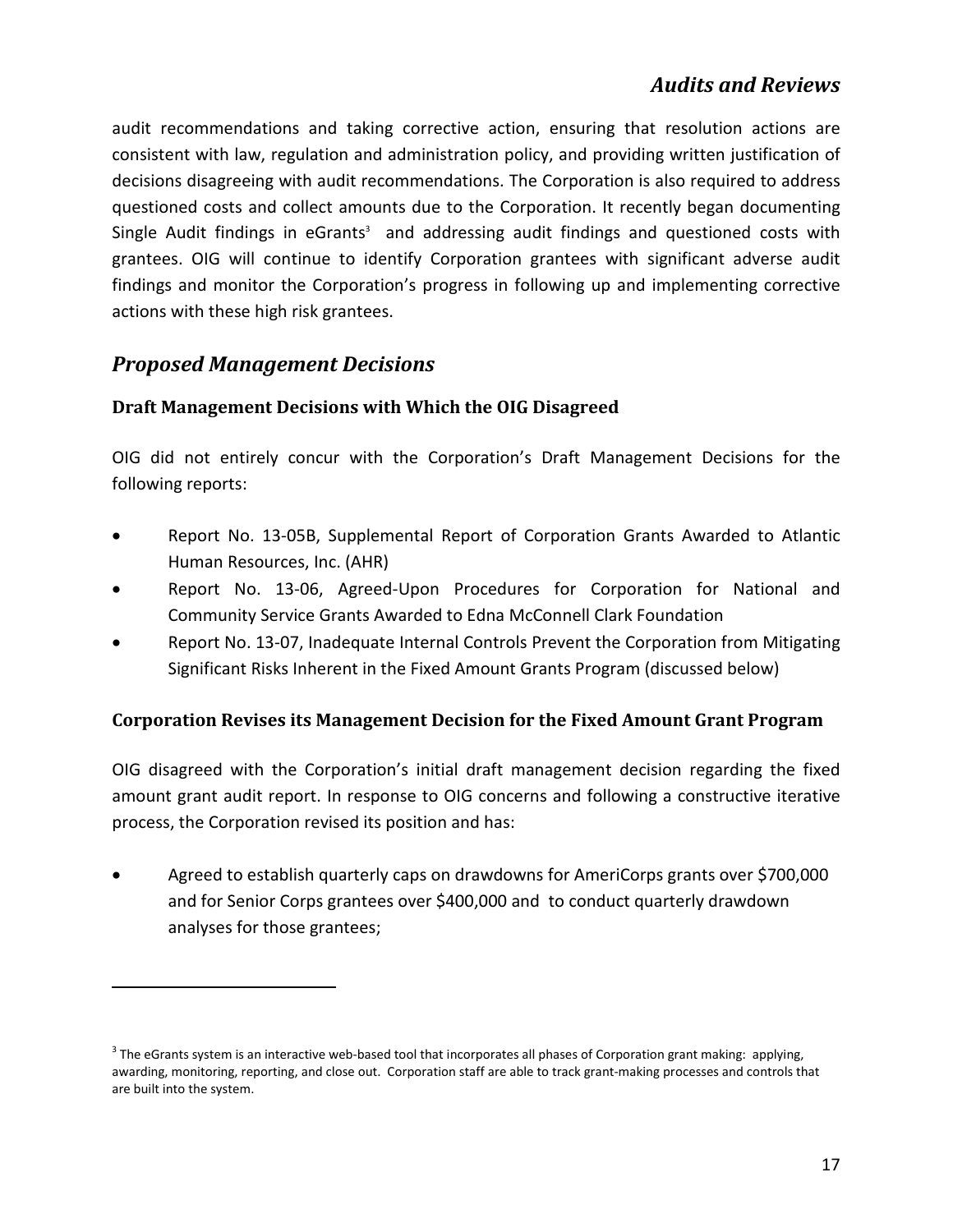audit recommendations and taking corrective action, ensuring that resolution actions are consistent with law, regulation and administration policy, and providing written justification of decisions disagreeing with audit recommendations. The Corporation is also required to address questioned costs and collect amounts due to the Corporation. It recently began documenting Single Audit findings in eGrants[3] and addressing audit findings and questioned costs with grantees. OIG will continue to identify Corporation grantees with significant adverse audit findings and monitor the Corporation's progress in following up and implementing corrective actions with these high risk grantees.

## *Proposed Management Decisions*

### Draft Management Decisions with Which the OIG Disagreed

OIG did not entirely concur with the Corporation's Draft Management Decisions for the following reports:

- Report No. 13-05B, Supplemental Report of Corporation Grants Awarded to Atlantic Human Resources, Inc. (AHR)
- Report No. 13-06, Agreed-Upon Procedures for Corporation for National and Community Service Grants Awarded to Edna McConnell Clark Foundation
- Report No. 13-07, Inadequate Internal Controls Prevent the Corporation from Mitigating Significant Risks Inherent in the Fixed Amount Grants Program (discussed below)

### Corporation Revises its Management Decision for the Fixed Amount Grant Program

OIG disagreed with the Corporation's initial draft management decision regarding the fixed amount grant audit report. In response to OIG concerns and following a constructive iterative process, the Corporation revised its position and has:

- Agreed to establish quarterly caps on drawdowns for AmeriCorps grants over $700,000 and for Senior Corps grantees over $400,000 and to conduct quarterly drawdown analyses for those grantees;

[3] The eGrants system is an interactive web-based tool that incorporates all phases of Corporation grant making: applying, awarding, monitoring, reporting, and close out. Corporation staff are able to track grant-making processes and controls that are built into the system.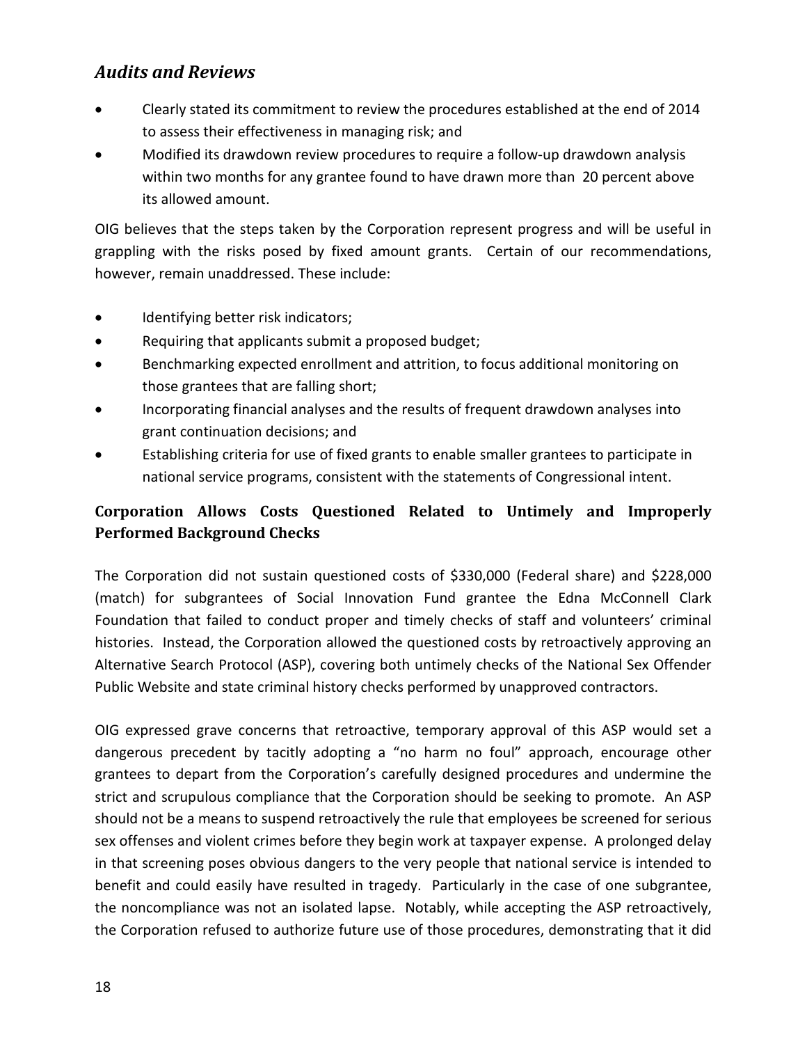## *Audits and Reviews*

- Clearly stated its commitment to review the procedures established at the end of 2014 to assess their effectiveness in managing risk; and
- Modified its drawdown review procedures to require a follow-up drawdown analysis within two months for any grantee found to have drawn more than 20 percent above its allowed amount.

OIG believes that the steps taken by the Corporation represent progress and will be useful in grappling with the risks posed by fixed amount grants. Certain of our recommendations, however, remain unaddressed. These include:

- Identifying better risk indicators;
- Requiring that applicants submit a proposed budget;
- Benchmarking expected enrollment and attrition, to focus additional monitoring on those grantees that are falling short;
- Incorporating financial analyses and the results of frequent drawdown analyses into grant continuation decisions; and
- Establishing criteria for use of fixed grants to enable smaller grantees to participate in national service programs, consistent with the statements of Congressional intent.

### Corporation Allows Costs Questioned Related to Untimely and Improperly Performed Background Checks

The Corporation did not sustain questioned costs of $330,000 (Federal share) and $228,000 (match) for subgrantees of Social Innovation Fund grantee the Edna McConnell Clark Foundation that failed to conduct proper and timely checks of staff and volunteers' criminal histories. Instead, the Corporation allowed the questioned costs by retroactively approving an Alternative Search Protocol (ASP), covering both untimely checks of the National Sex Offender Public Website and state criminal history checks performed by unapproved contractors.

OIG expressed grave concerns that retroactive, temporary approval of this ASP would set a dangerous precedent by tacitly adopting a "no harm no foul" approach, encourage other grantees to depart from the Corporation's carefully designed procedures and undermine the strict and scrupulous compliance that the Corporation should be seeking to promote. An ASP should not be a means to suspend retroactively the rule that employees be screened for serious sex offenses and violent crimes before they begin work at taxpayer expense. A prolonged delay in that screening poses obvious dangers to the very people that national service is intended to benefit and could easily have resulted in tragedy. Particularly in the case of one subgrantee, the noncompliance was not an isolated lapse. Notably, while accepting the ASP retroactively, the Corporation refused to authorize future use of those procedures, demonstrating that it did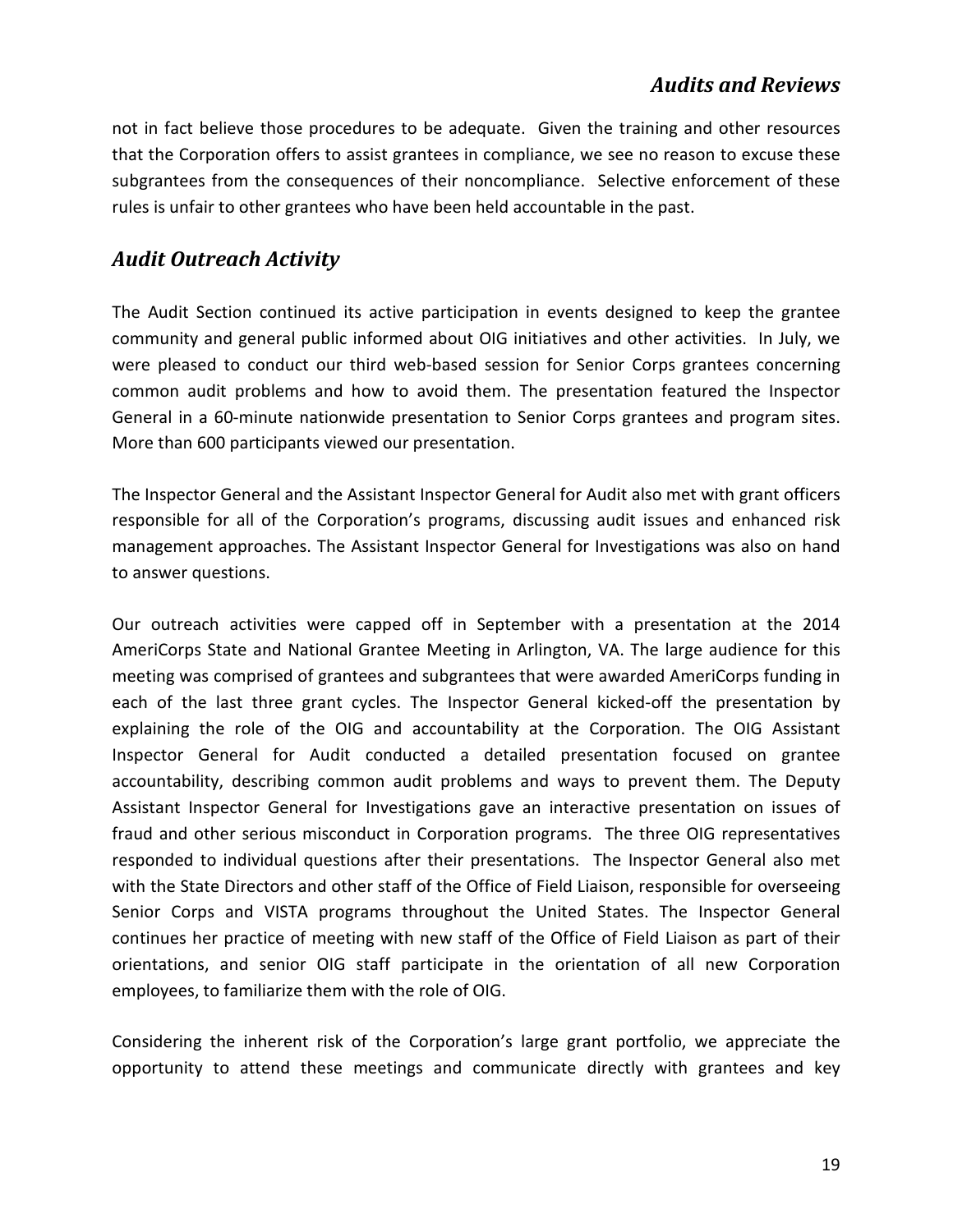not in fact believe those procedures to be adequate. Given the training and other resources that the Corporation offers to assist grantees in compliance, we see no reason to excuse these subgrantees from the consequences of their noncompliance. Selective enforcement of these rules is unfair to other grantees who have been held accountable in the past.

## *Audit Outreach Activity*

The Audit Section continued its active participation in events designed to keep the grantee community and general public informed about OIG initiatives and other activities. In July, we were pleased to conduct our third web-based session for Senior Corps grantees concerning common audit problems and how to avoid them. The presentation featured the Inspector General in a 60-minute nationwide presentation to Senior Corps grantees and program sites. More than 600 participants viewed our presentation.

The Inspector General and the Assistant Inspector General for Audit also met with grant officers responsible for all of the Corporation's programs, discussing audit issues and enhanced risk management approaches. The Assistant Inspector General for Investigations was also on hand to answer questions.

Our outreach activities were capped off in September with a presentation at the 2014 AmeriCorps State and National Grantee Meeting in Arlington, VA. The large audience for this meeting was comprised of grantees and subgrantees that were awarded AmeriCorps funding in each of the last three grant cycles. The Inspector General kicked-off the presentation by explaining the role of the OIG and accountability at the Corporation. The OIG Assistant Inspector General for Audit conducted a detailed presentation focused on grantee accountability, describing common audit problems and ways to prevent them. The Deputy Assistant Inspector General for Investigations gave an interactive presentation on issues of fraud and other serious misconduct in Corporation programs. The three OIG representatives responded to individual questions after their presentations. The Inspector General also met with the State Directors and other staff of the Office of Field Liaison, responsible for overseeing Senior Corps and VISTA programs throughout the United States. The Inspector General continues her practice of meeting with new staff of the Office of Field Liaison as part of their orientations, and senior OIG staff participate in the orientation of all new Corporation employees, to familiarize them with the role of OIG.

Considering the inherent risk of the Corporation's large grant portfolio, we appreciate the opportunity to attend these meetings and communicate directly with grantees and key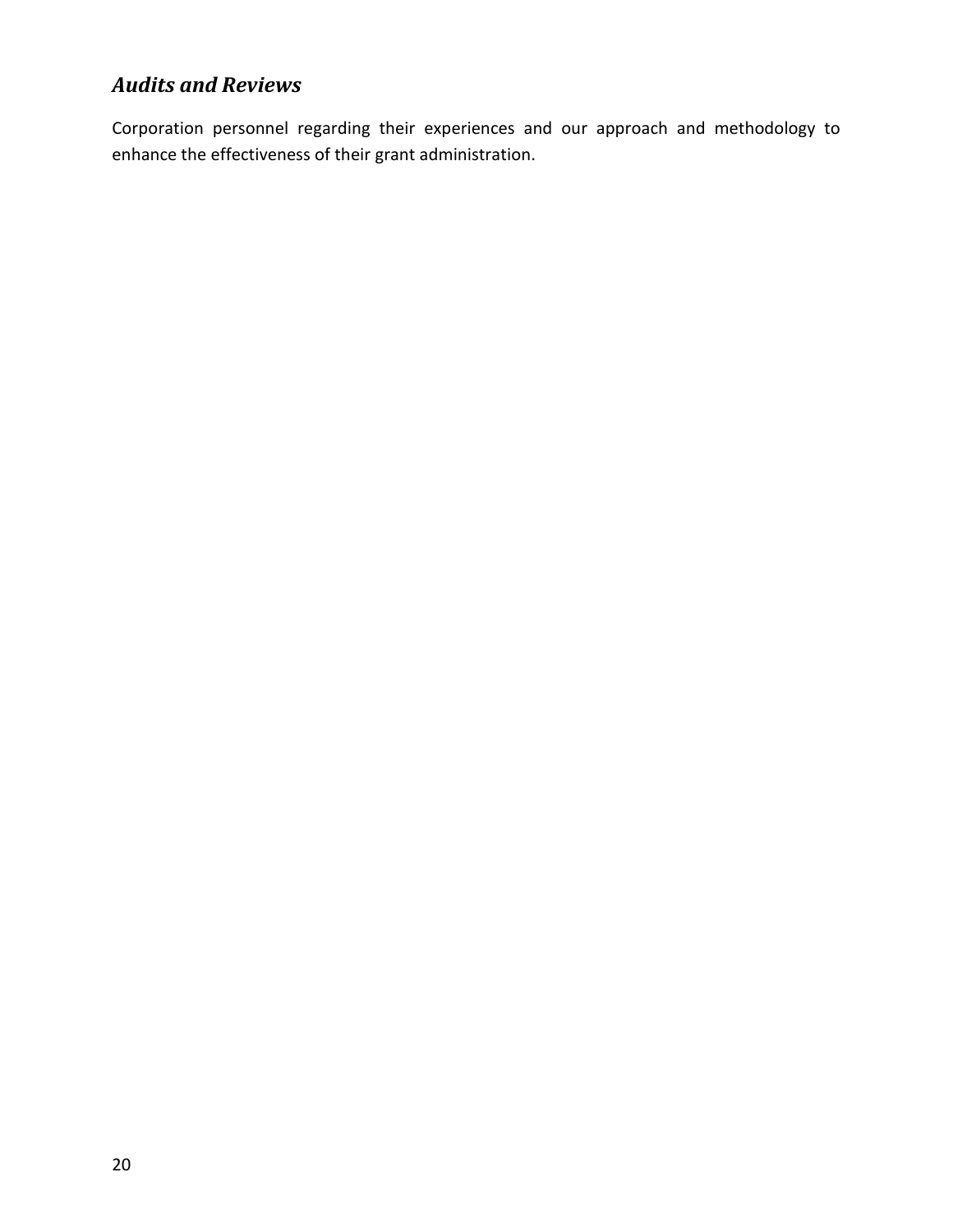## *Audits and Reviews*

Corporation personnel regarding their experiences and our approach and methodology to enhance the effectiveness of their grant administration.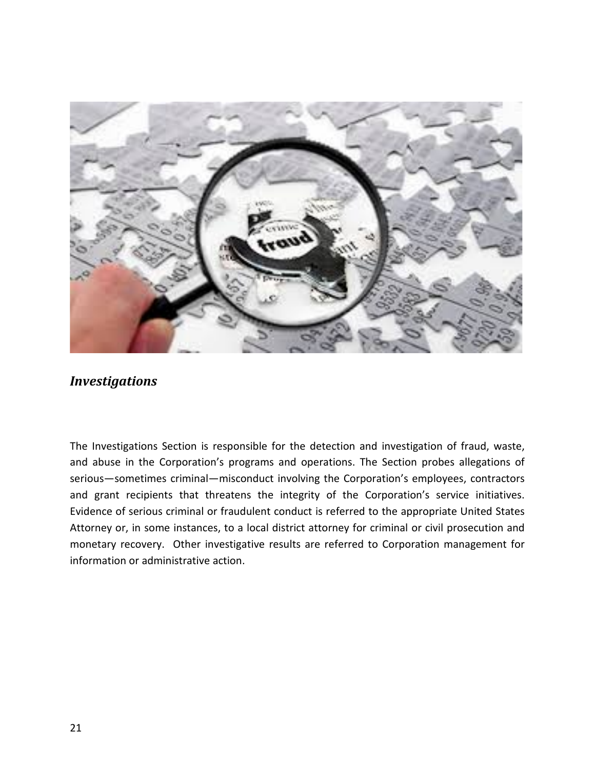## *Investigations*

The Investigations Section is responsible for the detection and investigation of fraud, waste, and abuse in the Corporation's programs and operations. The Section probes allegations of serious—sometimes criminal—misconduct involving the Corporation's employees, contractors and grant recipients that threatens the integrity of the Corporation's service initiatives. Evidence of serious criminal or fraudulent conduct is referred to the appropriate United States Attorney or, in some instances, to a local district attorney for criminal or civil prosecution and monetary recovery. Other investigative results are referred to Corporation management for information or administrative action.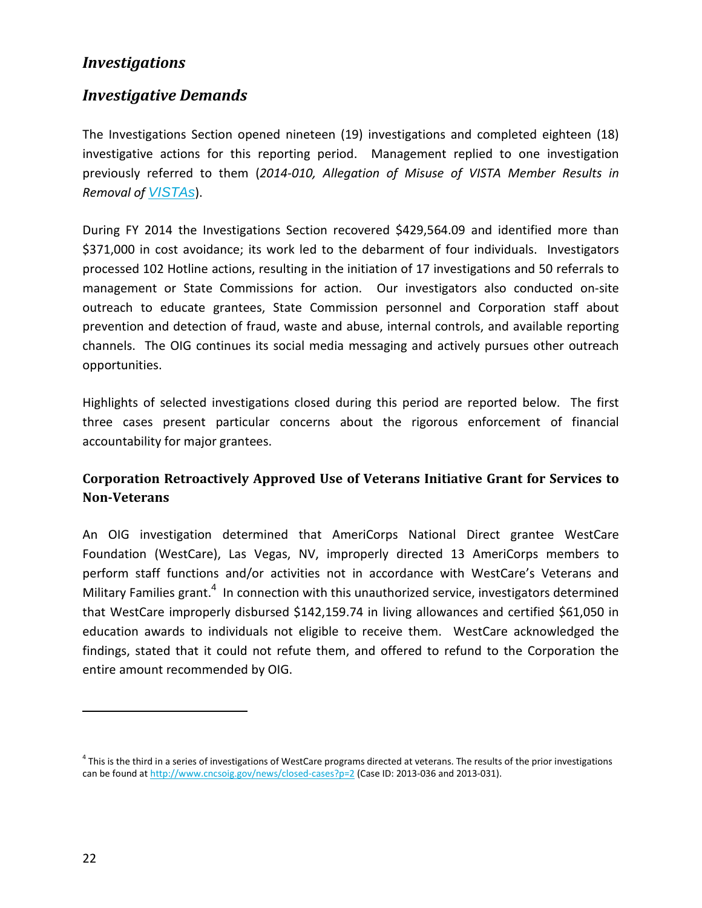## *Investigations*

## *Investigative Demands*

The Investigations Section opened nineteen (19) investigations and completed eighteen (18) investigative actions for this reporting period. Management replied to one investigation previously referred to them (*2014-010, Allegation of Misuse of VISTA Member Results in Removal of VISTAs*).

During FY 2014 the Investigations Section recovered $429,564.09 and identified more than $371,000 in cost avoidance; its work led to the debarment of four individuals. Investigators processed 102 Hotline actions, resulting in the initiation of 17 investigations and 50 referrals to management or State Commissions for action. Our investigators also conducted on-site outreach to educate grantees, State Commission personnel and Corporation staff about prevention and detection of fraud, waste and abuse, internal controls, and available reporting channels. The OIG continues its social media messaging and actively pursues other outreach opportunities.

Highlights of selected investigations closed during this period are reported below. The first three cases present particular concerns about the rigorous enforcement of financial accountability for major grantees.

### Corporation Retroactively Approved Use of Veterans Initiative Grant for Services to Non-Veterans

An OIG investigation determined that AmeriCorps National Direct grantee WestCare Foundation (WestCare), Las Vegas, NV, improperly directed 13 AmeriCorps members to perform staff functions and/or activities not in accordance with WestCare's Veterans and Military Families grant.[4] In connection with this unauthorized service, investigators determined that WestCare improperly disbursed $142,159.74 in living allowances and certified $61,050 in education awards to individuals not eligible to receive them. WestCare acknowledged the findings, stated that it could not refute them, and offered to refund to the Corporation the entire amount recommended by OIG.

---

[4] This is the third in a series of investigations of WestCare programs directed at veterans. The results of the prior investigations can be found at http://www.cncsoig.gov/news/closed-cases?p=2 (Case ID: 2013-036 and 2013-031).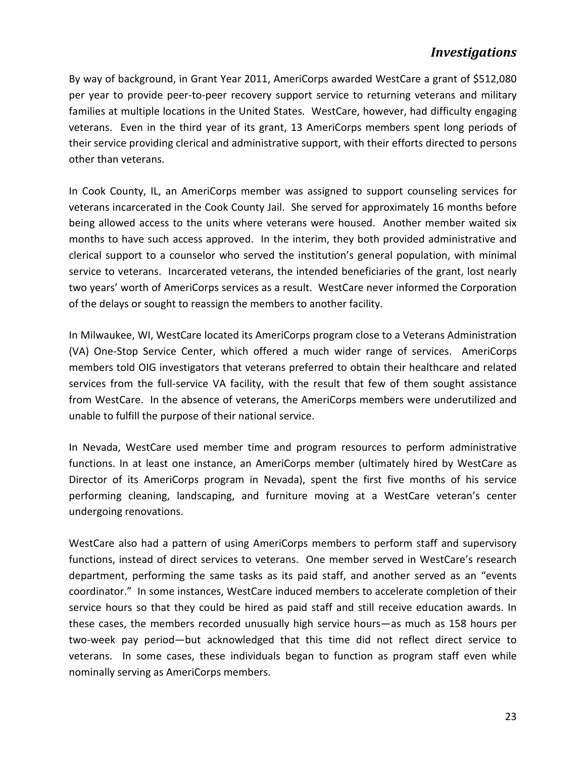By way of background, in Grant Year 2011, AmeriCorps awarded WestCare a grant of $512,080 per year to provide peer-to-peer recovery support service to returning veterans and military families at multiple locations in the United States. WestCare, however, had difficulty engaging veterans. Even in the third year of its grant, 13 AmeriCorps members spent long periods of their service providing clerical and administrative support, with their efforts directed to persons other than veterans.

In Cook County, IL, an AmeriCorps member was assigned to support counseling services for veterans incarcerated in the Cook County Jail. She served for approximately 16 months before being allowed access to the units where veterans were housed. Another member waited six months to have such access approved. In the interim, they both provided administrative and clerical support to a counselor who served the institution's general population, with minimal service to veterans. Incarcerated veterans, the intended beneficiaries of the grant, lost nearly two years' worth of AmeriCorps services as a result. WestCare never informed the Corporation of the delays or sought to reassign the members to another facility.

In Milwaukee, WI, WestCare located its AmeriCorps program close to a Veterans Administration (VA) One-Stop Service Center, which offered a much wider range of services. AmeriCorps members told OIG investigators that veterans preferred to obtain their healthcare and related services from the full-service VA facility, with the result that few of them sought assistance from WestCare. In the absence of veterans, the AmeriCorps members were underutilized and unable to fulfill the purpose of their national service.

In Nevada, WestCare used member time and program resources to perform administrative functions. In at least one instance, an AmeriCorps member (ultimately hired by WestCare as Director of its AmeriCorps program in Nevada), spent the first five months of his service performing cleaning, landscaping, and furniture moving at a WestCare veteran's center undergoing renovations.

WestCare also had a pattern of using AmeriCorps members to perform staff and supervisory functions, instead of direct services to veterans. One member served in WestCare's research department, performing the same tasks as its paid staff, and another served as an "events coordinator." In some instances, WestCare induced members to accelerate completion of their service hours so that they could be hired as paid staff and still receive education awards. In these cases, the members recorded unusually high service hours—as much as 158 hours per two-week pay period—but acknowledged that this time did not reflect direct service to veterans. In some cases, these individuals began to function as program staff even while nominally serving as AmeriCorps members.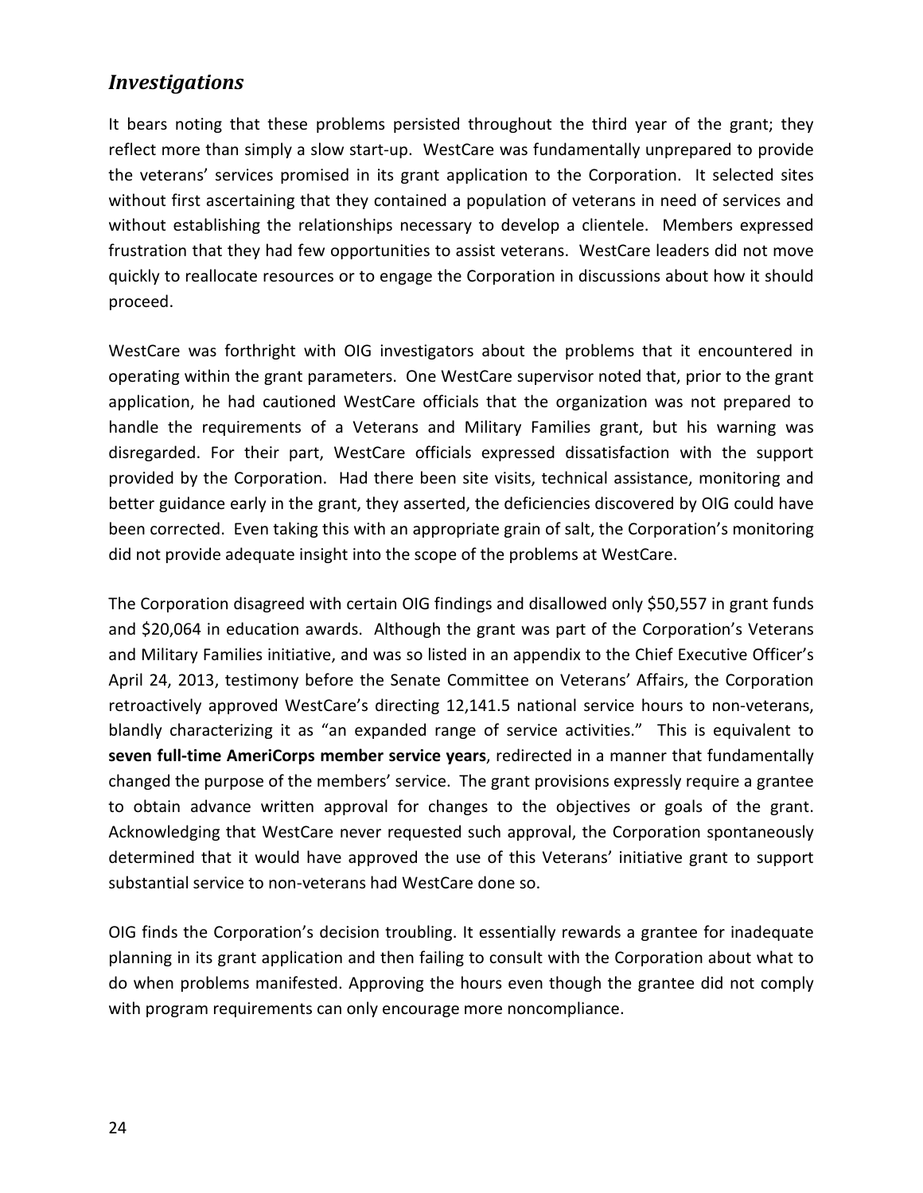## *Investigations*

It bears noting that these problems persisted throughout the third year of the grant; they reflect more than simply a slow start-up. WestCare was fundamentally unprepared to provide the veterans' services promised in its grant application to the Corporation. It selected sites without first ascertaining that they contained a population of veterans in need of services and without establishing the relationships necessary to develop a clientele. Members expressed frustration that they had few opportunities to assist veterans. WestCare leaders did not move quickly to reallocate resources or to engage the Corporation in discussions about how it should proceed.

WestCare was forthright with OIG investigators about the problems that it encountered in operating within the grant parameters. One WestCare supervisor noted that, prior to the grant application, he had cautioned WestCare officials that the organization was not prepared to handle the requirements of a Veterans and Military Families grant, but his warning was disregarded. For their part, WestCare officials expressed dissatisfaction with the support provided by the Corporation. Had there been site visits, technical assistance, monitoring and better guidance early in the grant, they asserted, the deficiencies discovered by OIG could have been corrected. Even taking this with an appropriate grain of salt, the Corporation's monitoring did not provide adequate insight into the scope of the problems at WestCare.

The Corporation disagreed with certain OIG findings and disallowed only $50,557 in grant funds and $20,064 in education awards. Although the grant was part of the Corporation's Veterans and Military Families initiative, and was so listed in an appendix to the Chief Executive Officer's April 24, 2013, testimony before the Senate Committee on Veterans' Affairs, the Corporation retroactively approved WestCare's directing 12,141.5 national service hours to non-veterans, blandly characterizing it as "an expanded range of service activities." This is equivalent to **seven full-time AmeriCorps member service years**, redirected in a manner that fundamentally changed the purpose of the members' service. The grant provisions expressly require a grantee to obtain advance written approval for changes to the objectives or goals of the grant. Acknowledging that WestCare never requested such approval, the Corporation spontaneously determined that it would have approved the use of this Veterans' initiative grant to support substantial service to non-veterans had WestCare done so.

OIG finds the Corporation's decision troubling. It essentially rewards a grantee for inadequate planning in its grant application and then failing to consult with the Corporation about what to do when problems manifested. Approving the hours even though the grantee did not comply with program requirements can only encourage more noncompliance.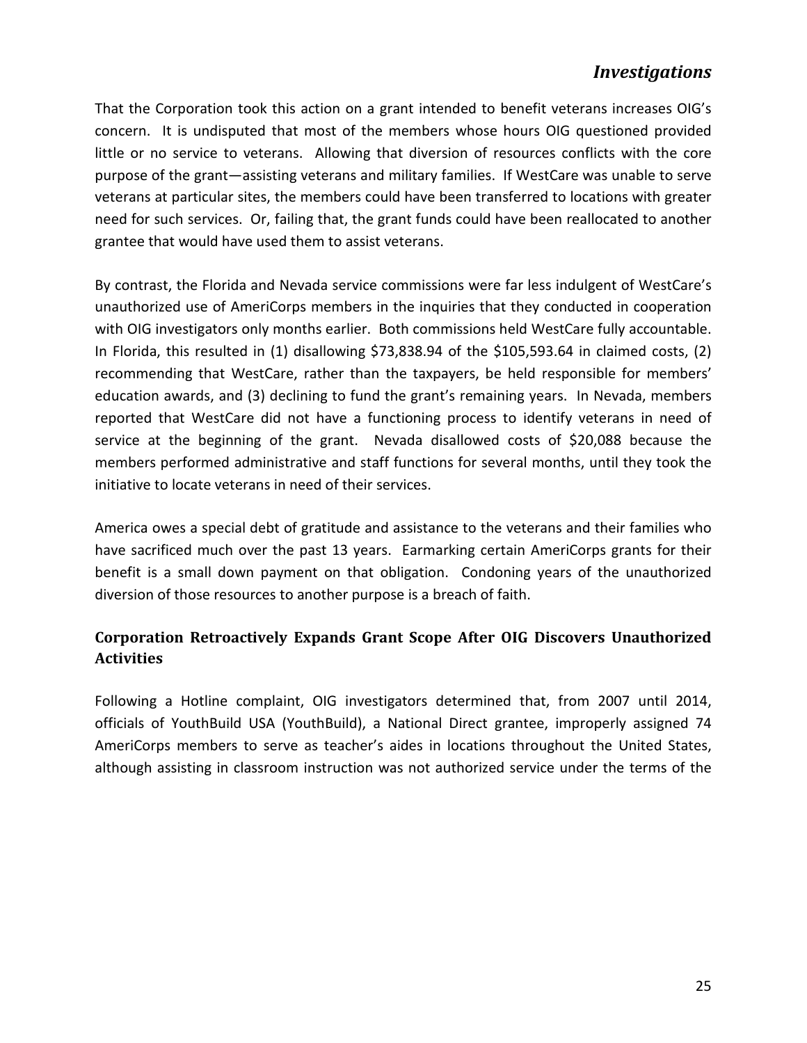That the Corporation took this action on a grant intended to benefit veterans increases OIG's concern. It is undisputed that most of the members whose hours OIG questioned provided little or no service to veterans. Allowing that diversion of resources conflicts with the core purpose of the grant—assisting veterans and military families. If WestCare was unable to serve veterans at particular sites, the members could have been transferred to locations with greater need for such services. Or, failing that, the grant funds could have been reallocated to another grantee that would have used them to assist veterans.

By contrast, the Florida and Nevada service commissions were far less indulgent of WestCare's unauthorized use of AmeriCorps members in the inquiries that they conducted in cooperation with OIG investigators only months earlier. Both commissions held WestCare fully accountable. In Florida, this resulted in (1) disallowing $73,838.94 of the $105,593.64 in claimed costs, (2) recommending that WestCare, rather than the taxpayers, be held responsible for members' education awards, and (3) declining to fund the grant's remaining years. In Nevada, members reported that WestCare did not have a functioning process to identify veterans in need of service at the beginning of the grant. Nevada disallowed costs of $20,088 because the members performed administrative and staff functions for several months, until they took the initiative to locate veterans in need of their services.

America owes a special debt of gratitude and assistance to the veterans and their families who have sacrificed much over the past 13 years. Earmarking certain AmeriCorps grants for their benefit is a small down payment on that obligation. Condoning years of the unauthorized diversion of those resources to another purpose is a breach of faith.

### Corporation Retroactively Expands Grant Scope After OIG Discovers Unauthorized Activities

Following a Hotline complaint, OIG investigators determined that, from 2007 until 2014, officials of YouthBuild USA (YouthBuild), a National Direct grantee, improperly assigned 74 AmeriCorps members to serve as teacher's aides in locations throughout the United States, although assisting in classroom instruction was not authorized service under the terms of the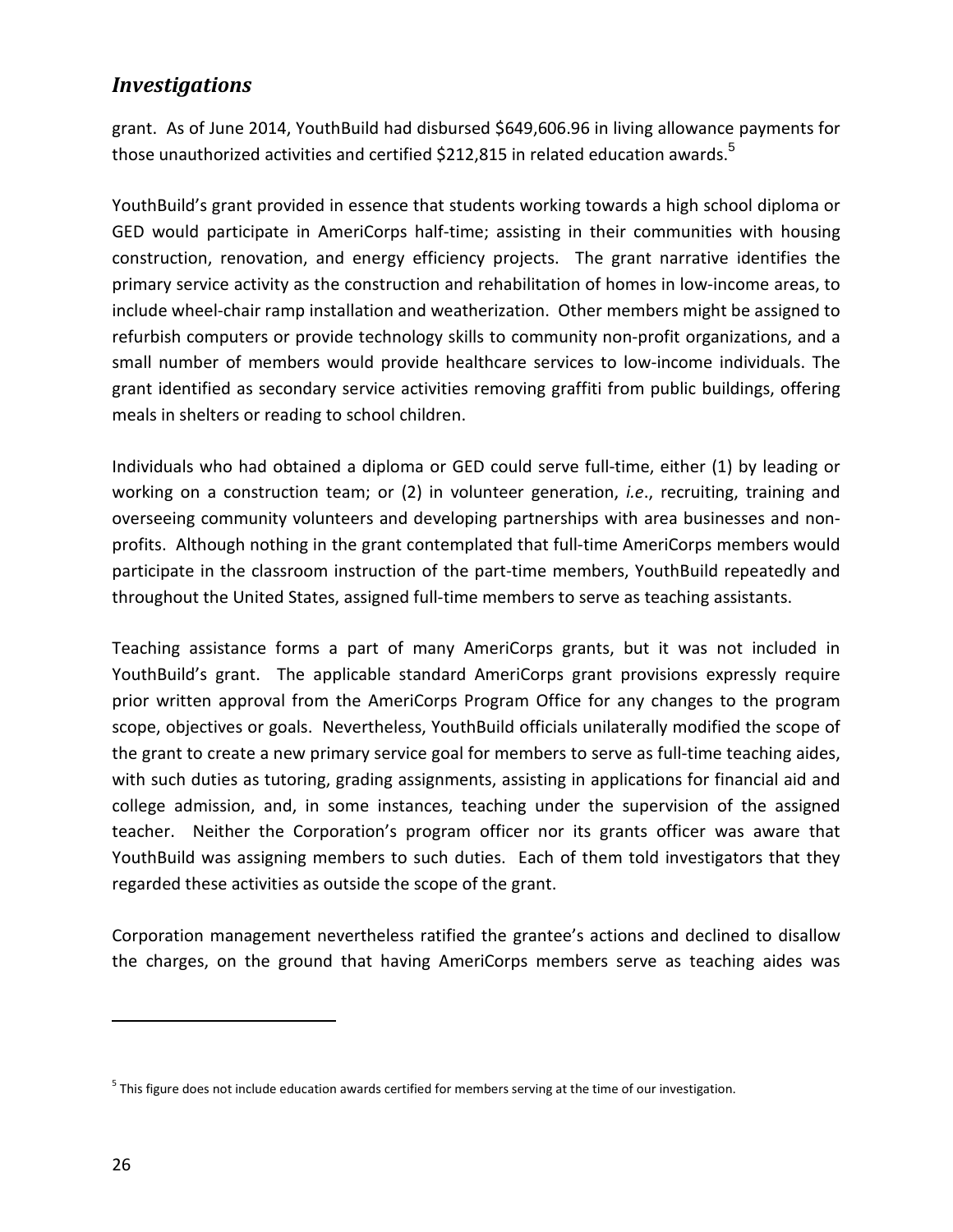## *Investigations*

grant. As of June 2014, YouthBuild had disbursed $649,606.96 in living allowance payments for those unauthorized activities and certified $212,815 in related education awards.[5]

YouthBuild's grant provided in essence that students working towards a high school diploma or GED would participate in AmeriCorps half-time; assisting in their communities with housing construction, renovation, and energy efficiency projects. The grant narrative identifies the primary service activity as the construction and rehabilitation of homes in low-income areas, to include wheel-chair ramp installation and weatherization. Other members might be assigned to refurbish computers or provide technology skills to community non-profit organizations, and a small number of members would provide healthcare services to low-income individuals. The grant identified as secondary service activities removing graffiti from public buildings, offering meals in shelters or reading to school children.

Individuals who had obtained a diploma or GED could serve full-time, either (1) by leading or working on a construction team; or (2) in volunteer generation, *i.e*., recruiting, training and overseeing community volunteers and developing partnerships with area businesses and non-profits. Although nothing in the grant contemplated that full-time AmeriCorps members would participate in the classroom instruction of the part-time members, YouthBuild repeatedly and throughout the United States, assigned full-time members to serve as teaching assistants.

Teaching assistance forms a part of many AmeriCorps grants, but it was not included in YouthBuild's grant. The applicable standard AmeriCorps grant provisions expressly require prior written approval from the AmeriCorps Program Office for any changes to the program scope, objectives or goals. Nevertheless, YouthBuild officials unilaterally modified the scope of the grant to create a new primary service goal for members to serve as full-time teaching aides, with such duties as tutoring, grading assignments, assisting in applications for financial aid and college admission, and, in some instances, teaching under the supervision of the assigned teacher. Neither the Corporation's program officer nor its grants officer was aware that YouthBuild was assigning members to such duties. Each of them told investigators that they regarded these activities as outside the scope of the grant.

Corporation management nevertheless ratified the grantee's actions and declined to disallow the charges, on the ground that having AmeriCorps members serve as teaching aides was

---

[5] This figure does not include education awards certified for members serving at the time of our investigation.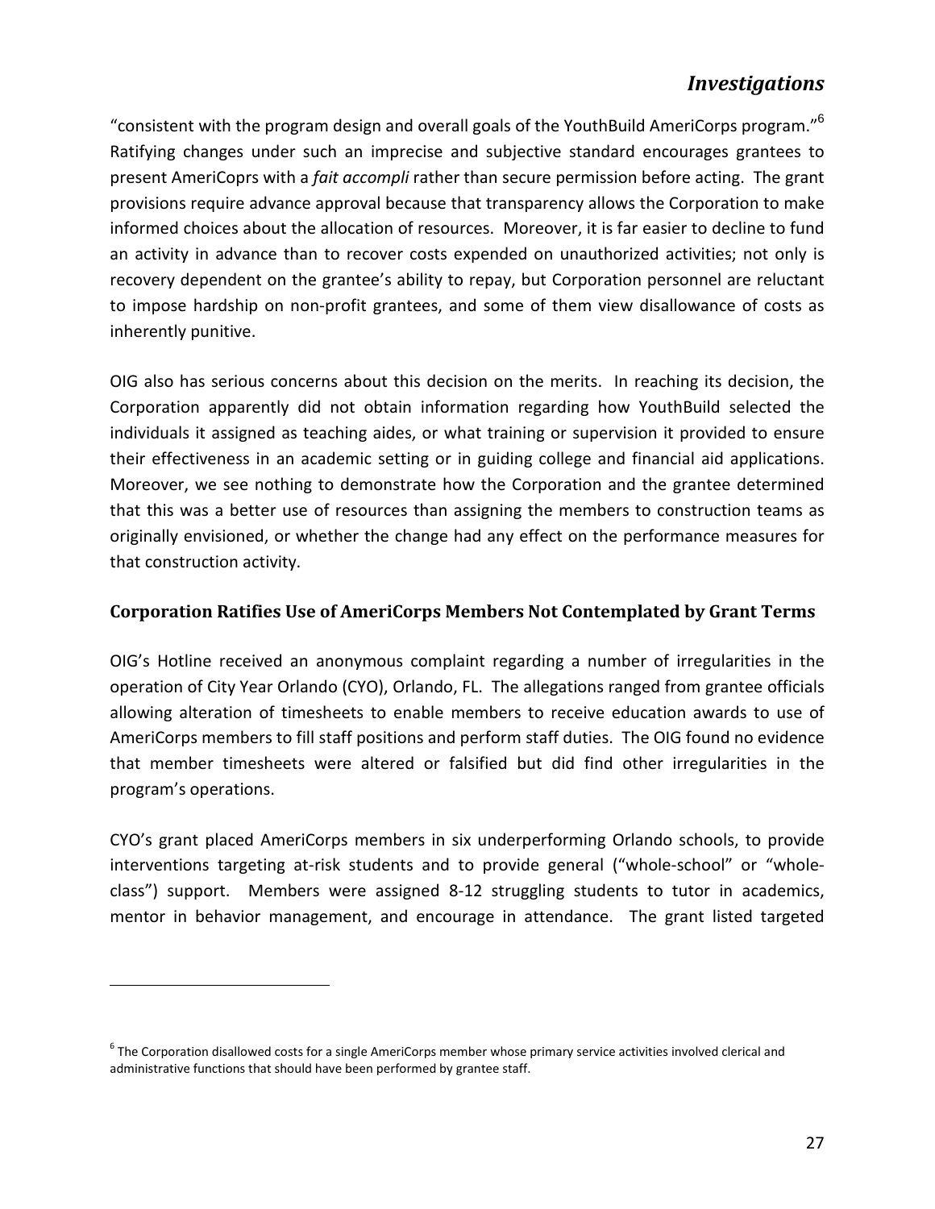"consistent with the program design and overall goals of the YouthBuild AmeriCorps program."[6] Ratifying changes under such an imprecise and subjective standard encourages grantees to present AmeriCoprs with a *fait accompli* rather than secure permission before acting. The grant provisions require advance approval because that transparency allows the Corporation to make informed choices about the allocation of resources. Moreover, it is far easier to decline to fund an activity in advance than to recover costs expended on unauthorized activities; not only is recovery dependent on the grantee's ability to repay, but Corporation personnel are reluctant to impose hardship on non-profit grantees, and some of them view disallowance of costs as inherently punitive.

OIG also has serious concerns about this decision on the merits. In reaching its decision, the Corporation apparently did not obtain information regarding how YouthBuild selected the individuals it assigned as teaching aides, or what training or supervision it provided to ensure their effectiveness in an academic setting or in guiding college and financial aid applications. Moreover, we see nothing to demonstrate how the Corporation and the grantee determined that this was a better use of resources than assigning the members to construction teams as originally envisioned, or whether the change had any effect on the performance measures for that construction activity.

### Corporation Ratifies Use of AmeriCorps Members Not Contemplated by Grant Terms

OIG's Hotline received an anonymous complaint regarding a number of irregularities in the operation of City Year Orlando (CYO), Orlando, FL. The allegations ranged from grantee officials allowing alteration of timesheets to enable members to receive education awards to use of AmeriCorps members to fill staff positions and perform staff duties. The OIG found no evidence that member timesheets were altered or falsified but did find other irregularities in the program's operations.

CYO's grant placed AmeriCorps members in six underperforming Orlando schools, to provide interventions targeting at-risk students and to provide general ("whole-school" or "whole-class") support. Members were assigned 8-12 struggling students to tutor in academics, mentor in behavior management, and encourage in attendance. The grant listed targeted

---

[6] The Corporation disallowed costs for a single AmeriCorps member whose primary service activities involved clerical and administrative functions that should have been performed by grantee staff.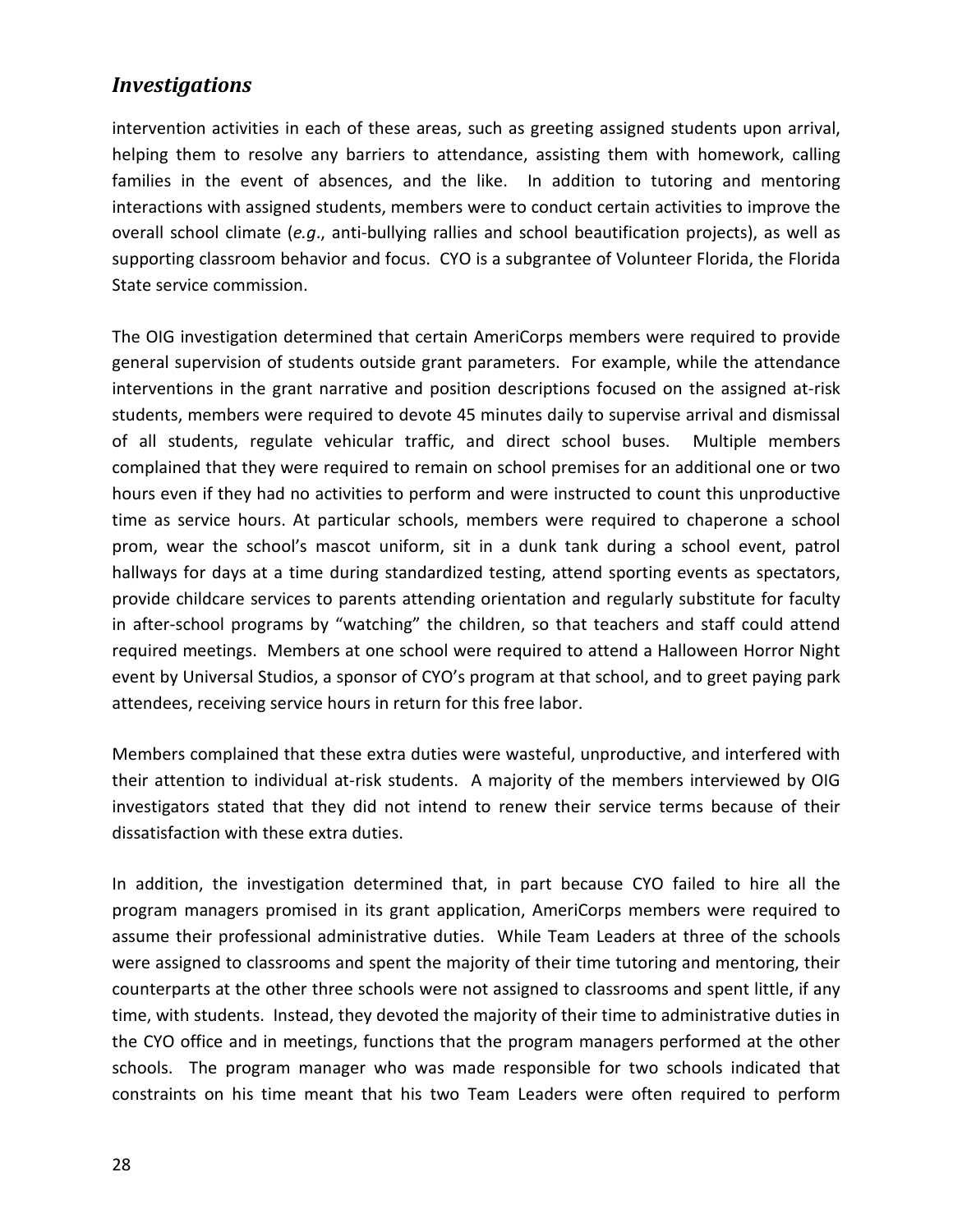## *Investigations*

intervention activities in each of these areas, such as greeting assigned students upon arrival, helping them to resolve any barriers to attendance, assisting them with homework, calling families in the event of absences, and the like. In addition to tutoring and mentoring interactions with assigned students, members were to conduct certain activities to improve the overall school climate (*e.g*., anti-bullying rallies and school beautification projects), as well as supporting classroom behavior and focus. CYO is a subgrantee of Volunteer Florida, the Florida State service commission.

The OIG investigation determined that certain AmeriCorps members were required to provide general supervision of students outside grant parameters. For example, while the attendance interventions in the grant narrative and position descriptions focused on the assigned at-risk students, members were required to devote 45 minutes daily to supervise arrival and dismissal of all students, regulate vehicular traffic, and direct school buses. Multiple members complained that they were required to remain on school premises for an additional one or two hours even if they had no activities to perform and were instructed to count this unproductive time as service hours. At particular schools, members were required to chaperone a school prom, wear the school's mascot uniform, sit in a dunk tank during a school event, patrol hallways for days at a time during standardized testing, attend sporting events as spectators, provide childcare services to parents attending orientation and regularly substitute for faculty in after-school programs by "watching" the children, so that teachers and staff could attend required meetings. Members at one school were required to attend a Halloween Horror Night event by Universal Studios, a sponsor of CYO's program at that school, and to greet paying park attendees, receiving service hours in return for this free labor.

Members complained that these extra duties were wasteful, unproductive, and interfered with their attention to individual at-risk students. A majority of the members interviewed by OIG investigators stated that they did not intend to renew their service terms because of their dissatisfaction with these extra duties.

In addition, the investigation determined that, in part because CYO failed to hire all the program managers promised in its grant application, AmeriCorps members were required to assume their professional administrative duties. While Team Leaders at three of the schools were assigned to classrooms and spent the majority of their time tutoring and mentoring, their counterparts at the other three schools were not assigned to classrooms and spent little, if any time, with students. Instead, they devoted the majority of their time to administrative duties in the CYO office and in meetings, functions that the program managers performed at the other schools. The program manager who was made responsible for two schools indicated that constraints on his time meant that his two Team Leaders were often required to perform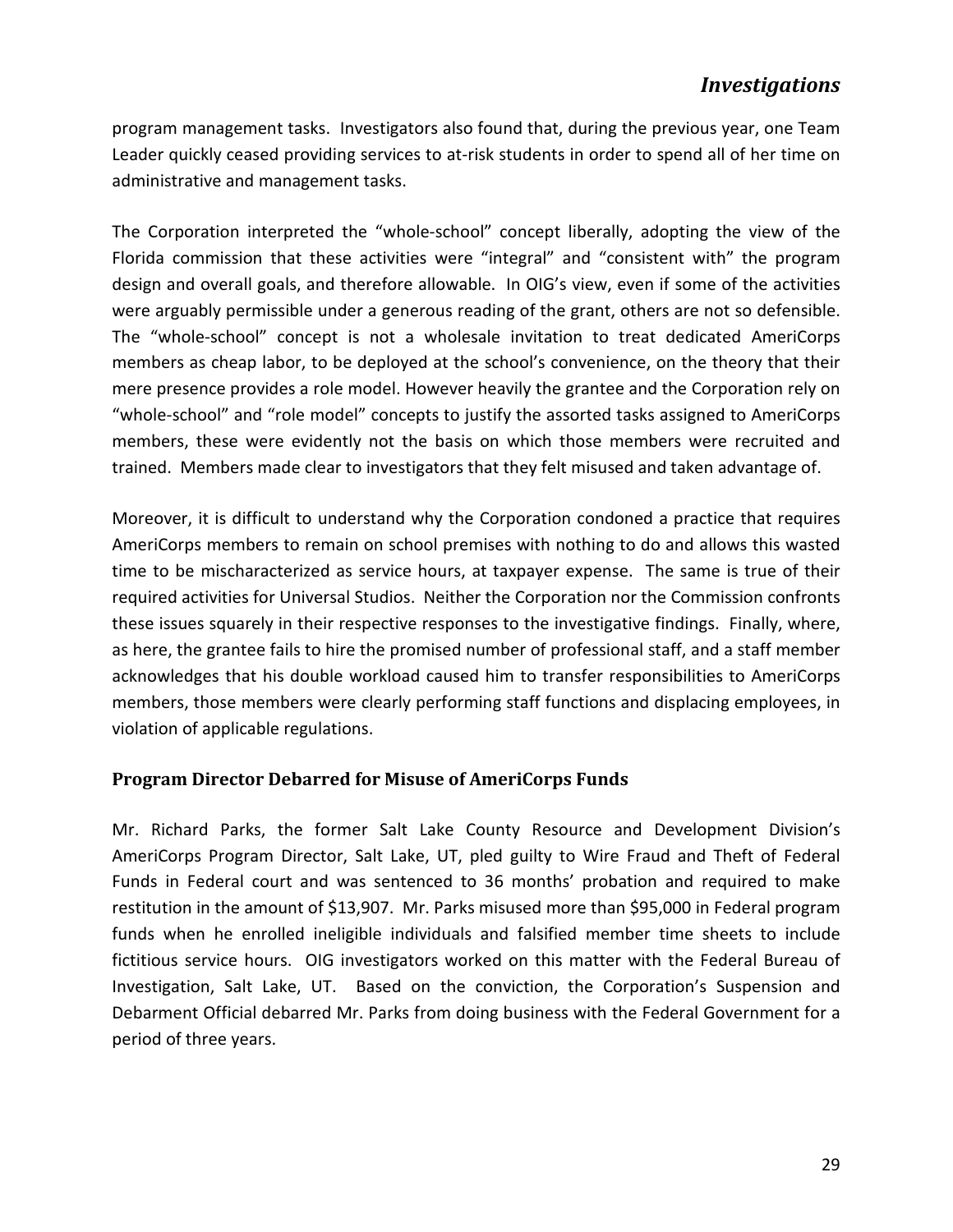program management tasks. Investigators also found that, during the previous year, one Team Leader quickly ceased providing services to at-risk students in order to spend all of her time on administrative and management tasks.

The Corporation interpreted the "whole-school" concept liberally, adopting the view of the Florida commission that these activities were "integral" and "consistent with" the program design and overall goals, and therefore allowable. In OIG's view, even if some of the activities were arguably permissible under a generous reading of the grant, others are not so defensible. The "whole-school" concept is not a wholesale invitation to treat dedicated AmeriCorps members as cheap labor, to be deployed at the school's convenience, on the theory that their mere presence provides a role model. However heavily the grantee and the Corporation rely on "whole-school" and "role model" concepts to justify the assorted tasks assigned to AmeriCorps members, these were evidently not the basis on which those members were recruited and trained. Members made clear to investigators that they felt misused and taken advantage of.

Moreover, it is difficult to understand why the Corporation condoned a practice that requires AmeriCorps members to remain on school premises with nothing to do and allows this wasted time to be mischaracterized as service hours, at taxpayer expense. The same is true of their required activities for Universal Studios. Neither the Corporation nor the Commission confronts these issues squarely in their respective responses to the investigative findings. Finally, where, as here, the grantee fails to hire the promised number of professional staff, and a staff member acknowledges that his double workload caused him to transfer responsibilities to AmeriCorps members, those members were clearly performing staff functions and displacing employees, in violation of applicable regulations.

### Program Director Debarred for Misuse of AmeriCorps Funds

Mr. Richard Parks, the former Salt Lake County Resource and Development Division's AmeriCorps Program Director, Salt Lake, UT, pled guilty to Wire Fraud and Theft of Federal Funds in Federal court and was sentenced to 36 months' probation and required to make restitution in the amount of $13,907. Mr. Parks misused more than $95,000 in Federal program funds when he enrolled ineligible individuals and falsified member time sheets to include fictitious service hours. OIG investigators worked on this matter with the Federal Bureau of Investigation, Salt Lake, UT. Based on the conviction, the Corporation's Suspension and Debarment Official debarred Mr. Parks from doing business with the Federal Government for a period of three years.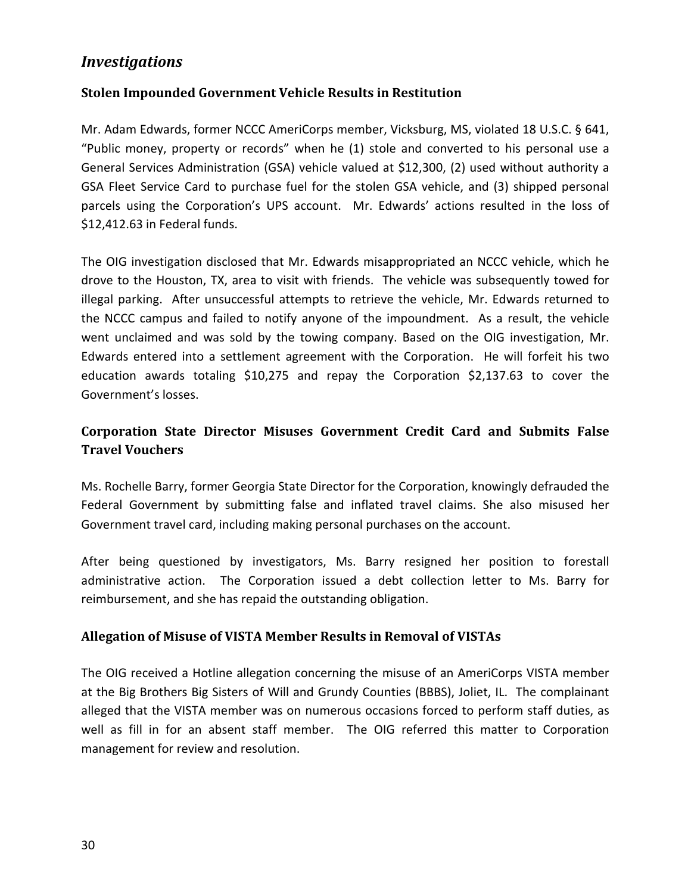## *Investigations*

### Stolen Impounded Government Vehicle Results in Restitution

Mr. Adam Edwards, former NCCC AmeriCorps member, Vicksburg, MS, violated 18 U.S.C. § 641, "Public money, property or records" when he (1) stole and converted to his personal use a General Services Administration (GSA) vehicle valued at $12,300, (2) used without authority a GSA Fleet Service Card to purchase fuel for the stolen GSA vehicle, and (3) shipped personal parcels using the Corporation's UPS account. Mr. Edwards' actions resulted in the loss of $12,412.63 in Federal funds.

The OIG investigation disclosed that Mr. Edwards misappropriated an NCCC vehicle, which he drove to the Houston, TX, area to visit with friends. The vehicle was subsequently towed for illegal parking. After unsuccessful attempts to retrieve the vehicle, Mr. Edwards returned to the NCCC campus and failed to notify anyone of the impoundment. As a result, the vehicle went unclaimed and was sold by the towing company. Based on the OIG investigation, Mr. Edwards entered into a settlement agreement with the Corporation. He will forfeit his two education awards totaling $10,275 and repay the Corporation $2,137.63 to cover the Government's losses.

### Corporation State Director Misuses Government Credit Card and Submits False Travel Vouchers

Ms. Rochelle Barry, former Georgia State Director for the Corporation, knowingly defrauded the Federal Government by submitting false and inflated travel claims. She also misused her Government travel card, including making personal purchases on the account.

After being questioned by investigators, Ms. Barry resigned her position to forestall administrative action. The Corporation issued a debt collection letter to Ms. Barry for reimbursement, and she has repaid the outstanding obligation.

### Allegation of Misuse of VISTA Member Results in Removal of VISTAs

The OIG received a Hotline allegation concerning the misuse of an AmeriCorps VISTA member at the Big Brothers Big Sisters of Will and Grundy Counties (BBBS), Joliet, IL. The complainant alleged that the VISTA member was on numerous occasions forced to perform staff duties, as well as fill in for an absent staff member. The OIG referred this matter to Corporation management for review and resolution.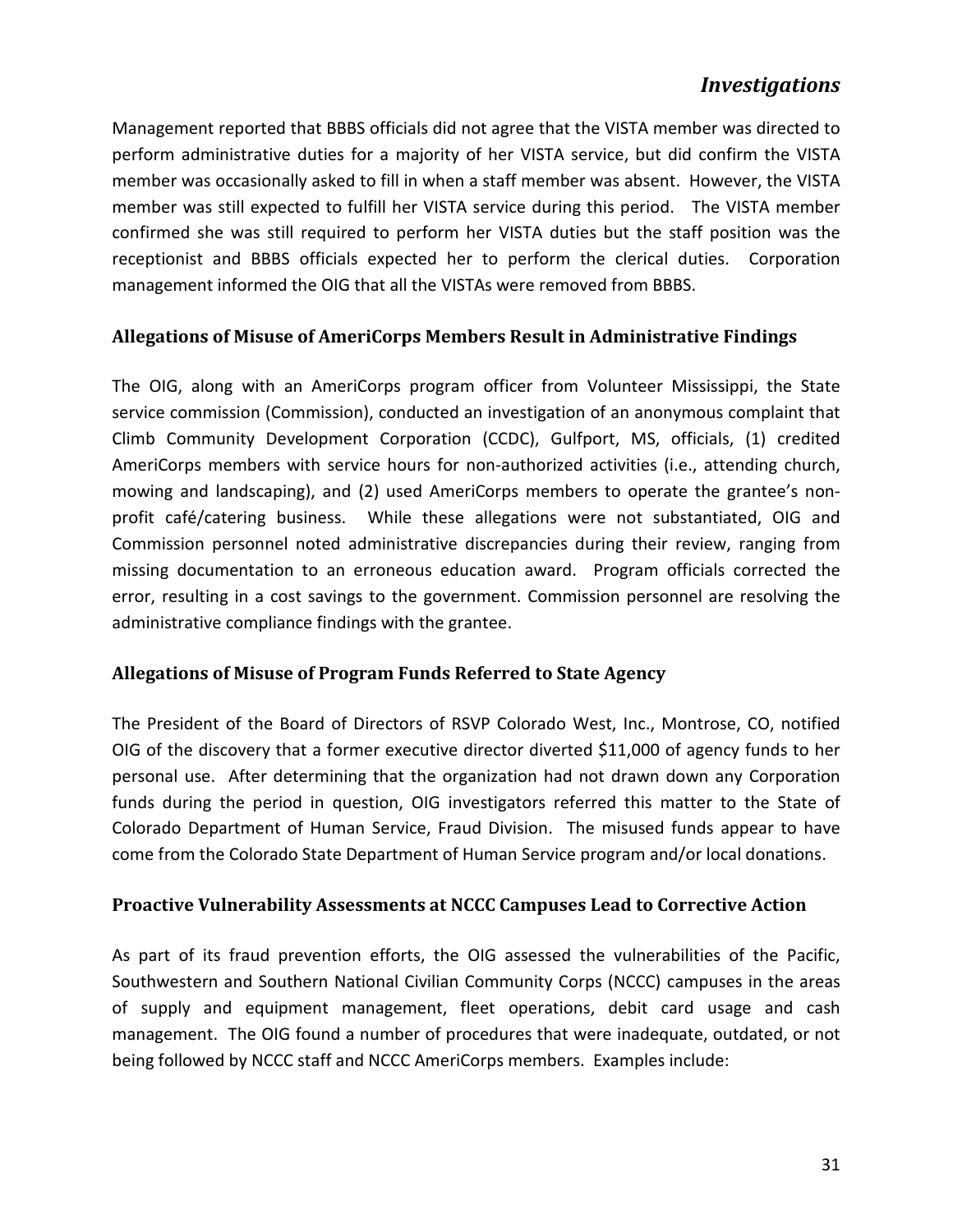Management reported that BBBS officials did not agree that the VISTA member was directed to perform administrative duties for a majority of her VISTA service, but did confirm the VISTA member was occasionally asked to fill in when a staff member was absent. However, the VISTA member was still expected to fulfill her VISTA service during this period. The VISTA member confirmed she was still required to perform her VISTA duties but the staff position was the receptionist and BBBS officials expected her to perform the clerical duties. Corporation management informed the OIG that all the VISTAs were removed from BBBS.

### Allegations of Misuse of AmeriCorps Members Result in Administrative Findings

The OIG, along with an AmeriCorps program officer from Volunteer Mississippi, the State service commission (Commission), conducted an investigation of an anonymous complaint that Climb Community Development Corporation (CCDC), Gulfport, MS, officials, (1) credited AmeriCorps members with service hours for non-authorized activities (i.e., attending church, mowing and landscaping), and (2) used AmeriCorps members to operate the grantee's non-profit café/catering business. While these allegations were not substantiated, OIG and Commission personnel noted administrative discrepancies during their review, ranging from missing documentation to an erroneous education award. Program officials corrected the error, resulting in a cost savings to the government. Commission personnel are resolving the administrative compliance findings with the grantee.

### Allegations of Misuse of Program Funds Referred to State Agency

The President of the Board of Directors of RSVP Colorado West, Inc., Montrose, CO, notified OIG of the discovery that a former executive director diverted $11,000 of agency funds to her personal use. After determining that the organization had not drawn down any Corporation funds during the period in question, OIG investigators referred this matter to the State of Colorado Department of Human Service, Fraud Division. The misused funds appear to have come from the Colorado State Department of Human Service program and/or local donations.

### Proactive Vulnerability Assessments at NCCC Campuses Lead to Corrective Action

As part of its fraud prevention efforts, the OIG assessed the vulnerabilities of the Pacific, Southwestern and Southern National Civilian Community Corps (NCCC) campuses in the areas of supply and equipment management, fleet operations, debit card usage and cash management. The OIG found a number of procedures that were inadequate, outdated, or not being followed by NCCC staff and NCCC AmeriCorps members. Examples include: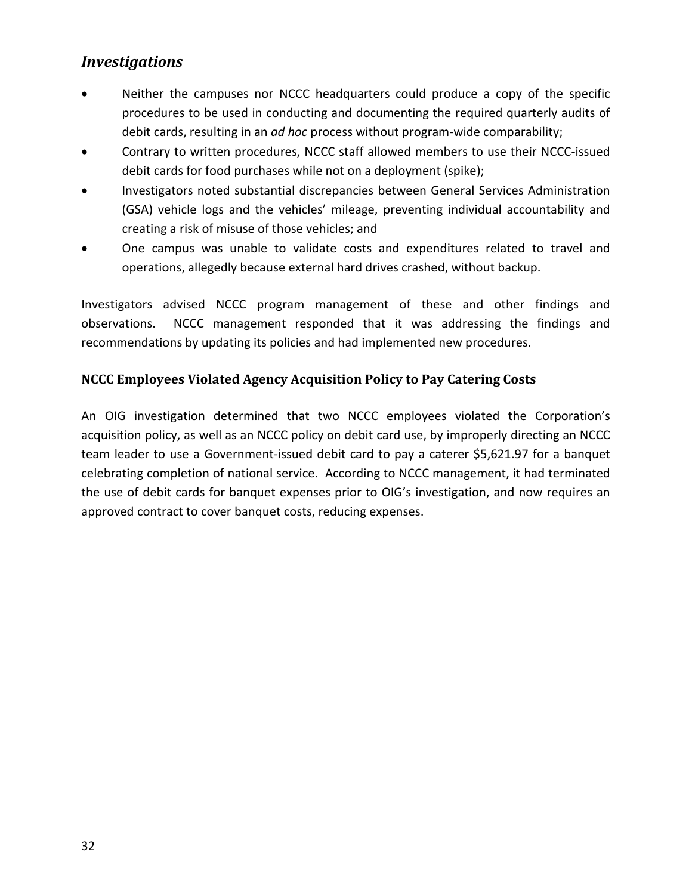## *Investigations*

- Neither the campuses nor NCCC headquarters could produce a copy of the specific procedures to be used in conducting and documenting the required quarterly audits of debit cards, resulting in an *ad hoc* process without program-wide comparability;
- Contrary to written procedures, NCCC staff allowed members to use their NCCC-issued debit cards for food purchases while not on a deployment (spike);
- Investigators noted substantial discrepancies between General Services Administration (GSA) vehicle logs and the vehicles' mileage, preventing individual accountability and creating a risk of misuse of those vehicles; and
- One campus was unable to validate costs and expenditures related to travel and operations, allegedly because external hard drives crashed, without backup.

Investigators advised NCCC program management of these and other findings and observations. NCCC management responded that it was addressing the findings and recommendations by updating its policies and had implemented new procedures.

### NCCC Employees Violated Agency Acquisition Policy to Pay Catering Costs

An OIG investigation determined that two NCCC employees violated the Corporation's acquisition policy, as well as an NCCC policy on debit card use, by improperly directing an NCCC team leader to use a Government-issued debit card to pay a caterer $5,621.97 for a banquet celebrating completion of national service. According to NCCC management, it had terminated the use of debit cards for banquet expenses prior to OIG's investigation, and now requires an approved contract to cover banquet costs, reducing expenses.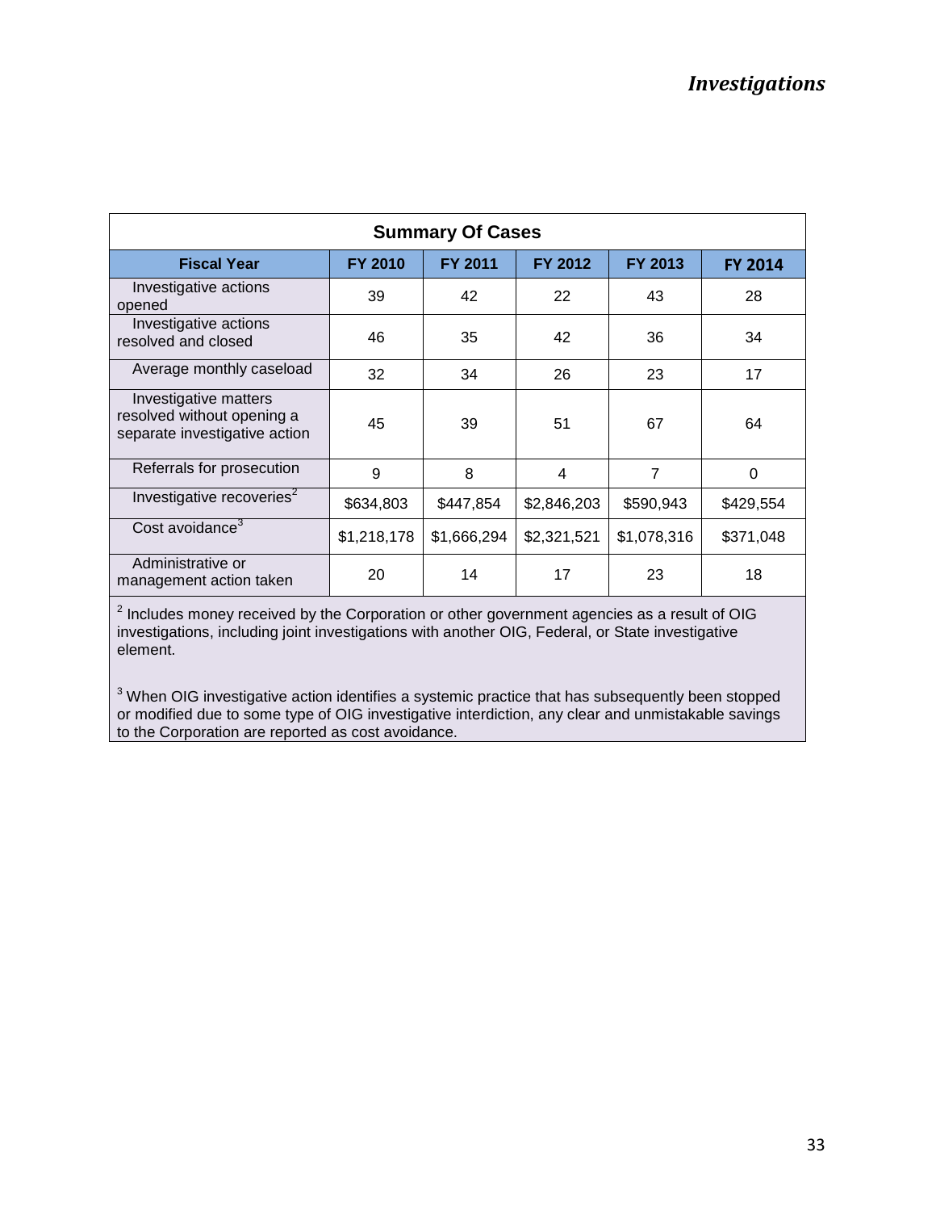**Summary Of Cases**

| Fiscal Year | FY 2010 | FY 2011 | FY 2012 | FY 2013 | FY 2014 |
|---|---|---|---|---|---|
| Investigative actions opened | 39 | 42 | 22 | 43 | 28 |
| Investigative actions resolved and closed | 46 | 35 | 42 | 36 | 34 |
| Average monthly caseload | 32 | 34 | 26 | 23 | 17 |
| Investigative matters resolved without opening a separate investigative action | 45 | 39 | 51 | 67 | 64 |
| Referrals for prosecution | 9 | 8 | 4 | 7 | 0 |
| Investigative recoveries[2] | $634,803 | $447,854 | $2,846,203 | $590,943 | $429,554 |
| Cost avoidance[3] | $1,218,178 | $1,666,294 | $2,321,521 | $1,078,316 | $371,048 |
| Administrative or management action taken | 20 | 14 | 17 | 23 | 18 |

[2] Includes money received by the Corporation or other government agencies as a result of OIG investigations, including joint investigations with another OIG, Federal, or State investigative element.

[3] When OIG investigative action identifies a systemic practice that has subsequently been stopped or modified due to some type of OIG investigative interdiction, any clear and unmistakable savings to the Corporation are reported as cost avoidance.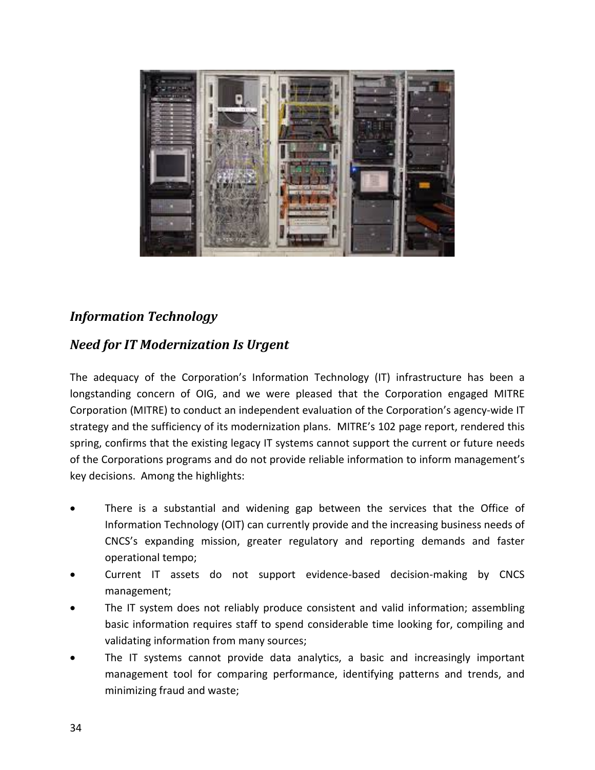## *Information Technology*

## *Need for IT Modernization Is Urgent*

The adequacy of the Corporation's Information Technology (IT) infrastructure has been a longstanding concern of OIG, and we were pleased that the Corporation engaged MITRE Corporation (MITRE) to conduct an independent evaluation of the Corporation's agency-wide IT strategy and the sufficiency of its modernization plans. MITRE's 102 page report, rendered this spring, confirms that the existing legacy IT systems cannot support the current or future needs of the Corporations programs and do not provide reliable information to inform management's key decisions. Among the highlights:

- There is a substantial and widening gap between the services that the Office of Information Technology (OIT) can currently provide and the increasing business needs of CNCS's expanding mission, greater regulatory and reporting demands and faster operational tempo;
- Current IT assets do not support evidence-based decision-making by CNCS management;
- The IT system does not reliably produce consistent and valid information; assembling basic information requires staff to spend considerable time looking for, compiling and validating information from many sources;
- The IT systems cannot provide data analytics, a basic and increasingly important management tool for comparing performance, identifying patterns and trends, and minimizing fraud and waste;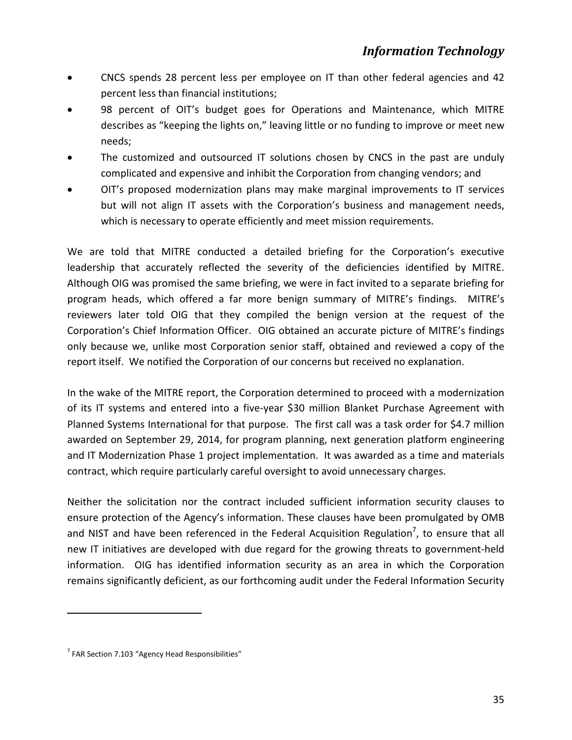- CNCS spends 28 percent less per employee on IT than other federal agencies and 42 percent less than financial institutions;
- 98 percent of OIT's budget goes for Operations and Maintenance, which MITRE describes as "keeping the lights on," leaving little or no funding to improve or meet new needs;
- The customized and outsourced IT solutions chosen by CNCS in the past are unduly complicated and expensive and inhibit the Corporation from changing vendors; and
- OIT's proposed modernization plans may make marginal improvements to IT services but will not align IT assets with the Corporation's business and management needs, which is necessary to operate efficiently and meet mission requirements.

We are told that MITRE conducted a detailed briefing for the Corporation's executive leadership that accurately reflected the severity of the deficiencies identified by MITRE. Although OIG was promised the same briefing, we were in fact invited to a separate briefing for program heads, which offered a far more benign summary of MITRE's findings. MITRE's reviewers later told OIG that they compiled the benign version at the request of the Corporation's Chief Information Officer. OIG obtained an accurate picture of MITRE's findings only because we, unlike most Corporation senior staff, obtained and reviewed a copy of the report itself. We notified the Corporation of our concerns but received no explanation.

In the wake of the MITRE report, the Corporation determined to proceed with a modernization of its IT systems and entered into a five-year $30 million Blanket Purchase Agreement with Planned Systems International for that purpose. The first call was a task order for $4.7 million awarded on September 29, 2014, for program planning, next generation platform engineering and IT Modernization Phase 1 project implementation. It was awarded as a time and materials contract, which require particularly careful oversight to avoid unnecessary charges.

Neither the solicitation nor the contract included sufficient information security clauses to ensure protection of the Agency's information. These clauses have been promulgated by OMB and NIST and have been referenced in the Federal Acquisition Regulation[7], to ensure that all new IT initiatives are developed with due regard for the growing threats to government-held information. OIG has identified information security as an area in which the Corporation remains significantly deficient, as our forthcoming audit under the Federal Information Security

[7] FAR Section 7.103 "Agency Head Responsibilities"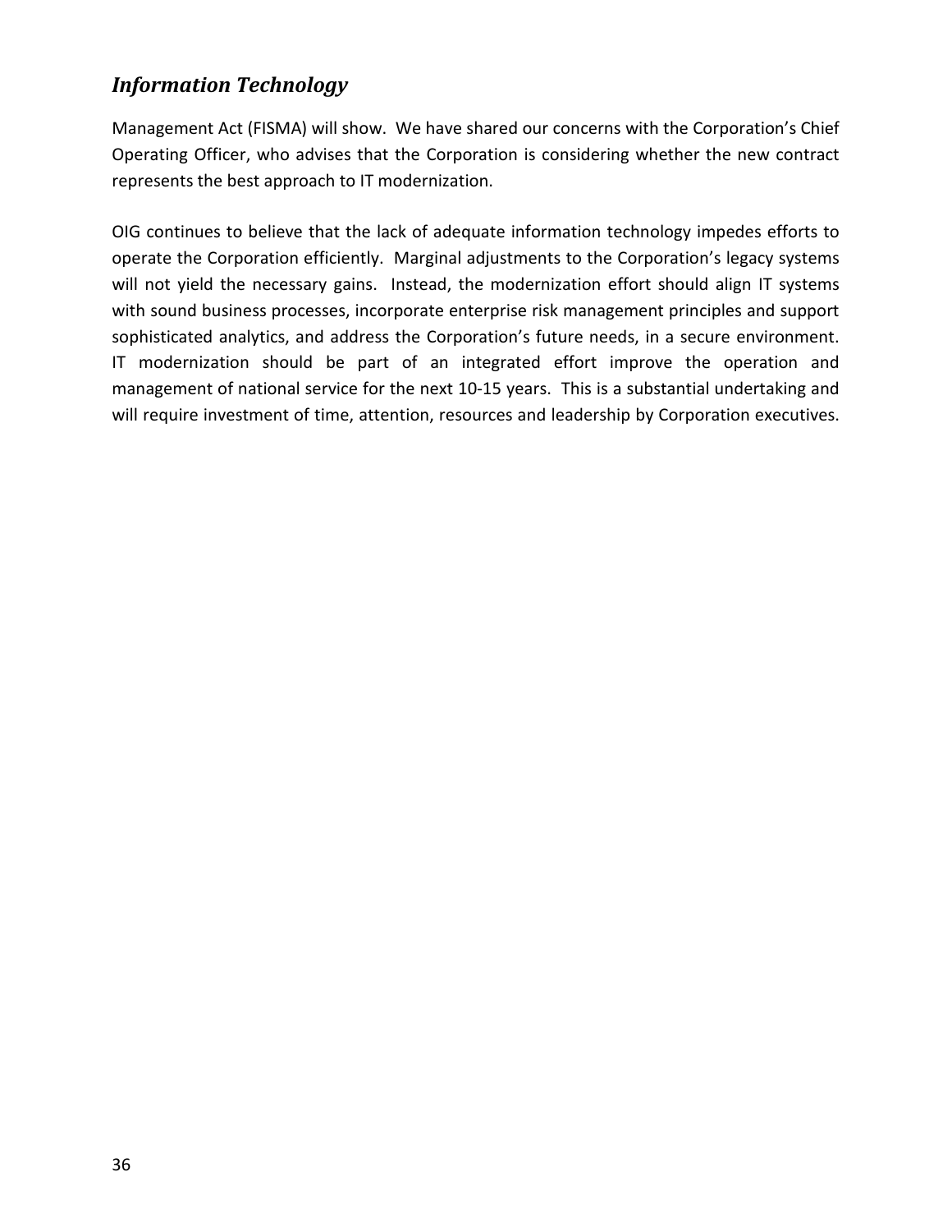## *Information Technology*

Management Act (FISMA) will show. We have shared our concerns with the Corporation's Chief Operating Officer, who advises that the Corporation is considering whether the new contract represents the best approach to IT modernization.

OIG continues to believe that the lack of adequate information technology impedes efforts to operate the Corporation efficiently. Marginal adjustments to the Corporation's legacy systems will not yield the necessary gains. Instead, the modernization effort should align IT systems with sound business processes, incorporate enterprise risk management principles and support sophisticated analytics, and address the Corporation's future needs, in a secure environment. IT modernization should be part of an integrated effort improve the operation and management of national service for the next 10-15 years. This is a substantial undertaking and will require investment of time, attention, resources and leadership by Corporation executives.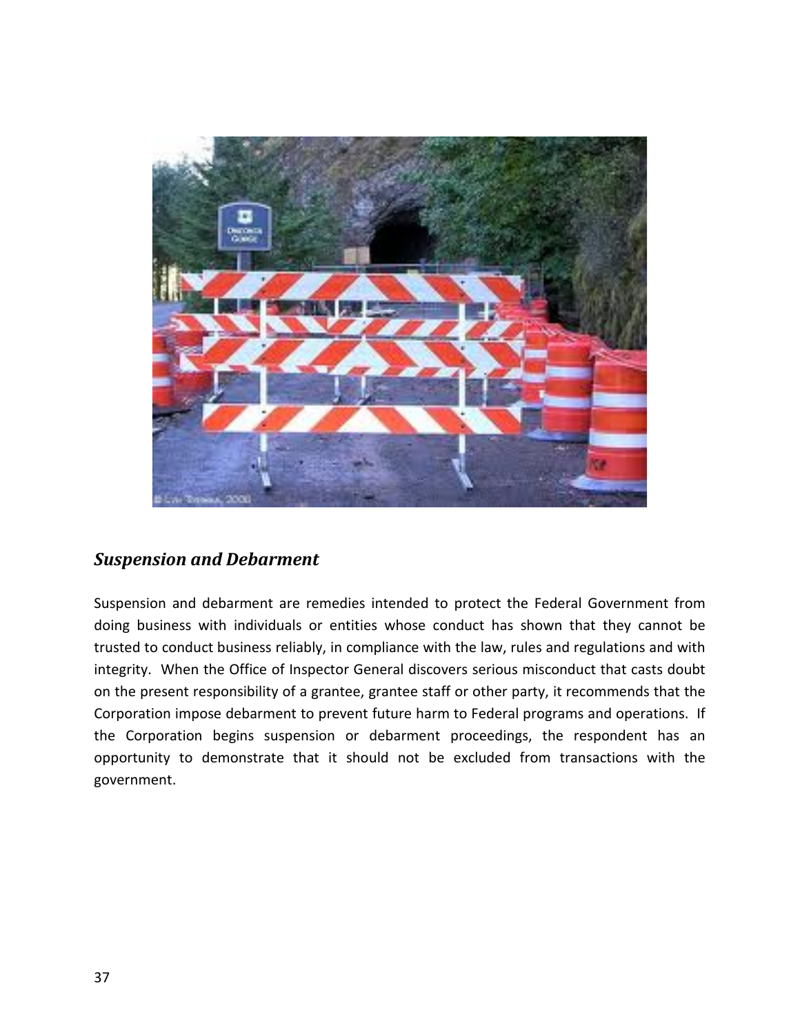## *Suspension and Debarment*

Suspension and debarment are remedies intended to protect the Federal Government from doing business with individuals or entities whose conduct has shown that they cannot be trusted to conduct business reliably, in compliance with the law, rules and regulations and with integrity. When the Office of Inspector General discovers serious misconduct that casts doubt on the present responsibility of a grantee, grantee staff or other party, it recommends that the Corporation impose debarment to prevent future harm to Federal programs and operations. If the Corporation begins suspension or debarment proceedings, the respondent has an opportunity to demonstrate that it should not be excluded from transactions with the government.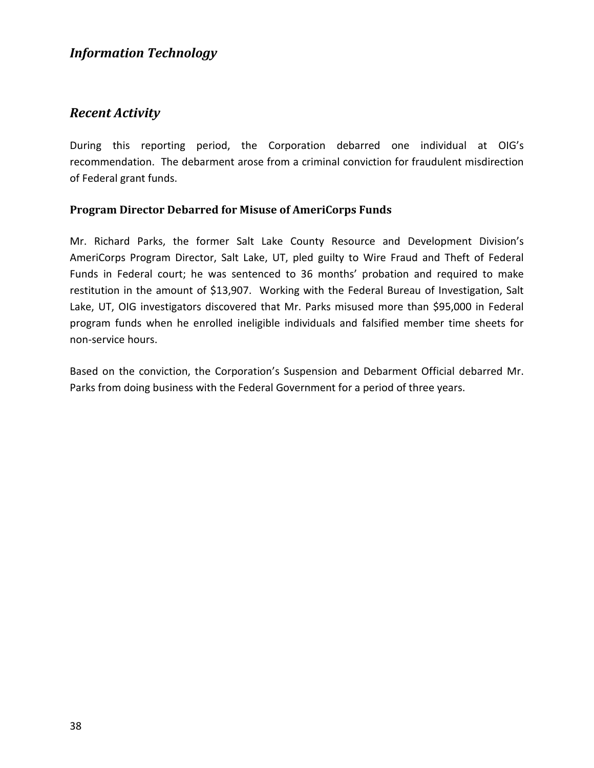## *Information Technology*

## *Recent Activity*

During this reporting period, the Corporation debarred one individual at OIG's recommendation. The debarment arose from a criminal conviction for fraudulent misdirection of Federal grant funds.

### Program Director Debarred for Misuse of AmeriCorps Funds

Mr. Richard Parks, the former Salt Lake County Resource and Development Division's AmeriCorps Program Director, Salt Lake, UT, pled guilty to Wire Fraud and Theft of Federal Funds in Federal court; he was sentenced to 36 months' probation and required to make restitution in the amount of $13,907. Working with the Federal Bureau of Investigation, Salt Lake, UT, OIG investigators discovered that Mr. Parks misused more than $95,000 in Federal program funds when he enrolled ineligible individuals and falsified member time sheets for non-service hours.

Based on the conviction, the Corporation's Suspension and Debarment Official debarred Mr. Parks from doing business with the Federal Government for a period of three years.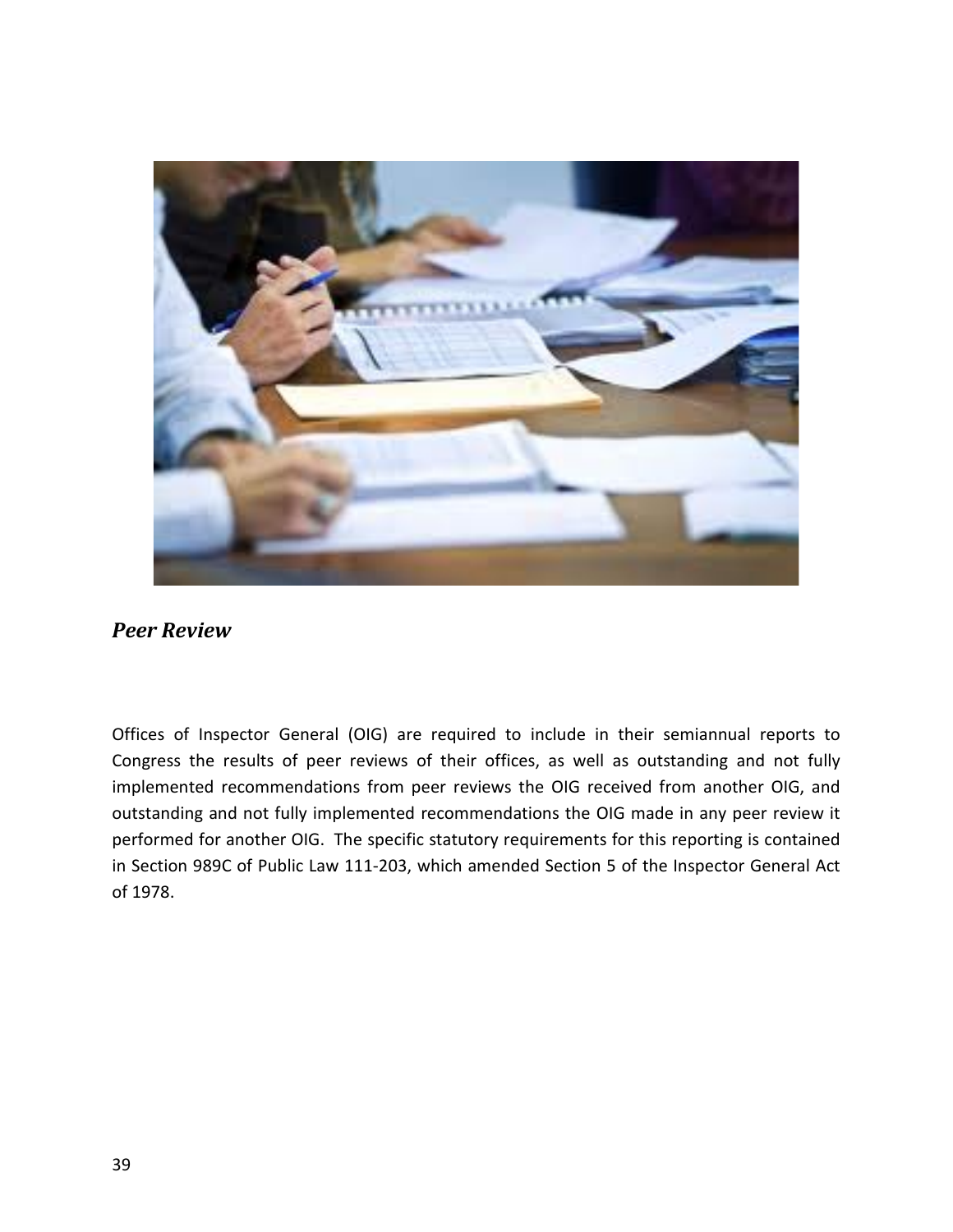## *Peer Review*

Offices of Inspector General (OIG) are required to include in their semiannual reports to Congress the results of peer reviews of their offices, as well as outstanding and not fully implemented recommendations from peer reviews the OIG received from another OIG, and outstanding and not fully implemented recommendations the OIG made in any peer review it performed for another OIG. The specific statutory requirements for this reporting is contained in Section 989C of Public Law 111-203, which amended Section 5 of the Inspector General Act of 1978.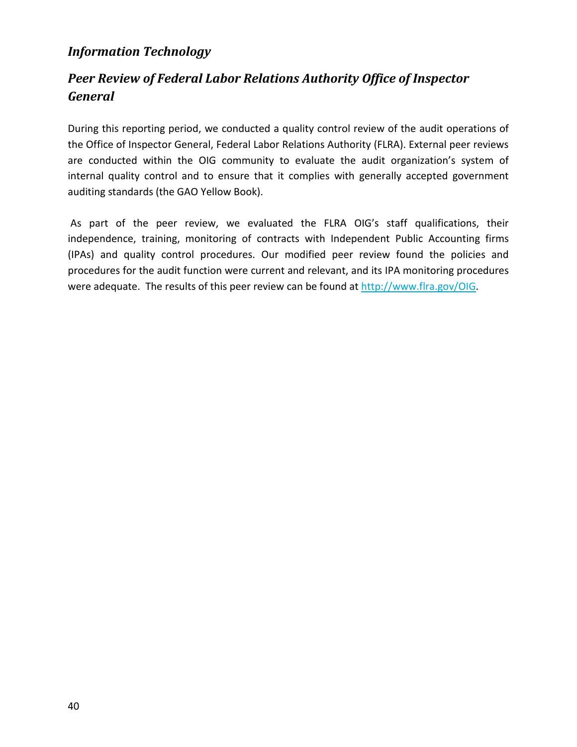## *Information Technology*

## *Peer Review of Federal Labor Relations Authority Office of Inspector General*

During this reporting period, we conducted a quality control review of the audit operations of the Office of Inspector General, Federal Labor Relations Authority (FLRA). External peer reviews are conducted within the OIG community to evaluate the audit organization's system of internal quality control and to ensure that it complies with generally accepted government auditing standards (the GAO Yellow Book).

As part of the peer review, we evaluated the FLRA OIG's staff qualifications, their independence, training, monitoring of contracts with Independent Public Accounting firms (IPAs) and quality control procedures. Our modified peer review found the policies and procedures for the audit function were current and relevant, and its IPA monitoring procedures were adequate. The results of this peer review can be found at http://www.flra.gov/OIG.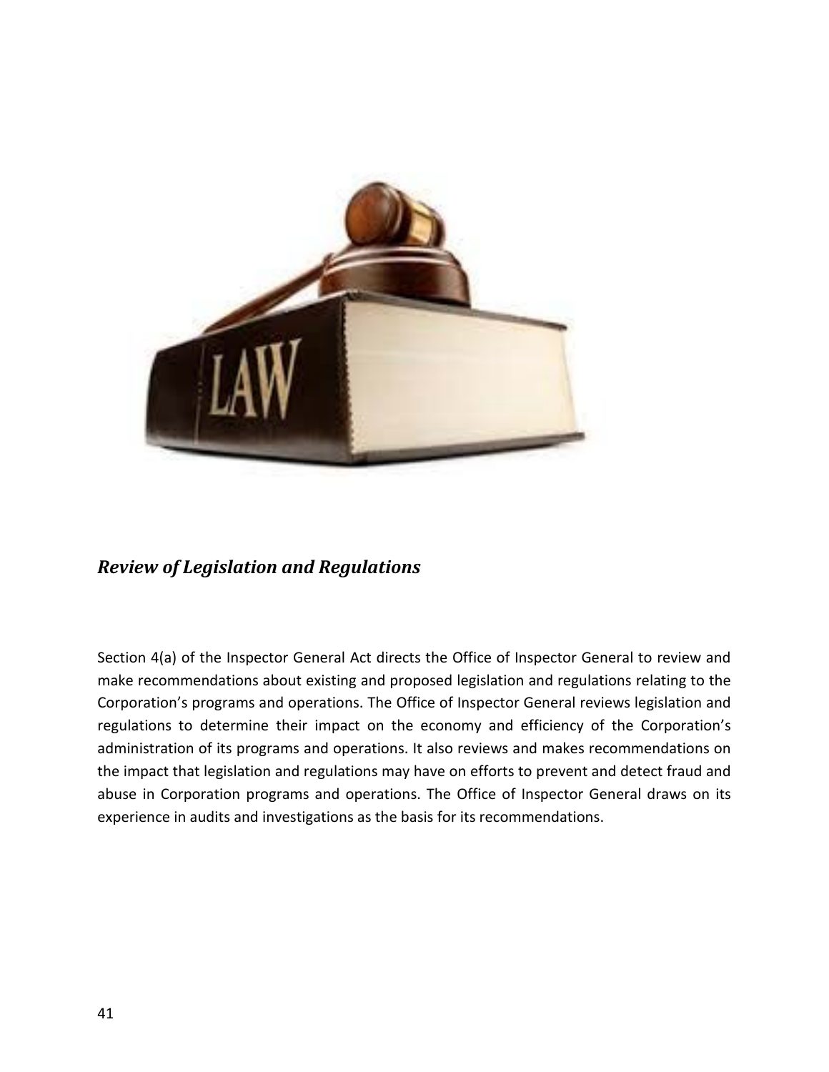## *Review of Legislation and Regulations*

Section 4(a) of the Inspector General Act directs the Office of Inspector General to review and make recommendations about existing and proposed legislation and regulations relating to the Corporation's programs and operations. The Office of Inspector General reviews legislation and regulations to determine their impact on the economy and efficiency of the Corporation's administration of its programs and operations. It also reviews and makes recommendations on the impact that legislation and regulations may have on efforts to prevent and detect fraud and abuse in Corporation programs and operations. The Office of Inspector General draws on its experience in audits and investigations as the basis for its recommendations.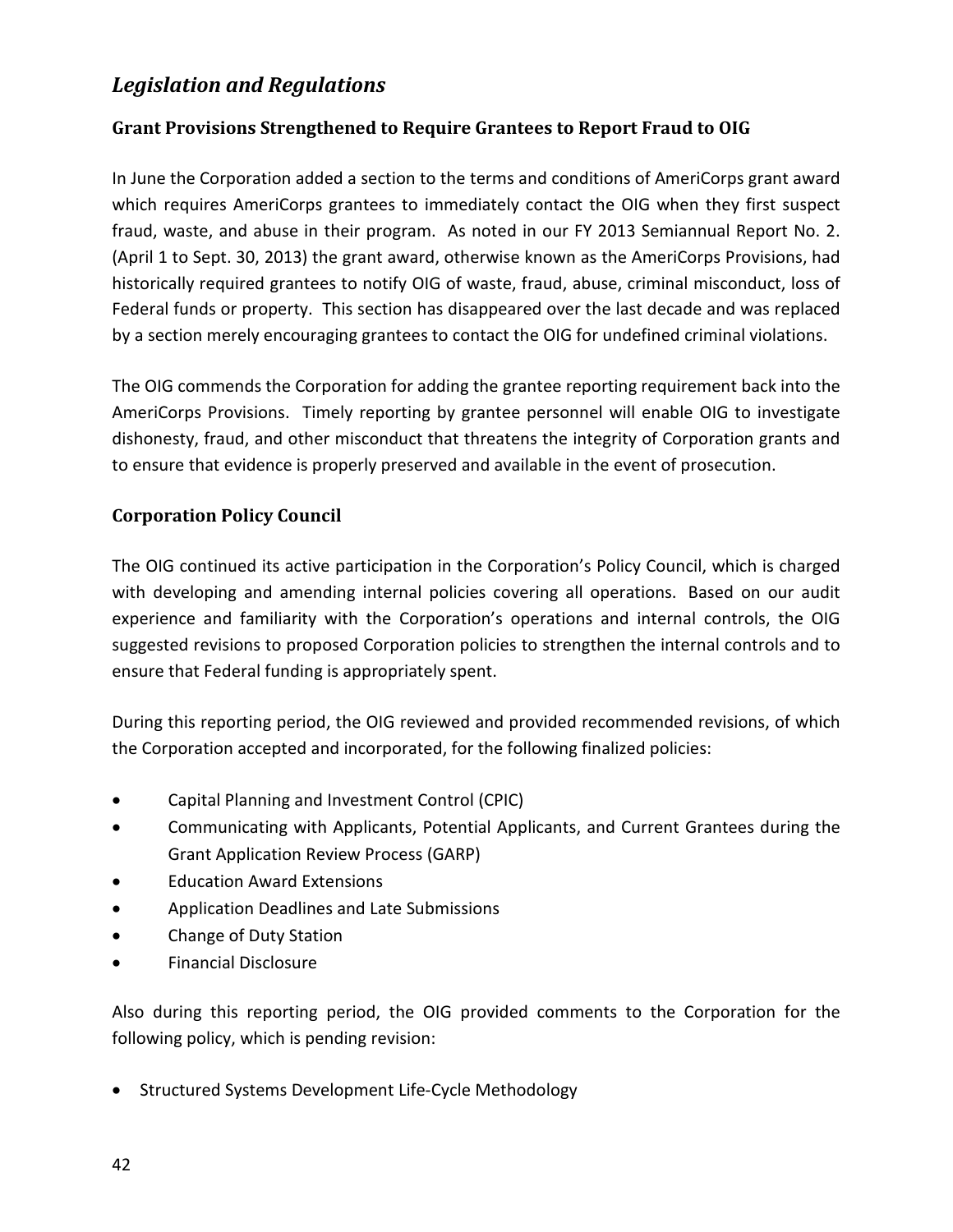## *Legislation and Regulations*

### Grant Provisions Strengthened to Require Grantees to Report Fraud to OIG

In June the Corporation added a section to the terms and conditions of AmeriCorps grant award which requires AmeriCorps grantees to immediately contact the OIG when they first suspect fraud, waste, and abuse in their program. As noted in our FY 2013 Semiannual Report No. 2. (April 1 to Sept. 30, 2013) the grant award, otherwise known as the AmeriCorps Provisions, had historically required grantees to notify OIG of waste, fraud, abuse, criminal misconduct, loss of Federal funds or property. This section has disappeared over the last decade and was replaced by a section merely encouraging grantees to contact the OIG for undefined criminal violations.

The OIG commends the Corporation for adding the grantee reporting requirement back into the AmeriCorps Provisions. Timely reporting by grantee personnel will enable OIG to investigate dishonesty, fraud, and other misconduct that threatens the integrity of Corporation grants and to ensure that evidence is properly preserved and available in the event of prosecution.

### Corporation Policy Council

The OIG continued its active participation in the Corporation's Policy Council, which is charged with developing and amending internal policies covering all operations. Based on our audit experience and familiarity with the Corporation's operations and internal controls, the OIG suggested revisions to proposed Corporation policies to strengthen the internal controls and to ensure that Federal funding is appropriately spent.

During this reporting period, the OIG reviewed and provided recommended revisions, of which the Corporation accepted and incorporated, for the following finalized policies:

- Capital Planning and Investment Control (CPIC)
- Communicating with Applicants, Potential Applicants, and Current Grantees during the Grant Application Review Process (GARP)
- Education Award Extensions
- Application Deadlines and Late Submissions
- Change of Duty Station
- Financial Disclosure

Also during this reporting period, the OIG provided comments to the Corporation for the following policy, which is pending revision:

- Structured Systems Development Life-Cycle Methodology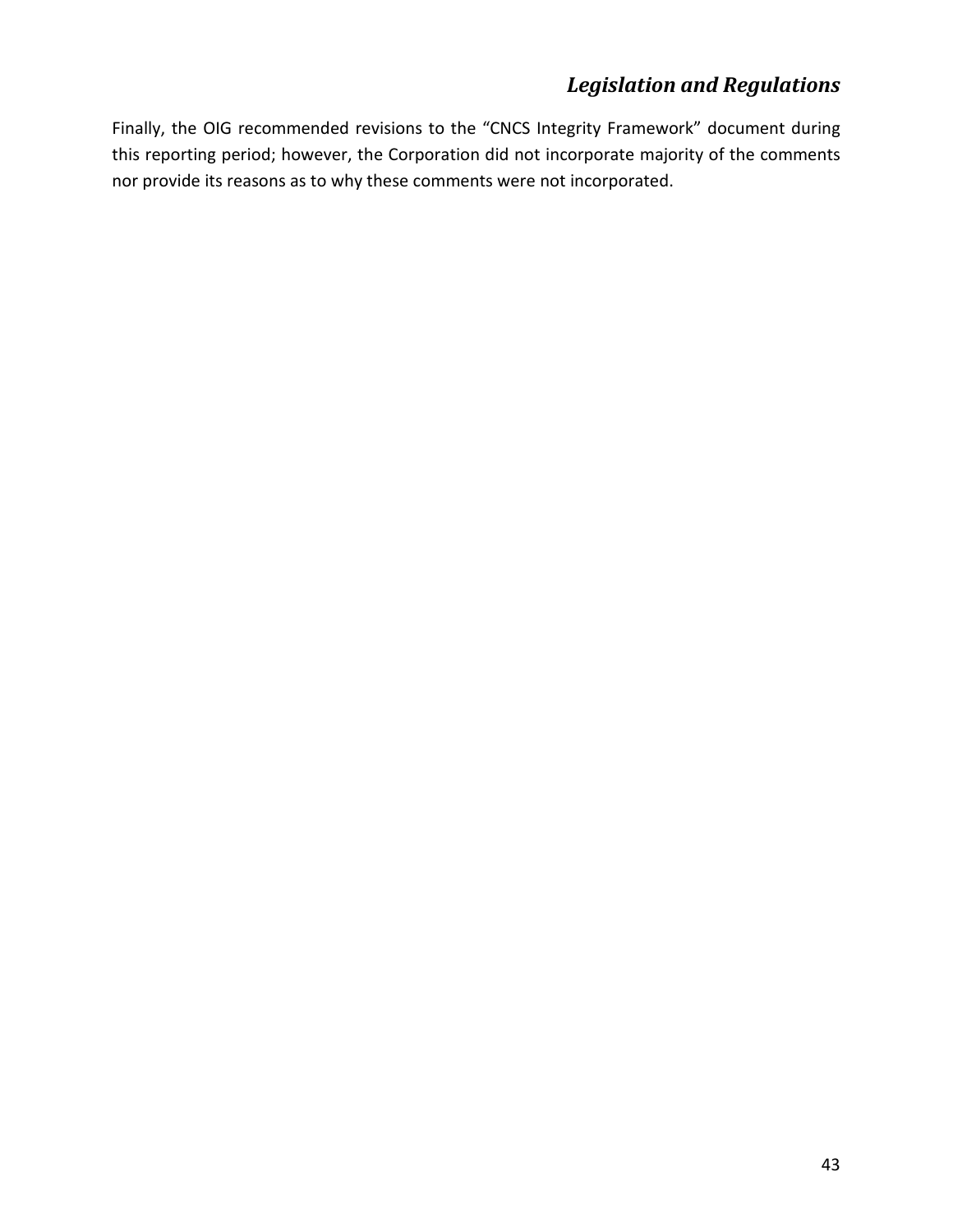Finally, the OIG recommended revisions to the "CNCS Integrity Framework" document during this reporting period; however, the Corporation did not incorporate majority of the comments nor provide its reasons as to why these comments were not incorporated.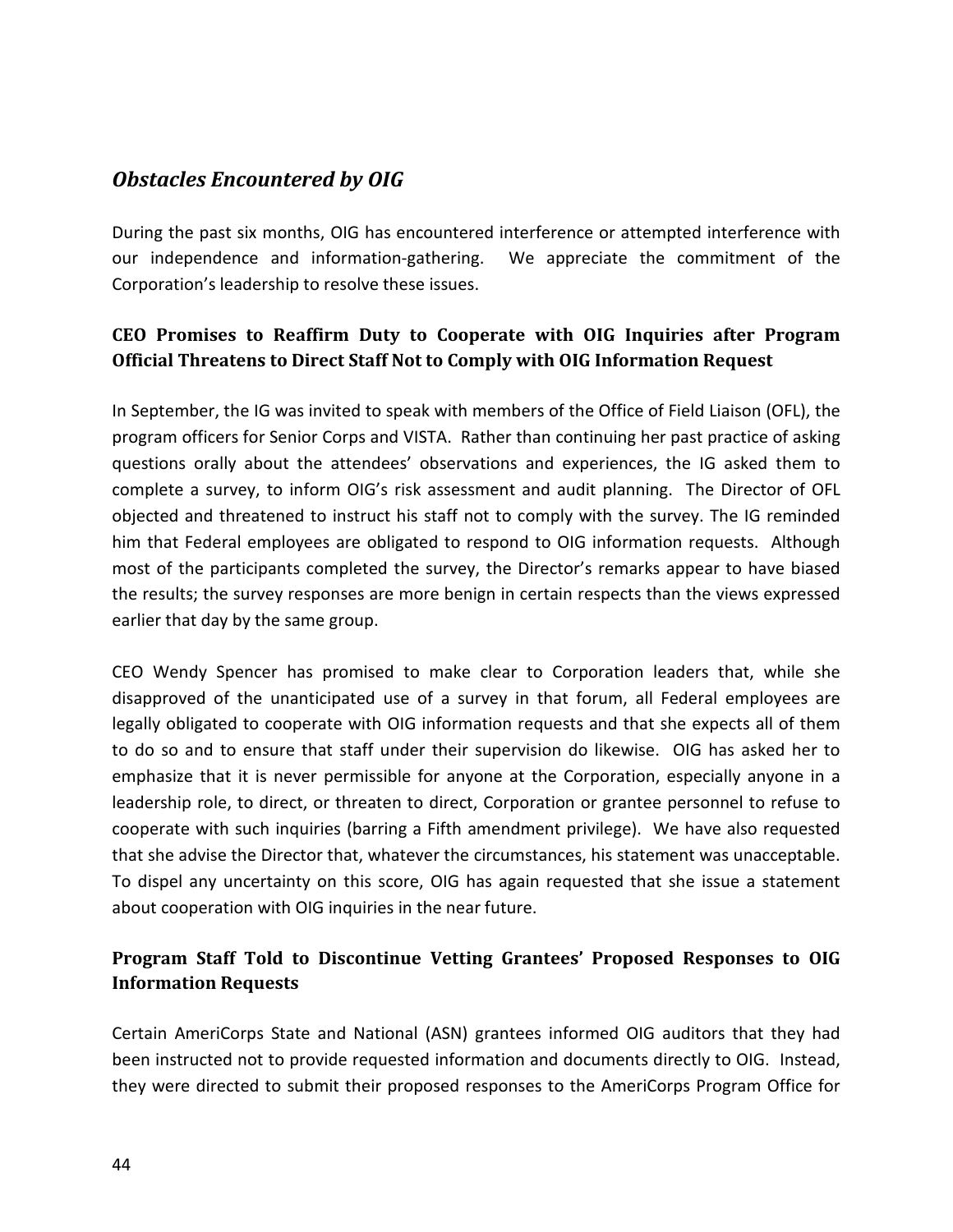## *Obstacles Encountered by OIG*

During the past six months, OIG has encountered interference or attempted interference with our independence and information-gathering. We appreciate the commitment of the Corporation's leadership to resolve these issues.

### CEO Promises to Reaffirm Duty to Cooperate with OIG Inquiries after Program Official Threatens to Direct Staff Not to Comply with OIG Information Request

In September, the IG was invited to speak with members of the Office of Field Liaison (OFL), the program officers for Senior Corps and VISTA. Rather than continuing her past practice of asking questions orally about the attendees' observations and experiences, the IG asked them to complete a survey, to inform OIG's risk assessment and audit planning. The Director of OFL objected and threatened to instruct his staff not to comply with the survey. The IG reminded him that Federal employees are obligated to respond to OIG information requests. Although most of the participants completed the survey, the Director's remarks appear to have biased the results; the survey responses are more benign in certain respects than the views expressed earlier that day by the same group.

CEO Wendy Spencer has promised to make clear to Corporation leaders that, while she disapproved of the unanticipated use of a survey in that forum, all Federal employees are legally obligated to cooperate with OIG information requests and that she expects all of them to do so and to ensure that staff under their supervision do likewise. OIG has asked her to emphasize that it is never permissible for anyone at the Corporation, especially anyone in a leadership role, to direct, or threaten to direct, Corporation or grantee personnel to refuse to cooperate with such inquiries (barring a Fifth amendment privilege). We have also requested that she advise the Director that, whatever the circumstances, his statement was unacceptable. To dispel any uncertainty on this score, OIG has again requested that she issue a statement about cooperation with OIG inquiries in the near future.

### Program Staff Told to Discontinue Vetting Grantees' Proposed Responses to OIG Information Requests

Certain AmeriCorps State and National (ASN) grantees informed OIG auditors that they had been instructed not to provide requested information and documents directly to OIG. Instead, they were directed to submit their proposed responses to the AmeriCorps Program Office for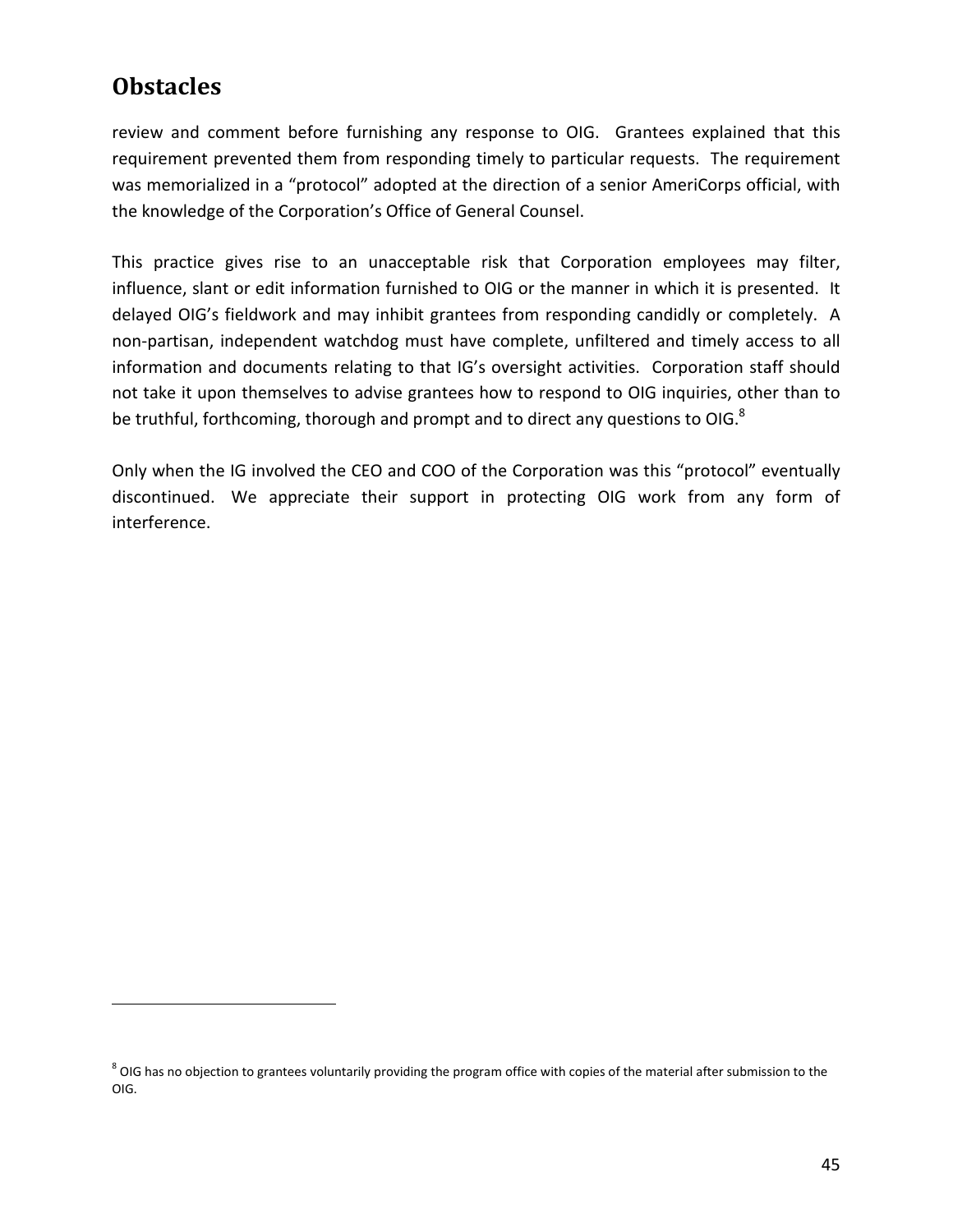## Obstacles

review and comment before furnishing any response to OIG. Grantees explained that this requirement prevented them from responding timely to particular requests. The requirement was memorialized in a "protocol" adopted at the direction of a senior AmeriCorps official, with the knowledge of the Corporation's Office of General Counsel.

This practice gives rise to an unacceptable risk that Corporation employees may filter, influence, slant or edit information furnished to OIG or the manner in which it is presented. It delayed OIG's fieldwork and may inhibit grantees from responding candidly or completely. A non-partisan, independent watchdog must have complete, unfiltered and timely access to all information and documents relating to that IG's oversight activities. Corporation staff should not take it upon themselves to advise grantees how to respond to OIG inquiries, other than to be truthful, forthcoming, thorough and prompt and to direct any questions to OIG.[8]

Only when the IG involved the CEO and COO of the Corporation was this "protocol" eventually discontinued. We appreciate their support in protecting OIG work from any form of interference.

---

[8] OIG has no objection to grantees voluntarily providing the program office with copies of the material after submission to the OIG.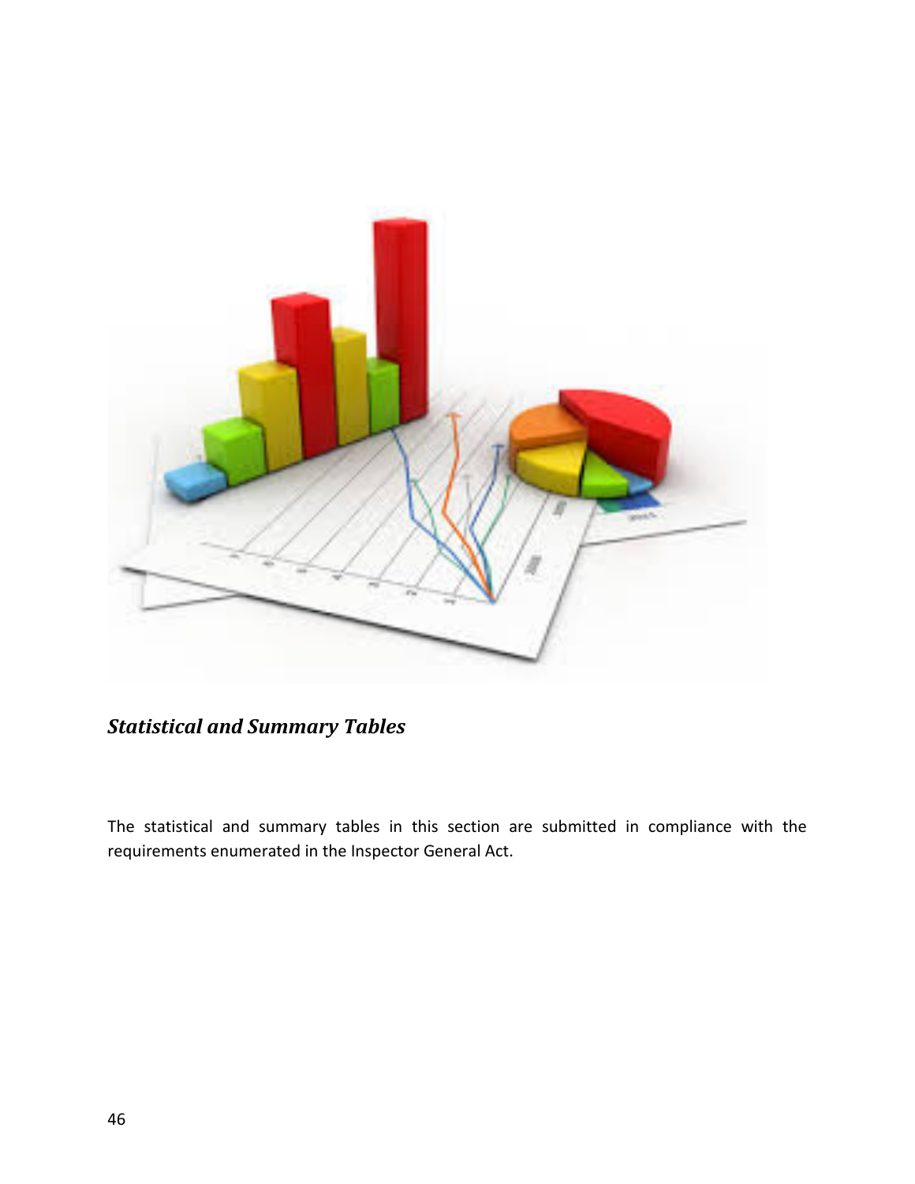## *Statistical and Summary Tables*

The statistical and summary tables in this section are submitted in compliance with the requirements enumerated in the Inspector General Act.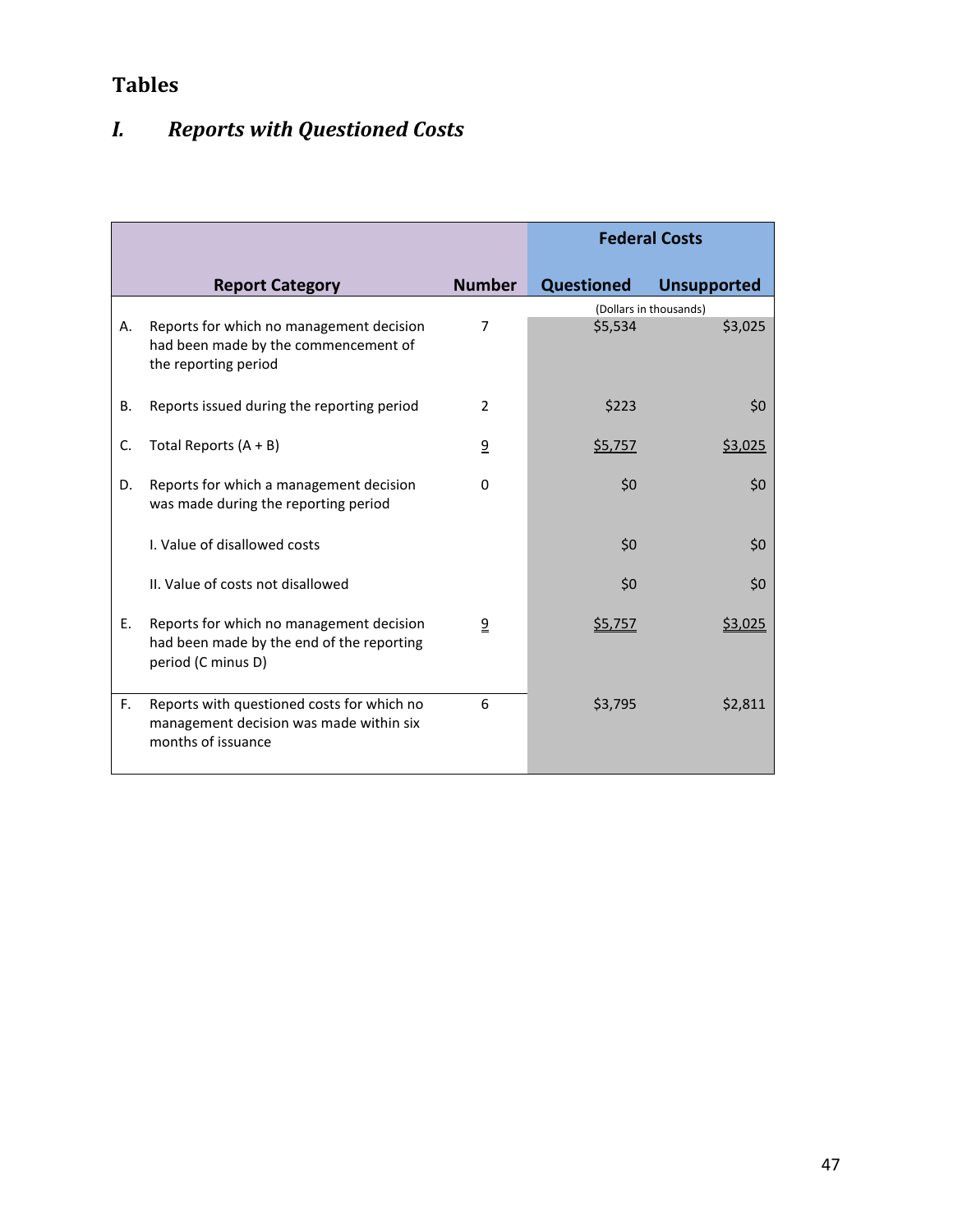# Tables

## *I. Reports with Questioned Costs*

| | Report Category | Number | Federal Costs | |
|---|---|---|---|---|
| | | | Questioned | Unsupported |
| | | | (Dollars in thousands) | |
| A. | Reports for which no management decision had been made by the commencement of the reporting period | 7 | $5,534 | $3,025 |
| B. | Reports issued during the reporting period | 2 | $223 | $0 |
| C. | Total Reports (A + B) | 9 | $5,757 | $3,025 |
| D. | Reports for which a management decision was made during the reporting period | 0 | $0 | $0 |
| | I. Value of disallowed costs | | $0 | $0 |
| | II. Value of costs not disallowed | | $0 | $0 |
| E. | Reports for which no management decision had been made by the end of the reporting period (C minus D) | 9 | $5,757 | $3,025 |
| F. | Reports with questioned costs for which no management decision was made within six months of issuance | 6 | $3,795 | $2,811 |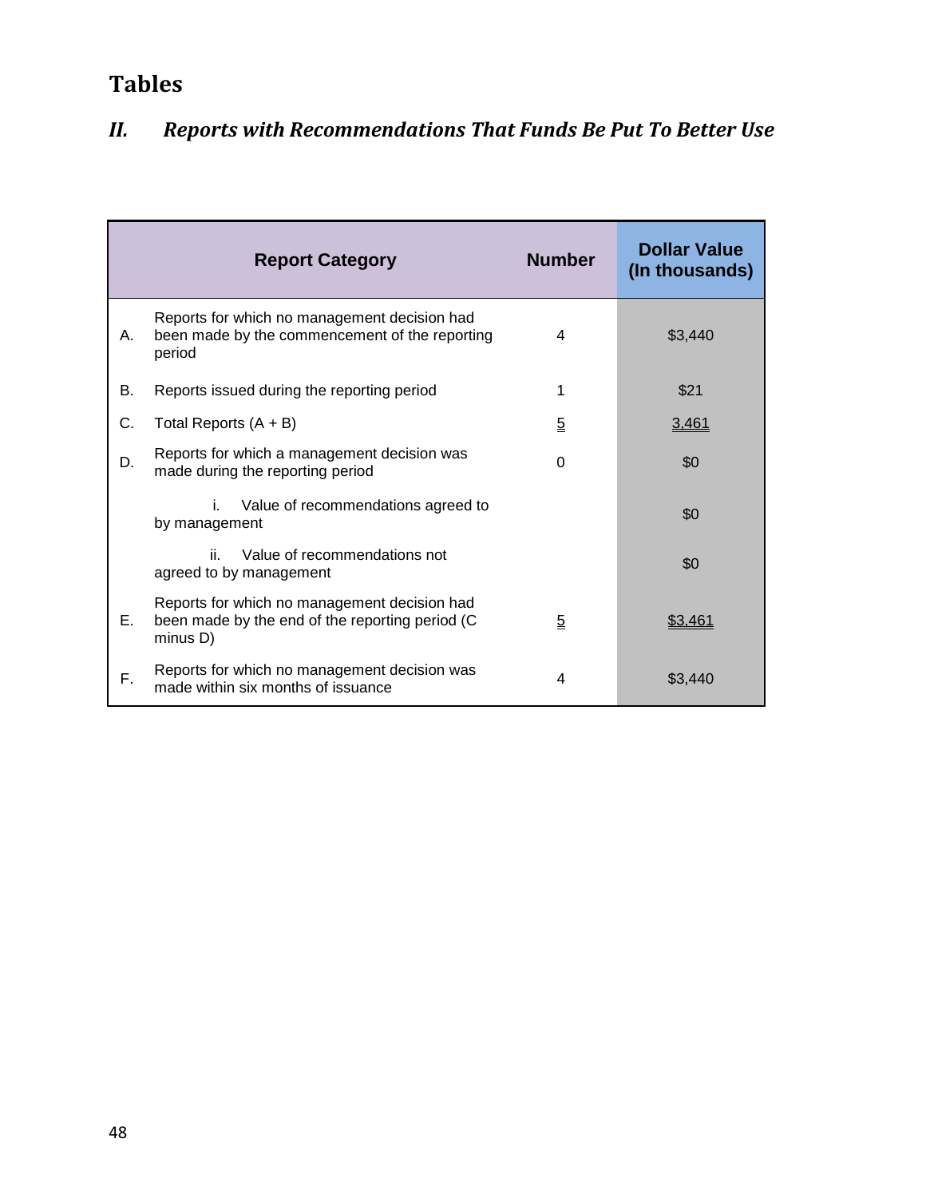# Tables

## *II. Reports with Recommendations That Funds Be Put To Better Use*

| | Report Category | Number | Dollar Value (In thousands) |
|---|---|---|---|
| A. | Reports for which no management decision had been made by the commencement of the reporting period | 4 | $3,440 |
| B. | Reports issued during the reporting period | 1 | $21 |
| C. | Total Reports (A + B) | 5 | 3,461 |
| D. | Reports for which a management decision was made during the reporting period | 0 | $0 |
| | i. Value of recommendations agreed to by management | | $0 |
| | ii. Value of recommendations not agreed to by management | | $0 |
| E. | Reports for which no management decision had been made by the end of the reporting period (C minus D) | 5 | $3,461 |
| F. | Reports for which no management decision was made within six months of issuance | 4 | $3,440 |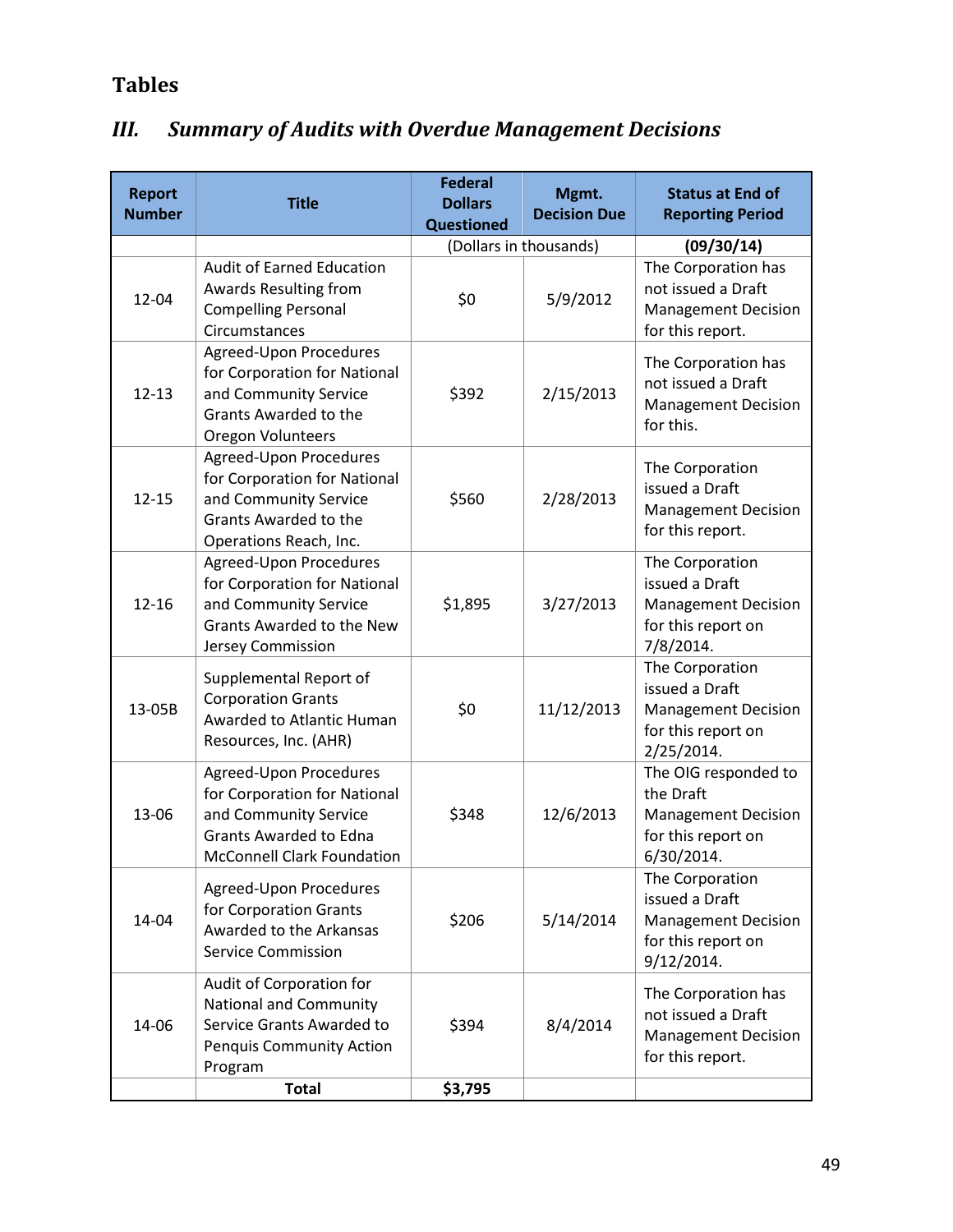# Tables

## *III. Summary of Audits with Overdue Management Decisions*

| Report Number | Title | Federal Dollars Questioned | Mgmt. Decision Due | Status at End of Reporting Period |
|---|---|---|---|---|
| | | (Dollars in thousands) | | **(09/30/14)** |
| 12-04 | Audit of Earned Education Awards Resulting from Compelling Personal Circumstances | $0 | 5/9/2012 | The Corporation has not issued a Draft Management Decision for this report. |
| 12-13 | Agreed-Upon Procedures for Corporation for National and Community Service Grants Awarded to the Oregon Volunteers | $392 | 2/15/2013 | The Corporation has not issued a Draft Management Decision for this. |
| 12-15 | Agreed-Upon Procedures for Corporation for National and Community Service Grants Awarded to the Operations Reach, Inc. | $560 | 2/28/2013 | The Corporation issued a Draft Management Decision for this report. |
| 12-16 | Agreed-Upon Procedures for Corporation for National and Community Service Grants Awarded to the New Jersey Commission | $1,895 | 3/27/2013 | The Corporation issued a Draft Management Decision for this report on 7/8/2014. |
| 13-05B | Supplemental Report of Corporation Grants Awarded to Atlantic Human Resources, Inc. (AHR) | $0 | 11/12/2013 | The Corporation issued a Draft Management Decision for this report on 2/25/2014. |
| 13-06 | Agreed-Upon Procedures for Corporation for National and Community Service Grants Awarded to Edna McConnell Clark Foundation | $348 | 12/6/2013 | The OIG responded to the Draft Management Decision for this report on 6/30/2014. |
| 14-04 | Agreed-Upon Procedures for Corporation Grants Awarded to the Arkansas Service Commission | $206 | 5/14/2014 | The Corporation issued a Draft Management Decision for this report on 9/12/2014. |
| 14-06 | Audit of Corporation for National and Community Service Grants Awarded to Penquis Community Action Program | $394 | 8/4/2014 | The Corporation has not issued a Draft Management Decision for this report. |
| | **Total** | **$3,795** | | |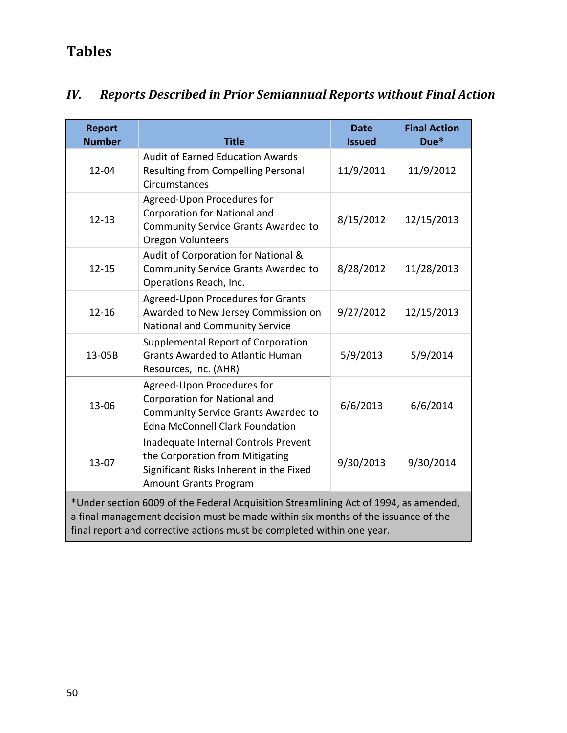# Tables

## *IV. Reports Described in Prior Semiannual Reports without Final Action*

| Report Number | Title | Date Issued | Final Action Due* |
|---|---|---|---|
| 12-04 | Audit of Earned Education Awards Resulting from Compelling Personal Circumstances | 11/9/2011 | 11/9/2012 |
| 12-13 | Agreed-Upon Procedures for Corporation for National and Community Service Grants Awarded to Oregon Volunteers | 8/15/2012 | 12/15/2013 |
| 12-15 | Audit of Corporation for National & Community Service Grants Awarded to Operations Reach, Inc. | 8/28/2012 | 11/28/2013 |
| 12-16 | Agreed-Upon Procedures for Grants Awarded to New Jersey Commission on National and Community Service | 9/27/2012 | 12/15/2013 |
| 13-05B | Supplemental Report of Corporation Grants Awarded to Atlantic Human Resources, Inc. (AHR) | 5/9/2013 | 5/9/2014 |
| 13-06 | Agreed-Upon Procedures for Corporation for National and Community Service Grants Awarded to Edna McConnell Clark Foundation | 6/6/2013 | 6/6/2014 |
| 13-07 | Inadequate Internal Controls Prevent the Corporation from Mitigating Significant Risks Inherent in the Fixed Amount Grants Program | 9/30/2013 | 9/30/2014 |

*Under section 6009 of the Federal Acquisition Streamlining Act of 1994, as amended, a final management decision must be made within six months of the issuance of the final report and corrective actions must be completed within one year.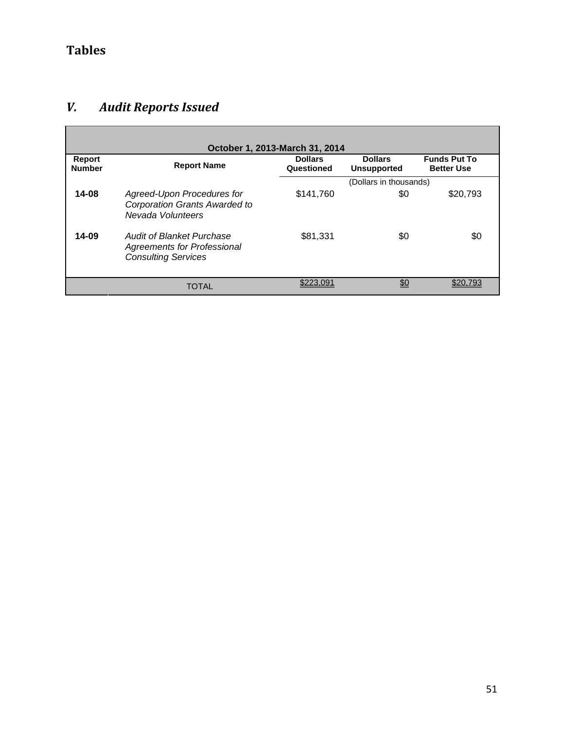# Tables

## *V. Audit Reports Issued*

| October 1, 2013-March 31, 2014 | | | | |
|---|---|---|---|---|
| **Report Number** | **Report Name** | **Dollars Questioned** | **Dollars Unsupported** | **Funds Put To Better Use** |
| | | | (Dollars in thousands) | |
| **14-08** | *Agreed-Upon Procedures for Corporation Grants Awarded to Nevada Volunteers* | $141,760 | $0 | $20,793 |
| **14-09** | *Audit of Blanket Purchase Agreements for Professional Consulting Services* | $81,331 | $0 | $0 |
| | TOTAL | $223,091 | $0 | $20,793 |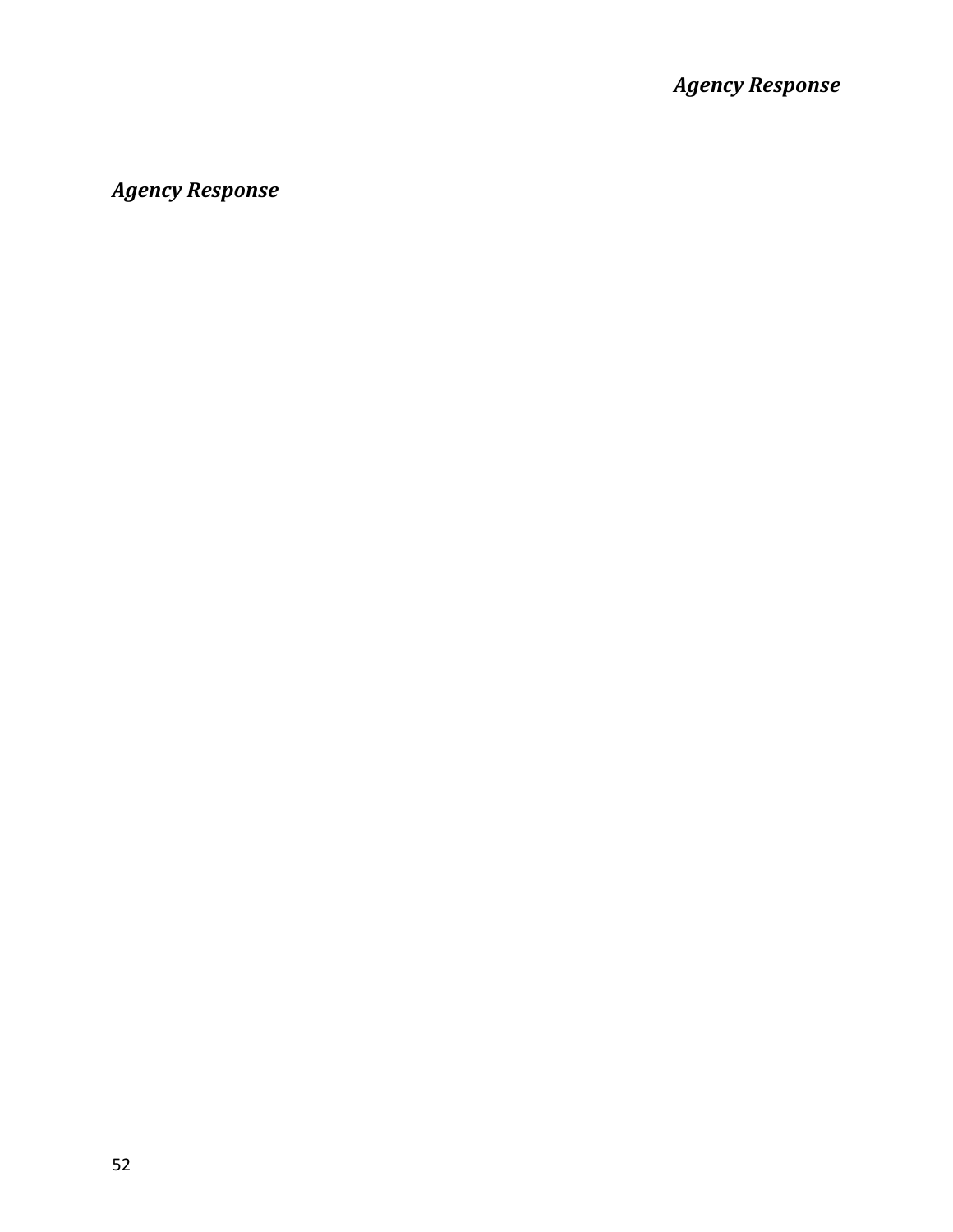*Agency Response*